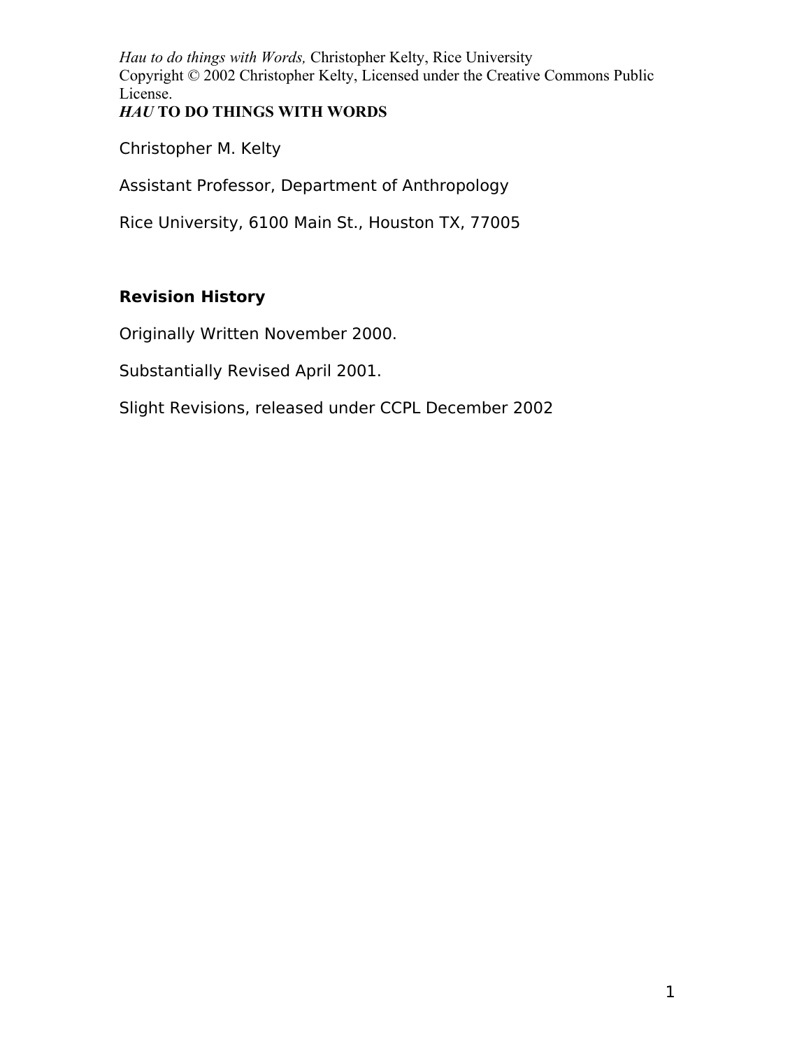Copyright © 2002 Christopher Kelty, Licensed under the Creative Commons Public License.

# *HAU* TO DO THINGS WITH WORDS

Christopher M. Kelty

Assistant Professor, Department of Anthropology

Rice University, 6100 Main St., Houston TX, 77005

**Revision History**

Originally Written November 2000.

Substantially Revised April 2001.

Slight Revisions, released under CCPL December 2002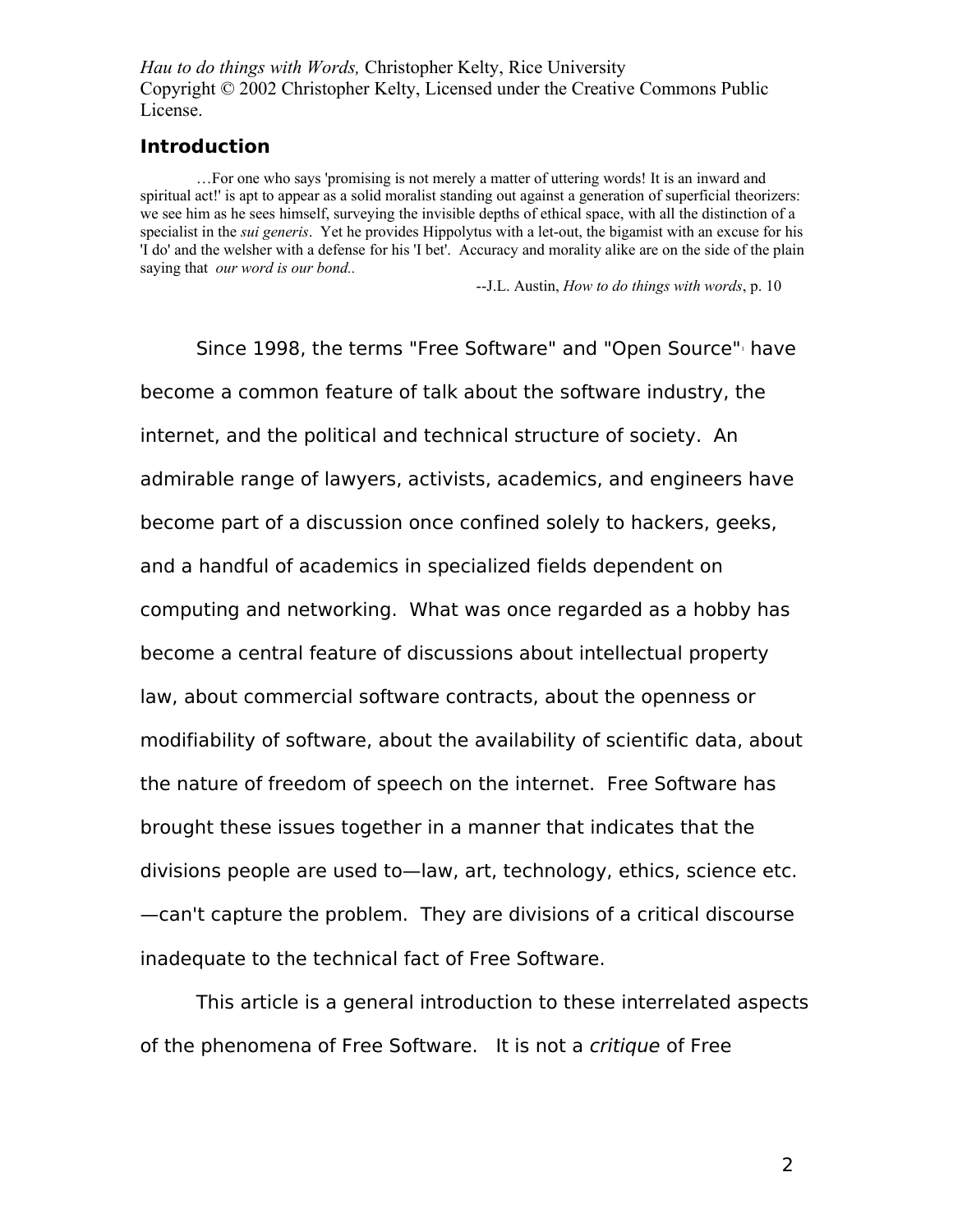*Hau to do things with Words,* Christopher Kelty, Rice University
Copyright © 2002 Christopher Kelty, Licensed under the Creative Commons Public License.

## Introduction

> …For one who says 'promising is not merely a matter of uttering words! It is an inward and spiritual act!' is apt to appear as a solid moralist standing out against a generation of superficial theorizers: we see him as he sees himself, surveying the invisible depths of ethical space, with all the distinction of a specialist in the *sui generis*. Yet he provides Hippolytus with a let-out, the bigamist with an excuse for his 'I do' and the welsher with a defense for his 'I bet'. Accuracy and morality alike are on the side of the plain saying that *our word is our bond.*.
>
> --J.L. Austin, *How to do things with words*, p. 10

Since 1998, the terms "Free Software" and "Open Source"[1] have become a common feature of talk about the software industry, the internet, and the political and technical structure of society. An admirable range of lawyers, activists, academics, and engineers have become part of a discussion once confined solely to hackers, geeks, and a handful of academics in specialized fields dependent on computing and networking. What was once regarded as a hobby has become a central feature of discussions about intellectual property law, about commercial software contracts, about the openness or modifiability of software, about the availability of scientific data, about the nature of freedom of speech on the internet. Free Software has brought these issues together in a manner that indicates that the divisions people are used to—law, art, technology, ethics, science etc.—can't capture the problem. They are divisions of a critical discourse inadequate to the technical fact of Free Software.

This article is a general introduction to these interrelated aspects of the phenomena of Free Software. It is not a *critique* of Free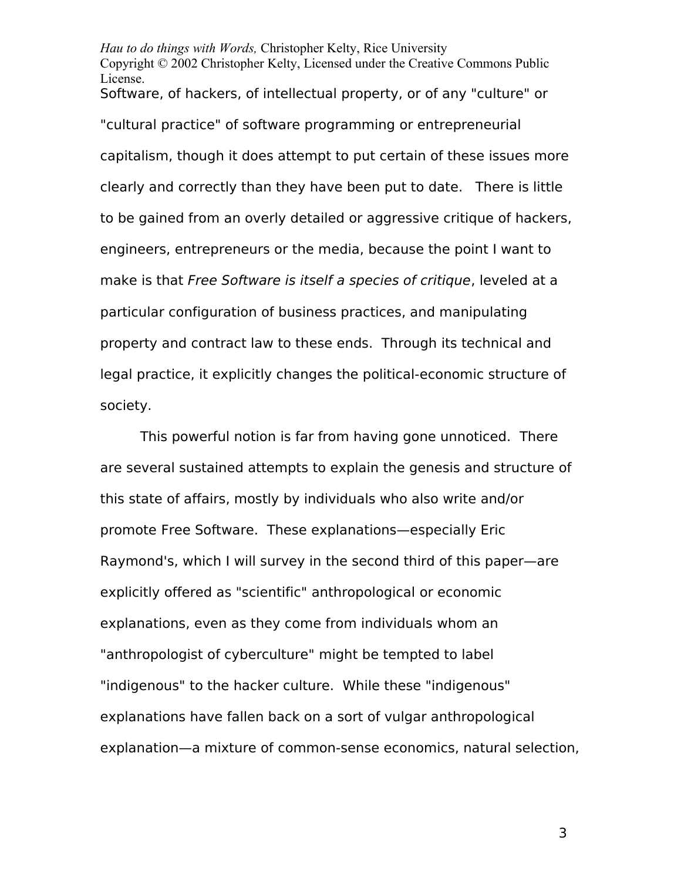Software, of hackers, of intellectual property, or of any "culture" or "cultural practice" of software programming or entrepreneurial capitalism, though it does attempt to put certain of these issues more clearly and correctly than they have been put to date. There is little to be gained from an overly detailed or aggressive critique of hackers, engineers, entrepreneurs or the media, because the point I want to make is that *Free Software is itself a species of critique*, leveled at a particular configuration of business practices, and manipulating property and contract law to these ends. Through its technical and legal practice, it explicitly changes the political-economic structure of society.

This powerful notion is far from having gone unnoticed. There are several sustained attempts to explain the genesis and structure of this state of affairs, mostly by individuals who also write and/or promote Free Software. These explanations—especially Eric Raymond's, which I will survey in the second third of this paper—are explicitly offered as "scientific" anthropological or economic explanations, even as they come from individuals whom an "anthropologist of cyberculture" might be tempted to label "indigenous" to the hacker culture. While these "indigenous" explanations have fallen back on a sort of vulgar anthropological explanation—a mixture of common-sense economics, natural selection,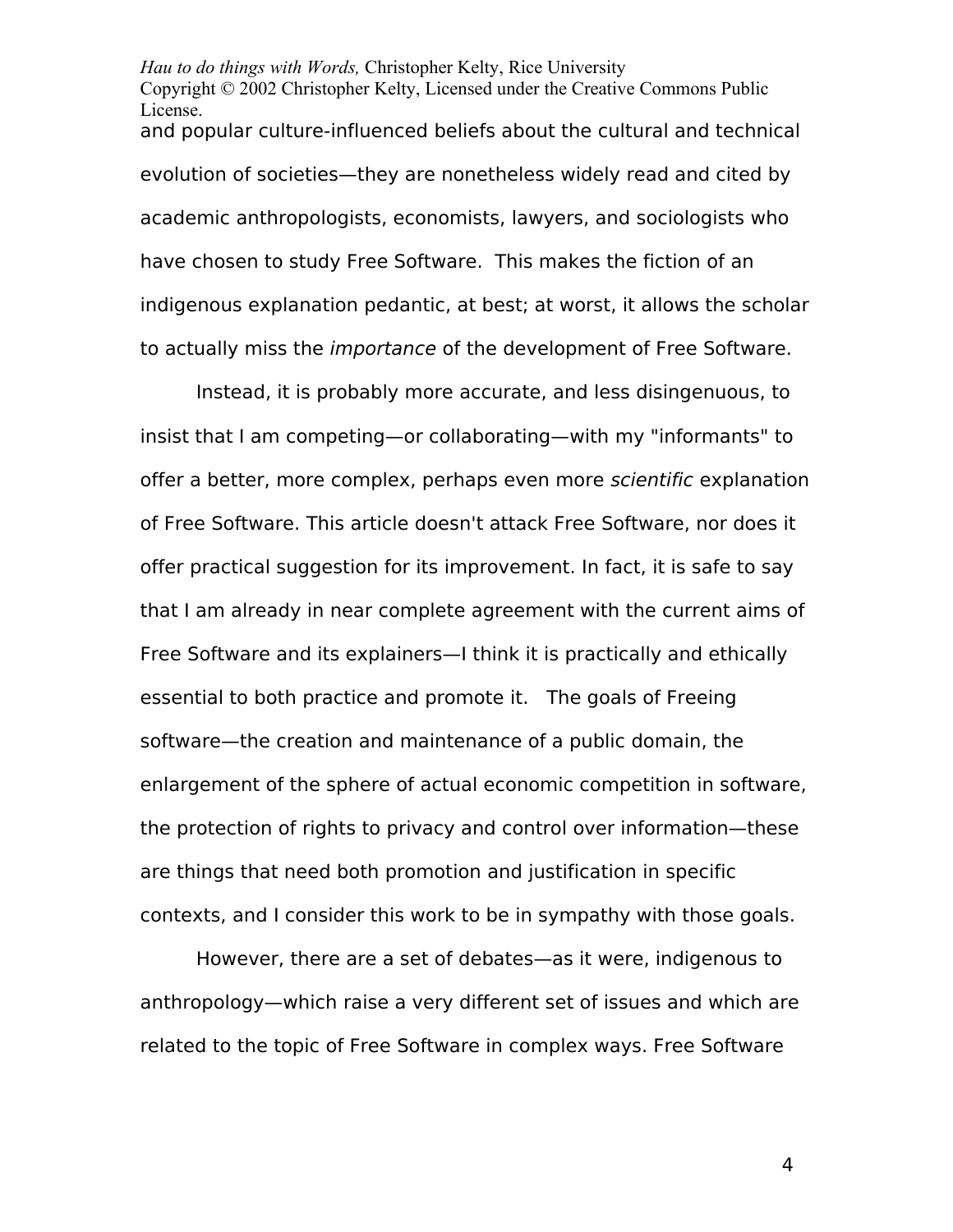and popular culture-influenced beliefs about the cultural and technical evolution of societies—they are nonetheless widely read and cited by academic anthropologists, economists, lawyers, and sociologists who have chosen to study Free Software. This makes the fiction of an indigenous explanation pedantic, at best; at worst, it allows the scholar to actually miss the *importance* of the development of Free Software.

Instead, it is probably more accurate, and less disingenuous, to insist that I am competing—or collaborating—with my "informants" to offer a better, more complex, perhaps even more *scientific* explanation of Free Software. This article doesn't attack Free Software, nor does it offer practical suggestion for its improvement. In fact, it is safe to say that I am already in near complete agreement with the current aims of Free Software and its explainers—I think it is practically and ethically essential to both practice and promote it. The goals of Freeing software—the creation and maintenance of a public domain, the enlargement of the sphere of actual economic competition in software, the protection of rights to privacy and control over information—these are things that need both promotion and justification in specific contexts, and I consider this work to be in sympathy with those goals.

However, there are a set of debates—as it were, indigenous to anthropology—which raise a very different set of issues and which are related to the topic of Free Software in complex ways. Free Software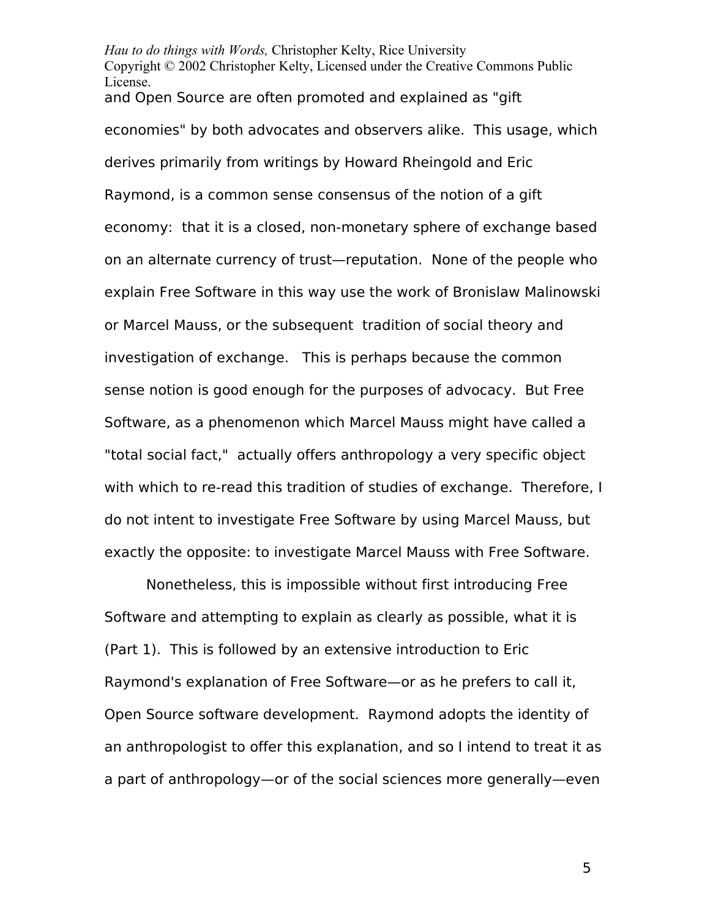and Open Source are often promoted and explained as "gift economies" by both advocates and observers alike. This usage, which derives primarily from writings by Howard Rheingold and Eric Raymond, is a common sense consensus of the notion of a gift economy: that it is a closed, non-monetary sphere of exchange based on an alternate currency of trust—reputation. None of the people who explain Free Software in this way use the work of Bronislaw Malinowski or Marcel Mauss, or the subsequent tradition of social theory and investigation of exchange. This is perhaps because the common sense notion is good enough for the purposes of advocacy. But Free Software, as a phenomenon which Marcel Mauss might have called a "total social fact," actually offers anthropology a very specific object with which to re-read this tradition of studies of exchange. Therefore, I do not intent to investigate Free Software by using Marcel Mauss, but exactly the opposite: to investigate Marcel Mauss with Free Software.

Nonetheless, this is impossible without first introducing Free Software and attempting to explain as clearly as possible, what it is (Part 1). This is followed by an extensive introduction to Eric Raymond's explanation of Free Software—or as he prefers to call it, Open Source software development. Raymond adopts the identity of an anthropologist to offer this explanation, and so I intend to treat it as a part of anthropology—or of the social sciences more generally—even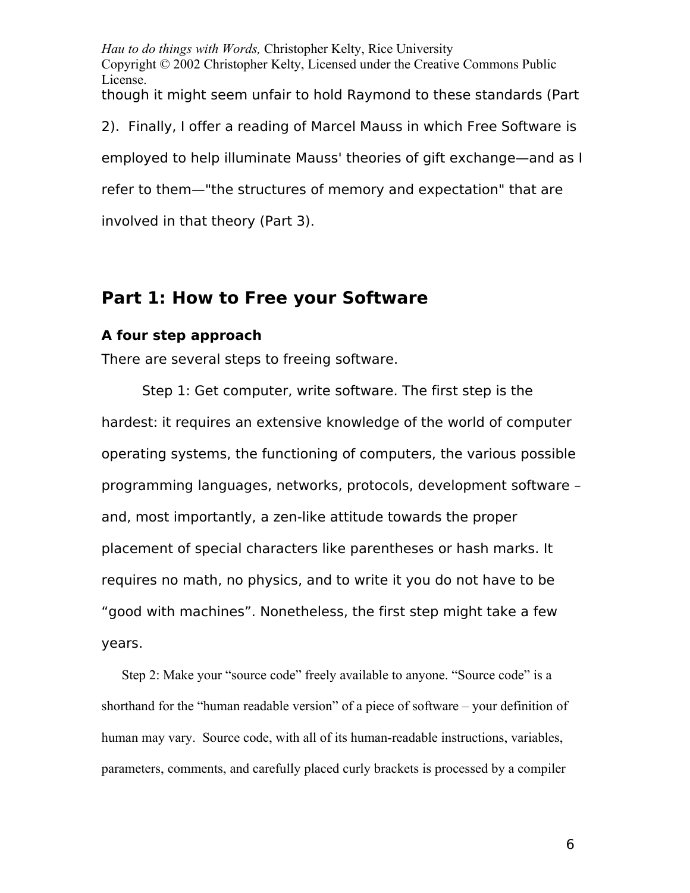though it might seem unfair to hold Raymond to these standards (Part 2). Finally, I offer a reading of Marcel Mauss in which Free Software is employed to help illuminate Mauss' theories of gift exchange—and as I refer to them—"the structures of memory and expectation" that are involved in that theory (Part 3).

## Part 1: How to Free your Software

### A four step approach

There are several steps to freeing software.

Step 1: Get computer, write software. The first step is the hardest: it requires an extensive knowledge of the world of computer operating systems, the functioning of computers, the various possible programming languages, networks, protocols, development software – and, most importantly, a zen-like attitude towards the proper placement of special characters like parentheses or hash marks. It requires no math, no physics, and to write it you do not have to be "good with machines". Nonetheless, the first step might take a few years.

Step 2: Make your "source code" freely available to anyone. "Source code" is a shorthand for the "human readable version" of a piece of software – your definition of human may vary. Source code, with all of its human-readable instructions, variables, parameters, comments, and carefully placed curly brackets is processed by a compiler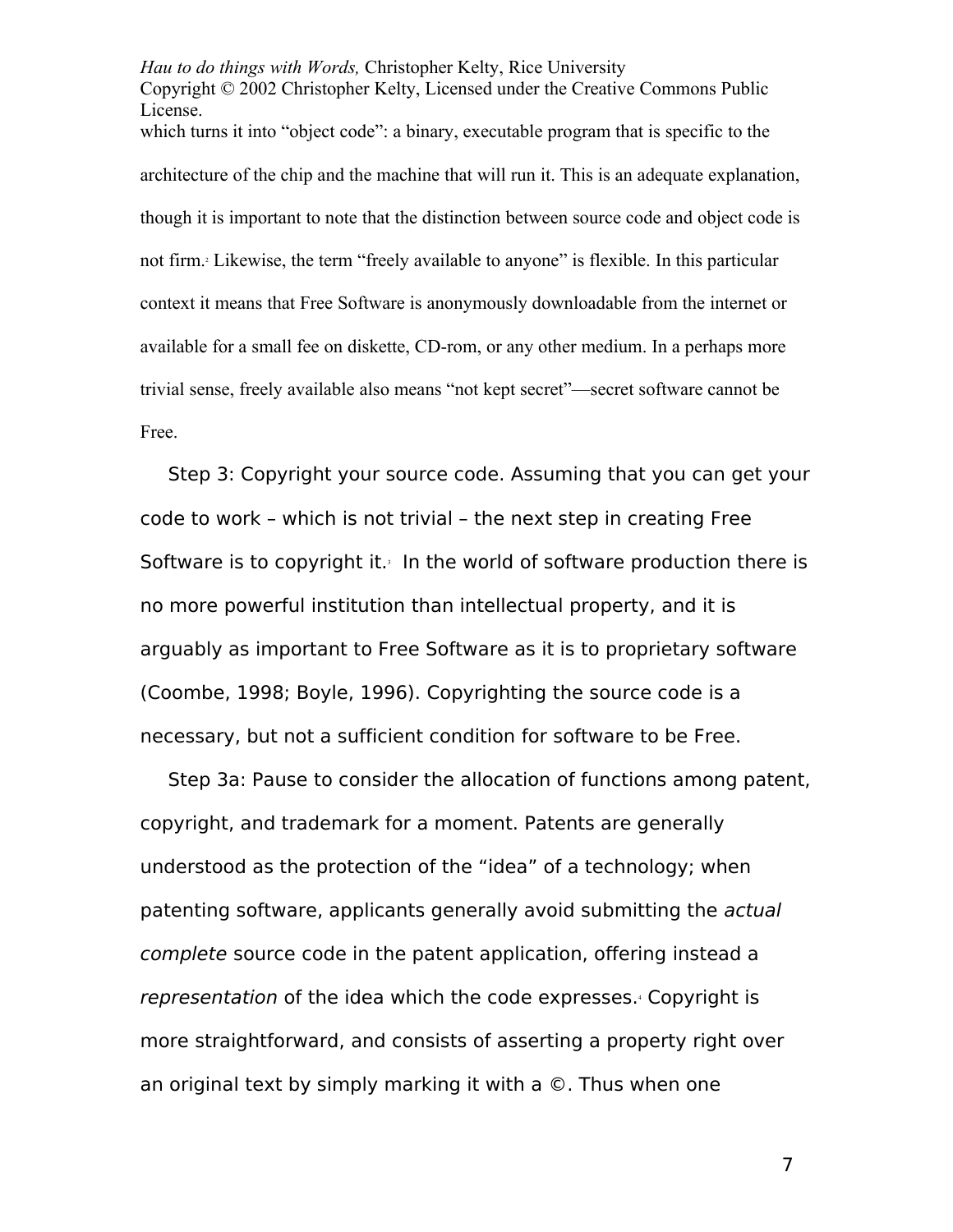which turns it into "object code": a binary, executable program that is specific to the architecture of the chip and the machine that will run it. This is an adequate explanation, though it is important to note that the distinction between source code and object code is not firm.[2] Likewise, the term "freely available to anyone" is flexible. In this particular context it means that Free Software is anonymously downloadable from the internet or available for a small fee on diskette, CD-rom, or any other medium. In a perhaps more trivial sense, freely available also means "not kept secret"—secret software cannot be Free.

Step 3: Copyright your source code. Assuming that you can get your code to work – which is not trivial – the next step in creating Free Software is to copyright it.[3] In the world of software production there is no more powerful institution than intellectual property, and it is arguably as important to Free Software as it is to proprietary software (Coombe, 1998; Boyle, 1996). Copyrighting the source code is a necessary, but not a sufficient condition for software to be Free.

Step 3a: Pause to consider the allocation of functions among patent, copyright, and trademark for a moment. Patents are generally understood as the protection of the "idea" of a technology; when patenting software, applicants generally avoid submitting the *actual complete* source code in the patent application, offering instead a *representation* of the idea which the code expresses.[4] Copyright is more straightforward, and consists of asserting a property right over an original text by simply marking it with a ©. Thus when one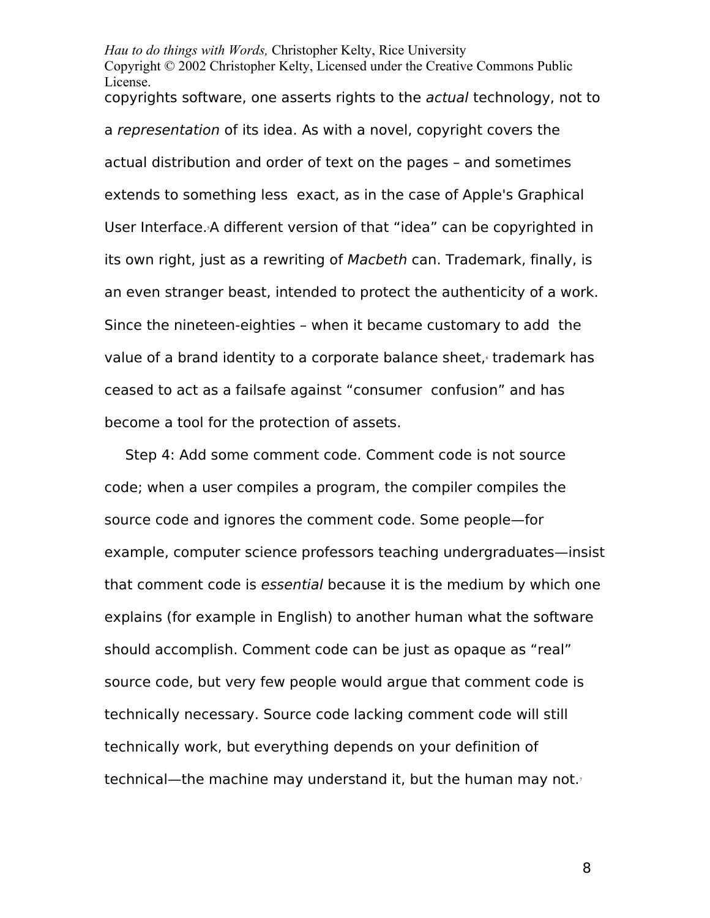copyrights software, one asserts rights to the *actual* technology, not to a *representation* of its idea. As with a novel, copyright covers the actual distribution and order of text on the pages – and sometimes extends to something less exact, as in the case of Apple's Graphical User Interface.[5] A different version of that "idea" can be copyrighted in its own right, just as a rewriting of *Macbeth* can. Trademark, finally, is an even stranger beast, intended to protect the authenticity of a work. Since the nineteen-eighties – when it became customary to add the value of a brand identity to a corporate balance sheet,[6] trademark has ceased to act as a failsafe against "consumer confusion" and has become a tool for the protection of assets.

Step 4: Add some comment code. Comment code is not source code; when a user compiles a program, the compiler compiles the source code and ignores the comment code. Some people—for example, computer science professors teaching undergraduates—insist that comment code is *essential* because it is the medium by which one explains (for example in English) to another human what the software should accomplish. Comment code can be just as opaque as "real" source code, but very few people would argue that comment code is technically necessary. Source code lacking comment code will still technically work, but everything depends on your definition of technical—the machine may understand it, but the human may not.[7]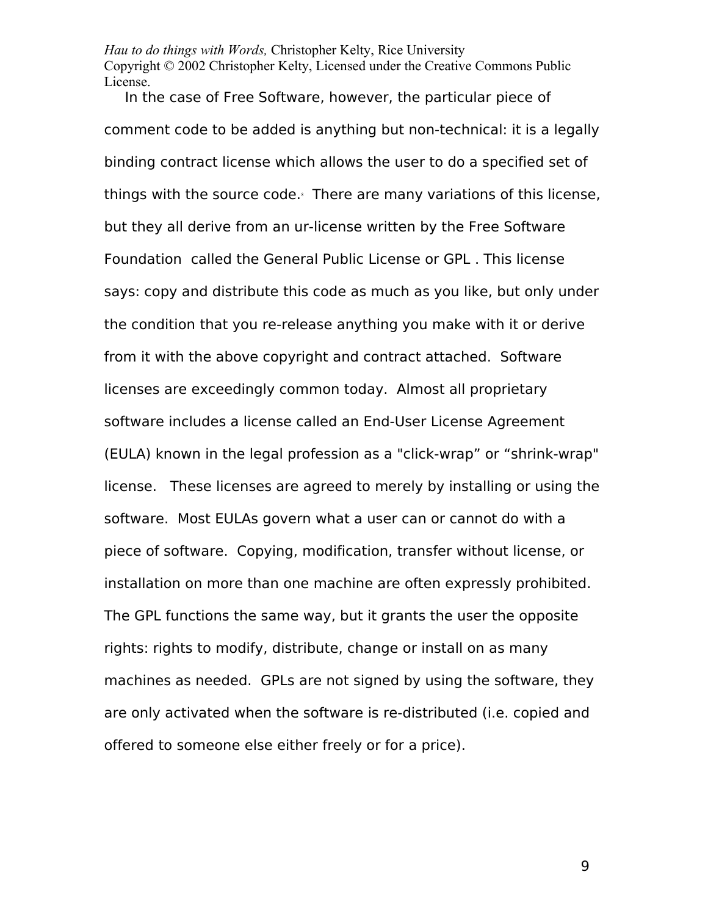In the case of Free Software, however, the particular piece of comment code to be added is anything but non-technical: it is a legally binding contract license which allows the user to do a specified set of things with the source code.[8] There are many variations of this license, but they all derive from an ur-license written by the Free Software Foundation called the General Public License or GPL . This license says: copy and distribute this code as much as you like, but only under the condition that you re-release anything you make with it or derive from it with the above copyright and contract attached. Software licenses are exceedingly common today. Almost all proprietary software includes a license called an End-User License Agreement (EULA) known in the legal profession as a "click-wrap" or "shrink-wrap" license. These licenses are agreed to merely by installing or using the software. Most EULAs govern what a user can or cannot do with a piece of software. Copying, modification, transfer without license, or installation on more than one machine are often expressly prohibited. The GPL functions the same way, but it grants the user the opposite rights: rights to modify, distribute, change or install on as many machines as needed. GPLs are not signed by using the software, they are only activated when the software is re-distributed (i.e. copied and offered to someone else either freely or for a price).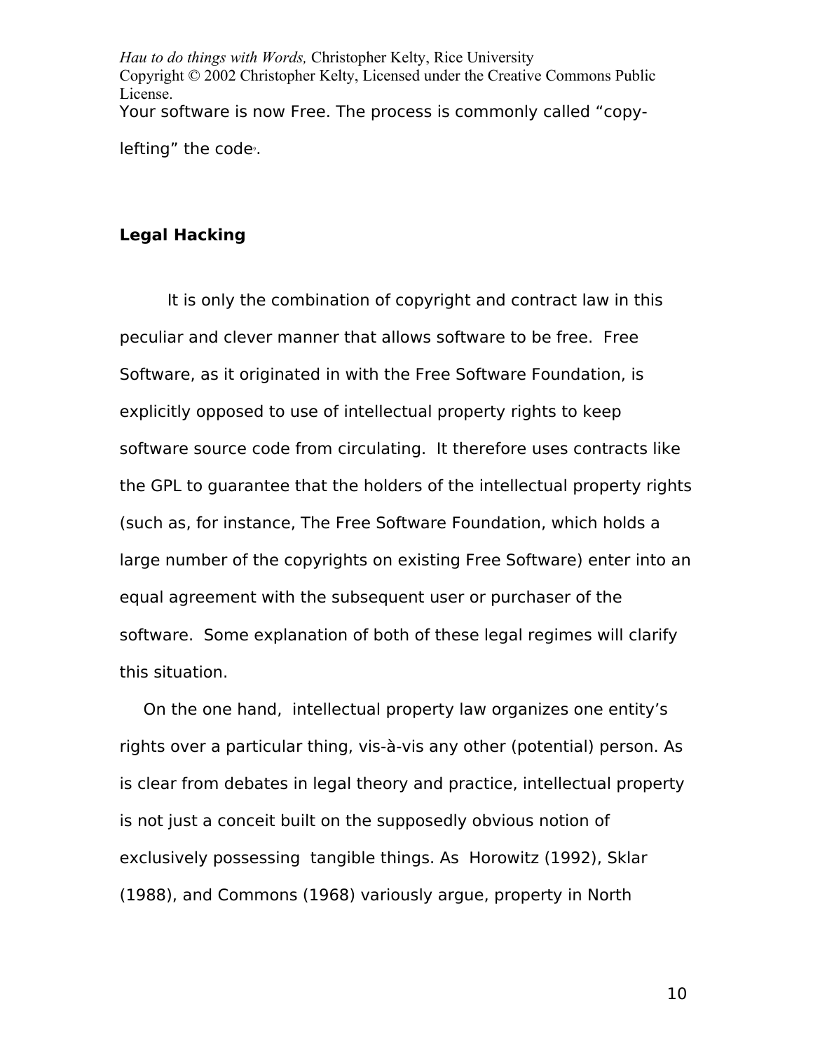Your software is now Free. The process is commonly called "copy-lefting" the code[9].

**Legal Hacking**

It is only the combination of copyright and contract law in this peculiar and clever manner that allows software to be free. Free Software, as it originated in with the Free Software Foundation, is explicitly opposed to use of intellectual property rights to keep software source code from circulating. It therefore uses contracts like the GPL to guarantee that the holders of the intellectual property rights (such as, for instance, The Free Software Foundation, which holds a large number of the copyrights on existing Free Software) enter into an equal agreement with the subsequent user or purchaser of the software. Some explanation of both of these legal regimes will clarify this situation.

On the one hand, intellectual property law organizes one entity's rights over a particular thing, vis-à-vis any other (potential) person. As is clear from debates in legal theory and practice, intellectual property is not just a conceit built on the supposedly obvious notion of exclusively possessing tangible things. As Horowitz (1992), Sklar (1988), and Commons (1968) variously argue, property in North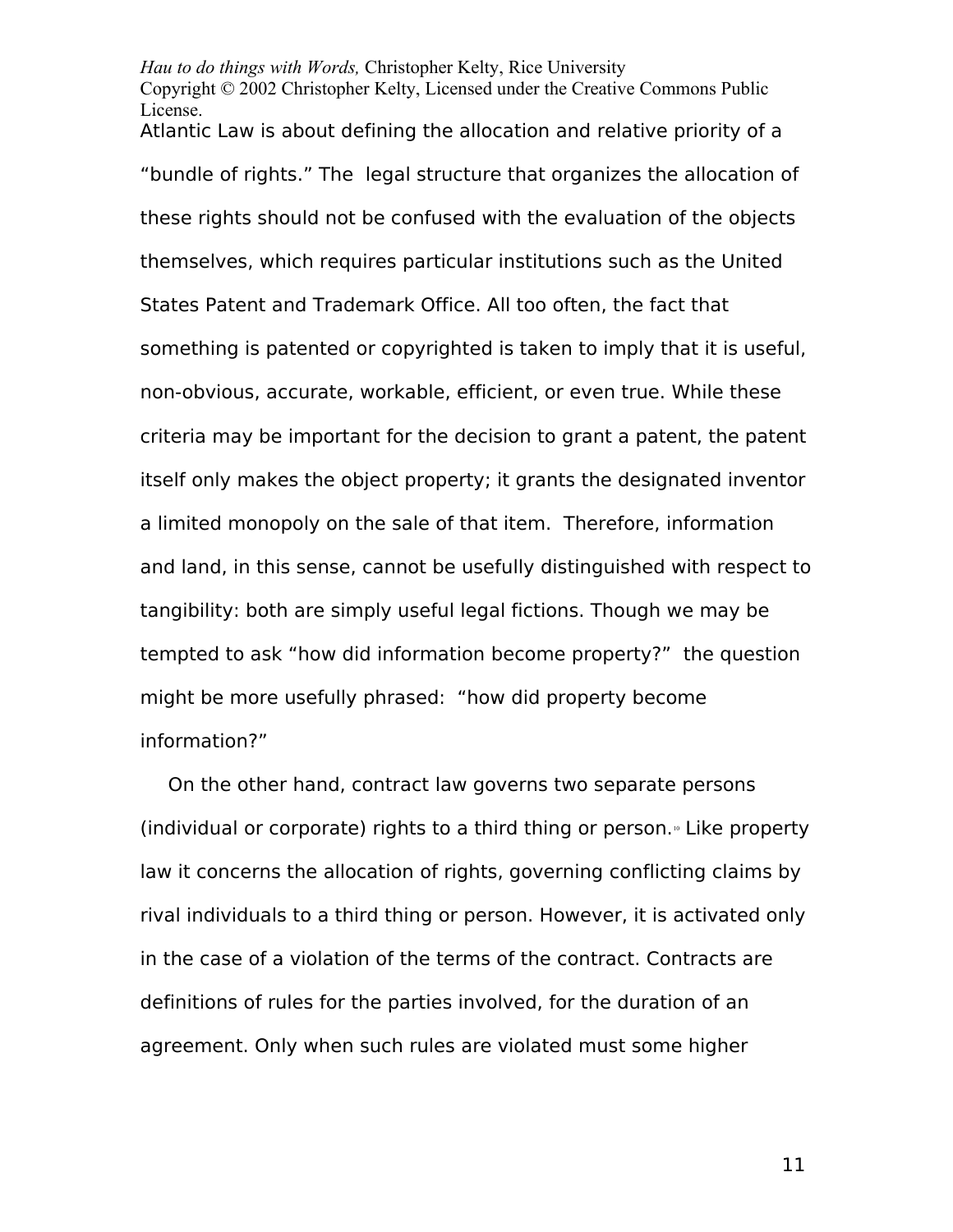Atlantic Law is about defining the allocation and relative priority of a "bundle of rights." The legal structure that organizes the allocation of these rights should not be confused with the evaluation of the objects themselves, which requires particular institutions such as the United States Patent and Trademark Office. All too often, the fact that something is patented or copyrighted is taken to imply that it is useful, non-obvious, accurate, workable, efficient, or even true. While these criteria may be important for the decision to grant a patent, the patent itself only makes the object property; it grants the designated inventor a limited monopoly on the sale of that item. Therefore, information and land, in this sense, cannot be usefully distinguished with respect to tangibility: both are simply useful legal fictions. Though we may be tempted to ask "how did information become property?" the question might be more usefully phrased: "how did property become information?"

On the other hand, contract law governs two separate persons (individual or corporate) rights to a third thing or person.[10] Like property law it concerns the allocation of rights, governing conflicting claims by rival individuals to a third thing or person. However, it is activated only in the case of a violation of the terms of the contract. Contracts are definitions of rules for the parties involved, for the duration of an agreement. Only when such rules are violated must some higher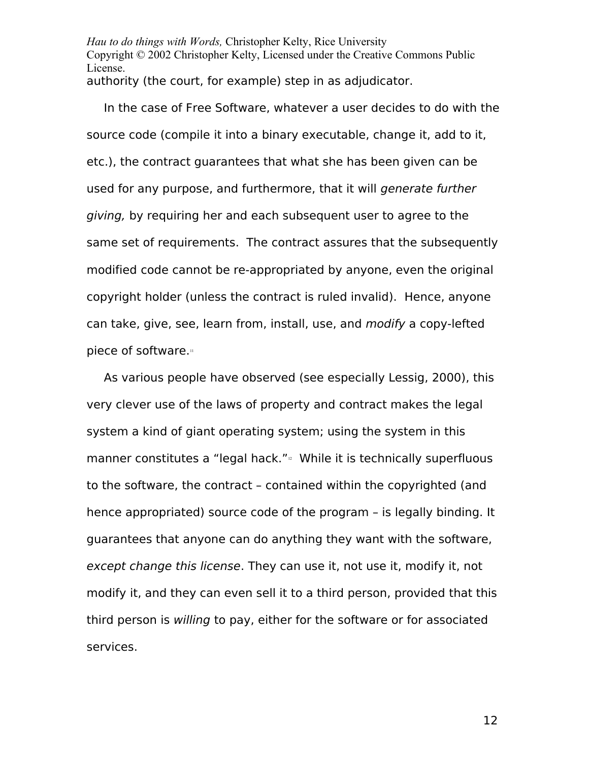authority (the court, for example) step in as adjudicator.

In the case of Free Software, whatever a user decides to do with the source code (compile it into a binary executable, change it, add to it, etc.), the contract guarantees that what she has been given can be used for any purpose, and furthermore, that it will *generate further giving,* by requiring her and each subsequent user to agree to the same set of requirements. The contract assures that the subsequently modified code cannot be re-appropriated by anyone, even the original copyright holder (unless the contract is ruled invalid). Hence, anyone can take, give, see, learn from, install, use, and *modify* a copy-lefted piece of software.[11]

As various people have observed (see especially Lessig, 2000), this very clever use of the laws of property and contract makes the legal system a kind of giant operating system; using the system in this manner constitutes a “legal hack.”[12] While it is technically superfluous to the software, the contract – contained within the copyrighted (and hence appropriated) source code of the program – is legally binding. It guarantees that anyone can do anything they want with the software, *except change this license*. They can use it, not use it, modify it, not modify it, and they can even sell it to a third person, provided that this third person is *willing* to pay, either for the software or for associated services.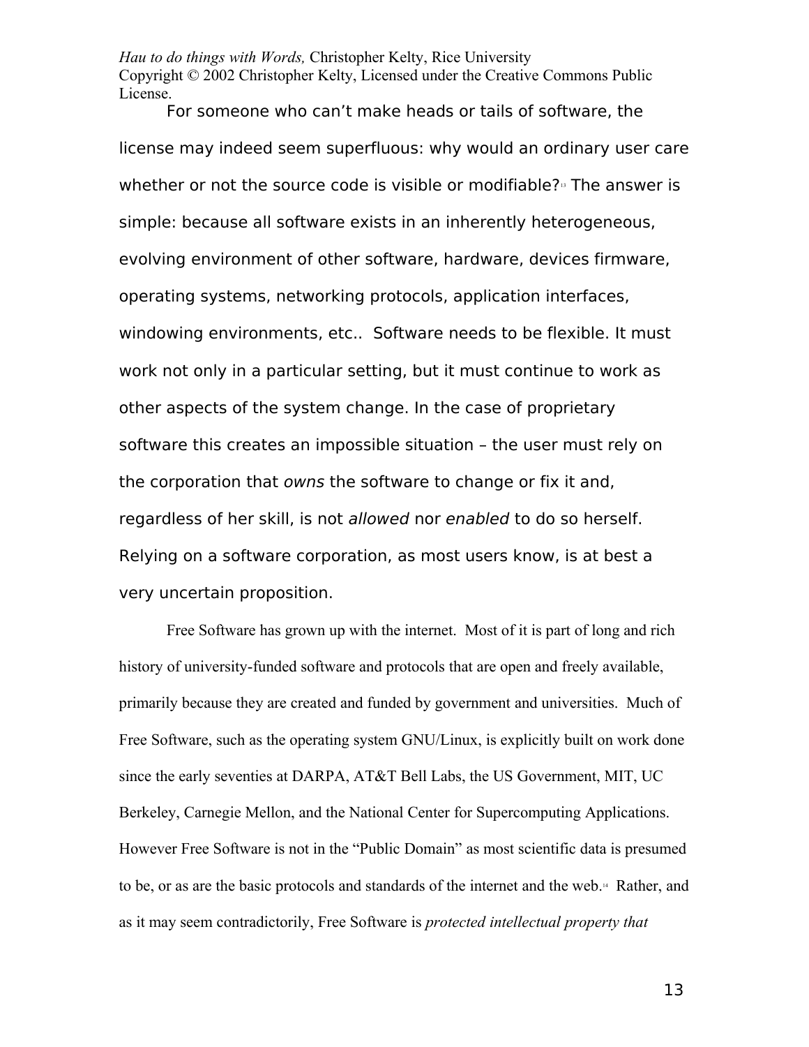For someone who can't make heads or tails of software, the license may indeed seem superfluous: why would an ordinary user care whether or not the source code is visible or modifiable?[13] The answer is simple: because all software exists in an inherently heterogeneous, evolving environment of other software, hardware, devices firmware, operating systems, networking protocols, application interfaces, windowing environments, etc.. Software needs to be flexible. It must work not only in a particular setting, but it must continue to work as other aspects of the system change. In the case of proprietary software this creates an impossible situation – the user must rely on the corporation that *owns* the software to change or fix it and, regardless of her skill, is not *allowed* nor *enabled* to do so herself. Relying on a software corporation, as most users know, is at best a very uncertain proposition.

Free Software has grown up with the internet. Most of it is part of long and rich history of university-funded software and protocols that are open and freely available, primarily because they are created and funded by government and universities. Much of Free Software, such as the operating system GNU/Linux, is explicitly built on work done since the early seventies at DARPA, AT&T Bell Labs, the US Government, MIT, UC Berkeley, Carnegie Mellon, and the National Center for Supercomputing Applications. However Free Software is not in the "Public Domain" as most scientific data is presumed to be, or as are the basic protocols and standards of the internet and the web.[14] Rather, and as it may seem contradictorily, Free Software is *protected intellectual property that*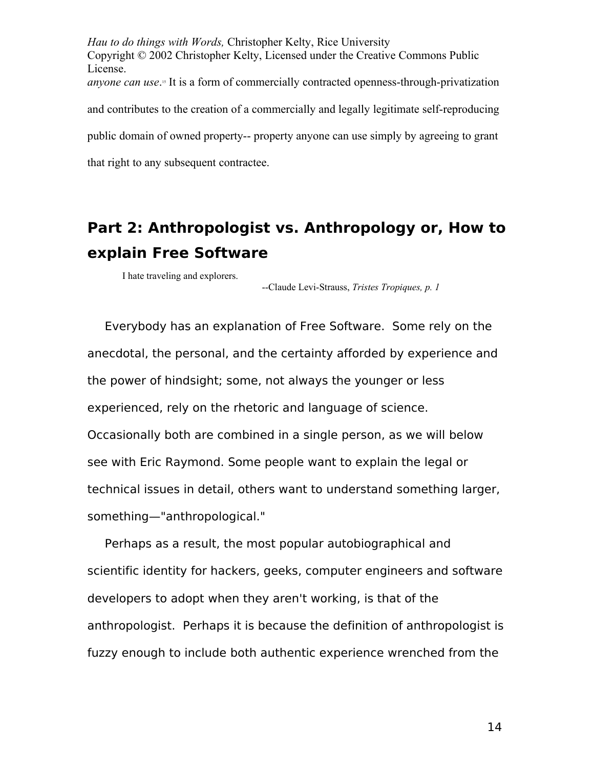*anyone can use*.[15] It is a form of commercially contracted openness-through-privatization and contributes to the creation of a commercially and legally legitimate self-reproducing public domain of owned property-- property anyone can use simply by agreeing to grant that right to any subsequent contractee.

## Part 2: Anthropologist vs. Anthropology or, How to explain Free Software

> I hate traveling and explorers.
>
> --Claude Levi-Strauss, *Tristes Tropiques, p. 1*

Everybody has an explanation of Free Software. Some rely on the anecdotal, the personal, and the certainty afforded by experience and the power of hindsight; some, not always the younger or less experienced, rely on the rhetoric and language of science. Occasionally both are combined in a single person, as we will below see with Eric Raymond. Some people want to explain the legal or technical issues in detail, others want to understand something larger, something—"anthropological."

Perhaps as a result, the most popular autobiographical and scientific identity for hackers, geeks, computer engineers and software developers to adopt when they aren't working, is that of the anthropologist. Perhaps it is because the definition of anthropologist is fuzzy enough to include both authentic experience wrenched from the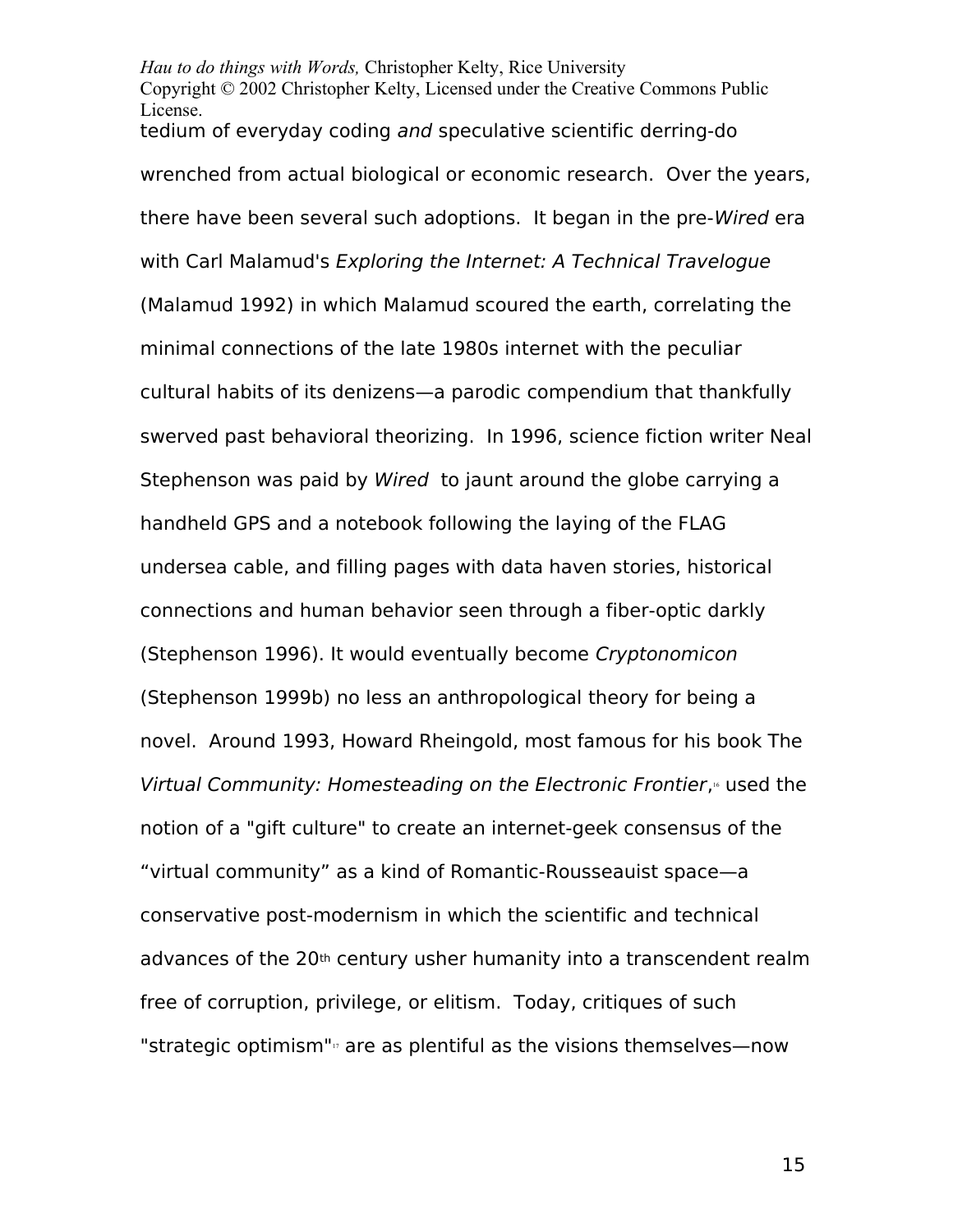tedium of everyday coding *and* speculative scientific derring-do wrenched from actual biological or economic research. Over the years, there have been several such adoptions. It began in the pre-*Wired* era with Carl Malamud's *Exploring the Internet: A Technical Travelogue* (Malamud 1992) in which Malamud scoured the earth, correlating the minimal connections of the late 1980s internet with the peculiar cultural habits of its denizens—a parodic compendium that thankfully swerved past behavioral theorizing. In 1996, science fiction writer Neal Stephenson was paid by *Wired* to jaunt around the globe carrying a handheld GPS and a notebook following the laying of the FLAG undersea cable, and filling pages with data haven stories, historical connections and human behavior seen through a fiber-optic darkly (Stephenson 1996). It would eventually become *Cryptonomicon* (Stephenson 1999b) no less an anthropological theory for being a novel. Around 1993, Howard Rheingold, most famous for his book The *Virtual Community: Homesteading on the Electronic Frontier*,[16] used the notion of a "gift culture" to create an internet-geek consensus of the “virtual community” as a kind of Romantic-Rousseauist space—a conservative post-modernism in which the scientific and technical advances of the 20th century usher humanity into a transcendent realm free of corruption, privilege, or elitism. Today, critiques of such "strategic optimism"[17] are as plentiful as the visions themselves—now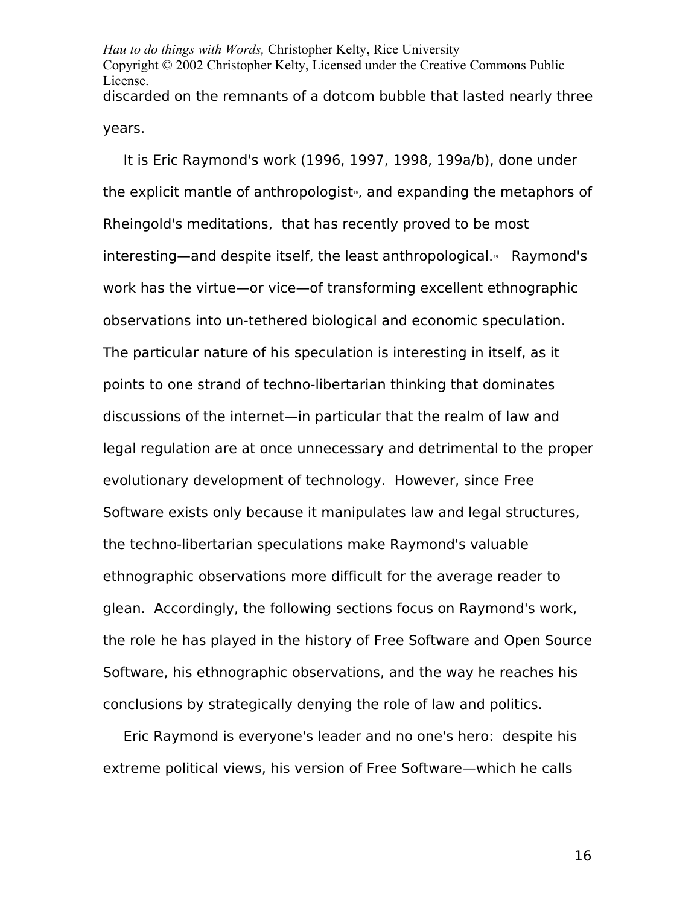discarded on the remnants of a dotcom bubble that lasted nearly three years.

It is Eric Raymond's work (1996, 1997, 1998, 199a/b), done under the explicit mantle of anthropologist[18], and expanding the metaphors of Rheingold's meditations, that has recently proved to be most interesting—and despite itself, the least anthropological.[19] Raymond's work has the virtue—or vice—of transforming excellent ethnographic observations into un-tethered biological and economic speculation. The particular nature of his speculation is interesting in itself, as it points to one strand of techno-libertarian thinking that dominates discussions of the internet—in particular that the realm of law and legal regulation are at once unnecessary and detrimental to the proper evolutionary development of technology. However, since Free Software exists only because it manipulates law and legal structures, the techno-libertarian speculations make Raymond's valuable ethnographic observations more difficult for the average reader to glean. Accordingly, the following sections focus on Raymond's work, the role he has played in the history of Free Software and Open Source Software, his ethnographic observations, and the way he reaches his conclusions by strategically denying the role of law and politics.

Eric Raymond is everyone's leader and no one's hero: despite his extreme political views, his version of Free Software—which he calls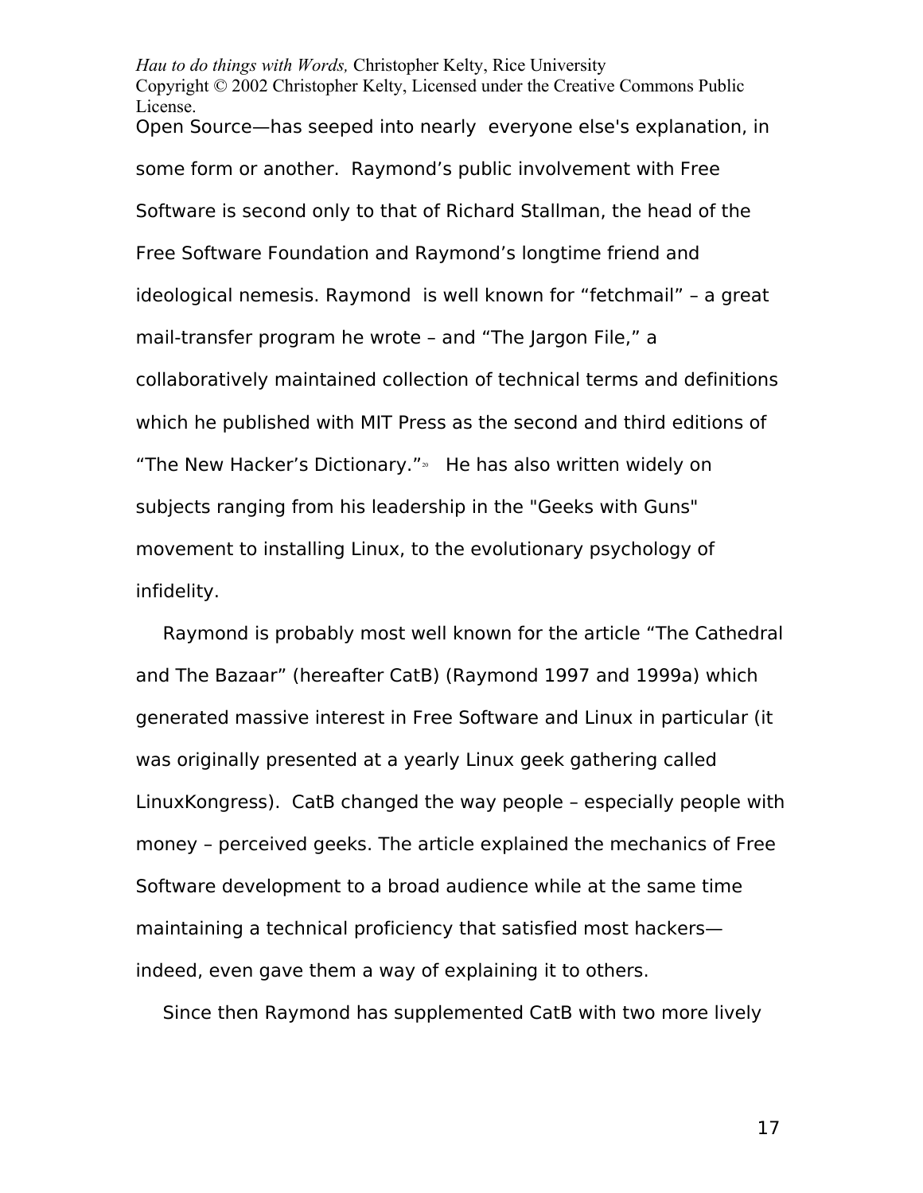Open Source—has seeped into nearly everyone else's explanation, in some form or another. Raymond's public involvement with Free Software is second only to that of Richard Stallman, the head of the Free Software Foundation and Raymond's longtime friend and ideological nemesis. Raymond is well known for "fetchmail" – a great mail-transfer program he wrote – and "The Jargon File," a collaboratively maintained collection of technical terms and definitions which he published with MIT Press as the second and third editions of "The New Hacker's Dictionary."[20] He has also written widely on subjects ranging from his leadership in the "Geeks with Guns" movement to installing Linux, to the evolutionary psychology of infidelity.

Raymond is probably most well known for the article "The Cathedral and The Bazaar" (hereafter CatB) (Raymond 1997 and 1999a) which generated massive interest in Free Software and Linux in particular (it was originally presented at a yearly Linux geek gathering called LinuxKongress). CatB changed the way people – especially people with money – perceived geeks. The article explained the mechanics of Free Software development to a broad audience while at the same time maintaining a technical proficiency that satisfied most hackers—indeed, even gave them a way of explaining it to others.

Since then Raymond has supplemented CatB with two more lively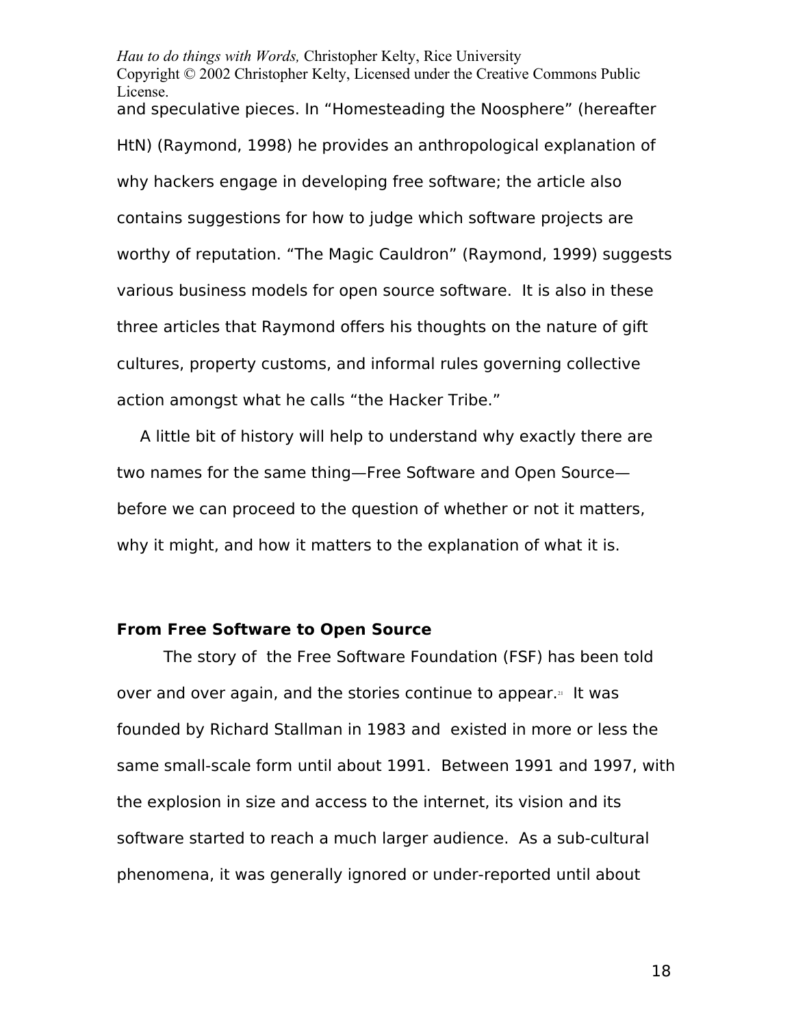and speculative pieces. In “Homesteading the Noosphere” (hereafter HtN) (Raymond, 1998) he provides an anthropological explanation of why hackers engage in developing free software; the article also contains suggestions for how to judge which software projects are worthy of reputation. “The Magic Cauldron” (Raymond, 1999) suggests various business models for open source software. It is also in these three articles that Raymond offers his thoughts on the nature of gift cultures, property customs, and informal rules governing collective action amongst what he calls “the Hacker Tribe.”

A little bit of history will help to understand why exactly there are two names for the same thing—Free Software and Open Source—before we can proceed to the question of whether or not it matters, why it might, and how it matters to the explanation of what it is.

### From Free Software to Open Source

The story of the Free Software Foundation (FSF) has been told over and over again, and the stories continue to appear.[21] It was founded by Richard Stallman in 1983 and existed in more or less the same small-scale form until about 1991. Between 1991 and 1997, with the explosion in size and access to the internet, its vision and its software started to reach a much larger audience. As a sub-cultural phenomena, it was generally ignored or under-reported until about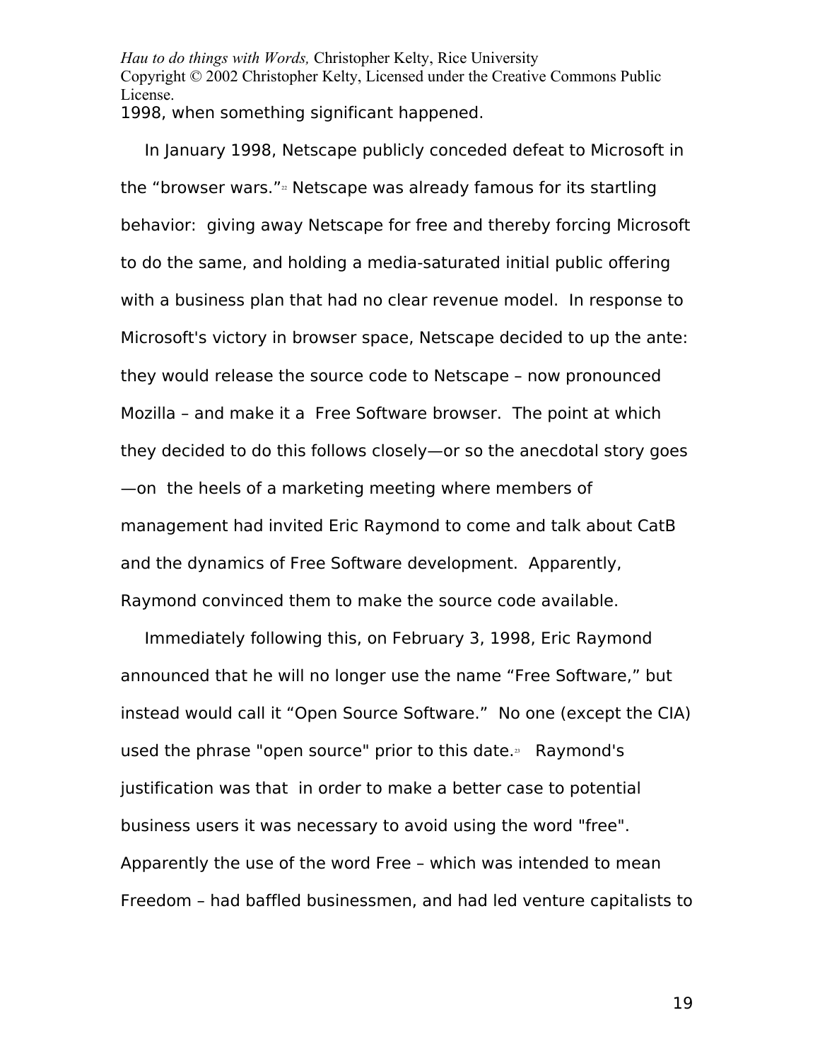1998, when something significant happened.

In January 1998, Netscape publicly conceded defeat to Microsoft in the “browser wars.”[22] Netscape was already famous for its startling behavior: giving away Netscape for free and thereby forcing Microsoft to do the same, and holding a media-saturated initial public offering with a business plan that had no clear revenue model. In response to Microsoft's victory in browser space, Netscape decided to up the ante: they would release the source code to Netscape – now pronounced Mozilla – and make it a Free Software browser. The point at which they decided to do this follows closely—or so the anecdotal story goes—on the heels of a marketing meeting where members of management had invited Eric Raymond to come and talk about CatB and the dynamics of Free Software development. Apparently, Raymond convinced them to make the source code available.

Immediately following this, on February 3, 1998, Eric Raymond announced that he will no longer use the name “Free Software,” but instead would call it “Open Source Software.” No one (except the CIA) used the phrase "open source" prior to this date.[23] Raymond's justification was that in order to make a better case to potential business users it was necessary to avoid using the word "free". Apparently the use of the word Free – which was intended to mean Freedom – had baffled businessmen, and had led venture capitalists to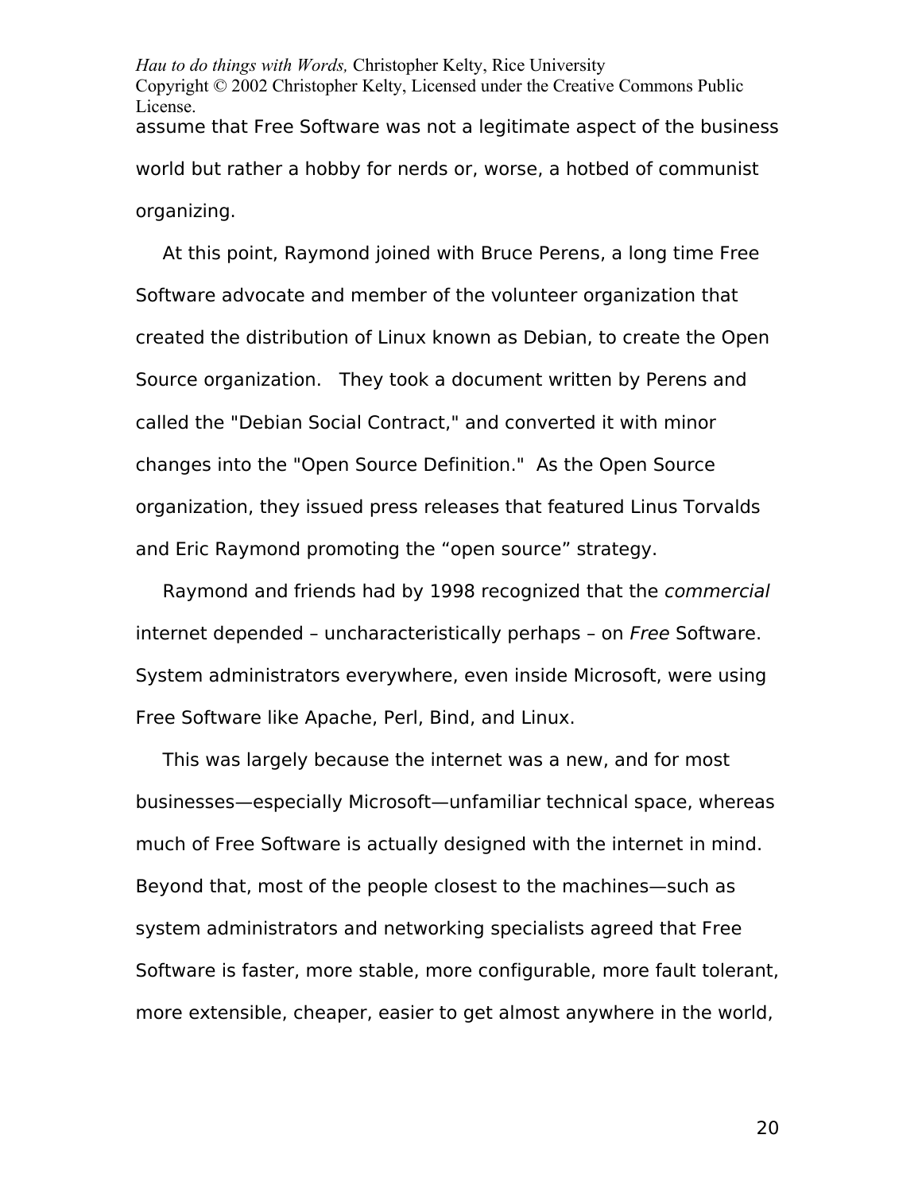assume that Free Software was not a legitimate aspect of the business world but rather a hobby for nerds or, worse, a hotbed of communist organizing.

At this point, Raymond joined with Bruce Perens, a long time Free Software advocate and member of the volunteer organization that created the distribution of Linux known as Debian, to create the Open Source organization. They took a document written by Perens and called the "Debian Social Contract," and converted it with minor changes into the "Open Source Definition." As the Open Source organization, they issued press releases that featured Linus Torvalds and Eric Raymond promoting the “open source” strategy.

Raymond and friends had by 1998 recognized that the *commercial* internet depended – uncharacteristically perhaps – on *Free* Software. System administrators everywhere, even inside Microsoft, were using Free Software like Apache, Perl, Bind, and Linux.

This was largely because the internet was a new, and for most businesses—especially Microsoft—unfamiliar technical space, whereas much of Free Software is actually designed with the internet in mind. Beyond that, most of the people closest to the machines—such as system administrators and networking specialists agreed that Free Software is faster, more stable, more configurable, more fault tolerant, more extensible, cheaper, easier to get almost anywhere in the world,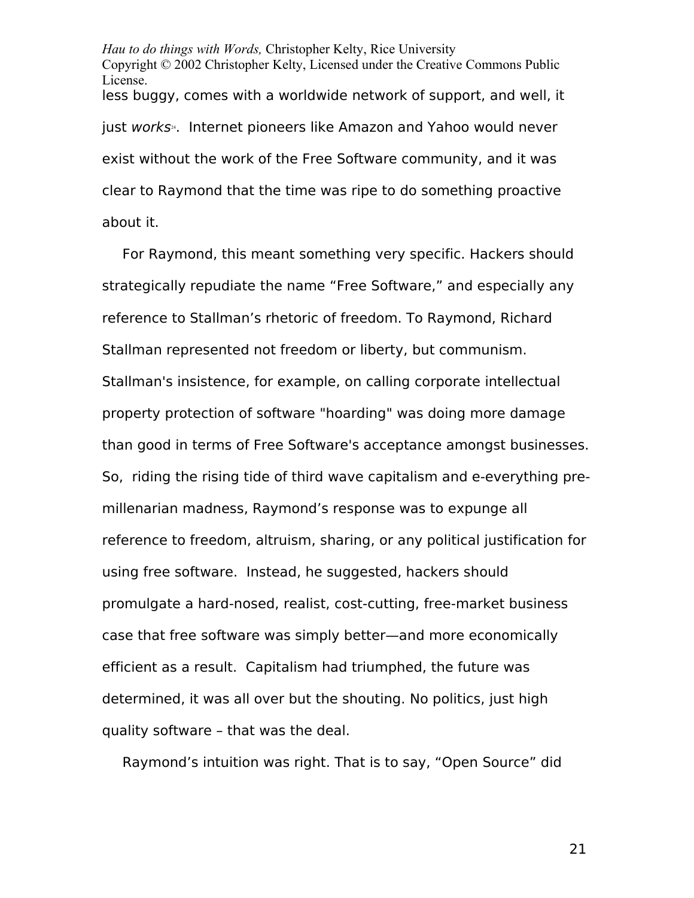less buggy, comes with a worldwide network of support, and well, it just *works*[24]. Internet pioneers like Amazon and Yahoo would never exist without the work of the Free Software community, and it was clear to Raymond that the time was ripe to do something proactive about it.

For Raymond, this meant something very specific. Hackers should strategically repudiate the name “Free Software,” and especially any reference to Stallman’s rhetoric of freedom. To Raymond, Richard Stallman represented not freedom or liberty, but communism. Stallman's insistence, for example, on calling corporate intellectual property protection of software "hoarding" was doing more damage than good in terms of Free Software's acceptance amongst businesses. So, riding the rising tide of third wave capitalism and e-everything pre-millenarian madness, Raymond’s response was to expunge all reference to freedom, altruism, sharing, or any political justification for using free software. Instead, he suggested, hackers should promulgate a hard-nosed, realist, cost-cutting, free-market business case that free software was simply better—and more economically efficient as a result. Capitalism had triumphed, the future was determined, it was all over but the shouting. No politics, just high quality software – that was the deal.

Raymond’s intuition was right. That is to say, “Open Source” did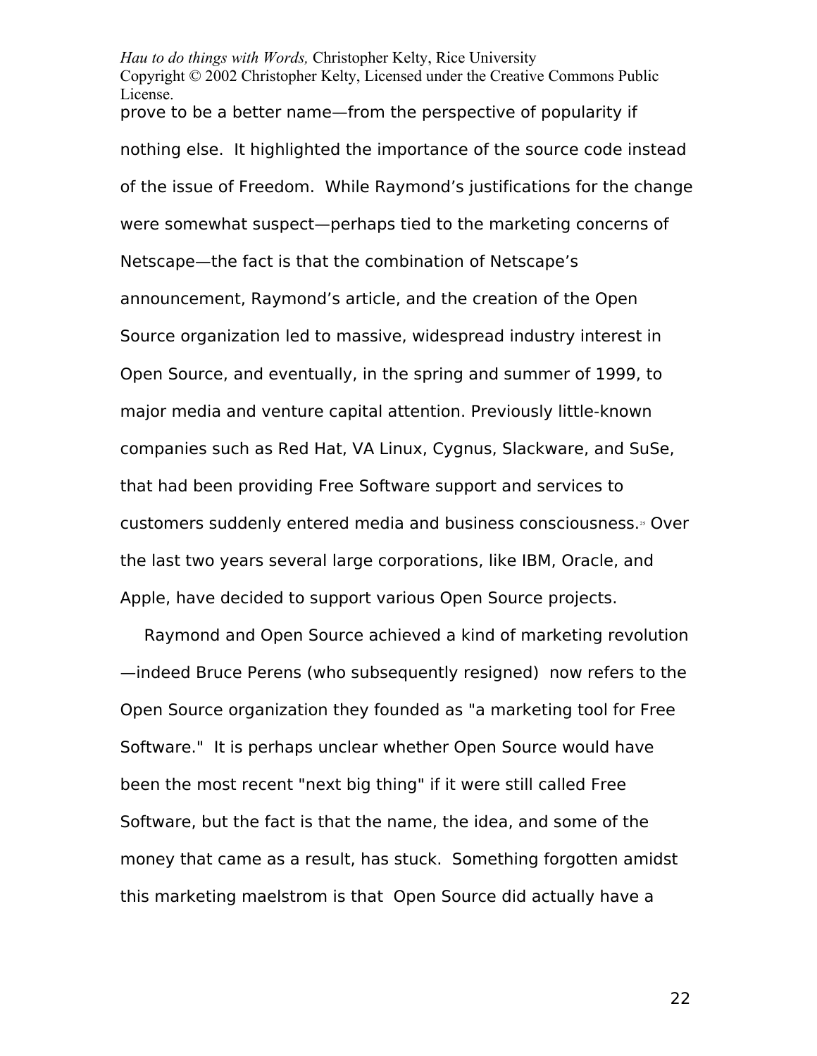prove to be a better name—from the perspective of popularity if nothing else. It highlighted the importance of the source code instead of the issue of Freedom. While Raymond's justifications for the change were somewhat suspect—perhaps tied to the marketing concerns of Netscape—the fact is that the combination of Netscape's announcement, Raymond's article, and the creation of the Open Source organization led to massive, widespread industry interest in Open Source, and eventually, in the spring and summer of 1999, to major media and venture capital attention. Previously little-known companies such as Red Hat, VA Linux, Cygnus, Slackware, and SuSe, that had been providing Free Software support and services to customers suddenly entered media and business consciousness.[25] Over the last two years several large corporations, like IBM, Oracle, and Apple, have decided to support various Open Source projects.

Raymond and Open Source achieved a kind of marketing revolution—indeed Bruce Perens (who subsequently resigned) now refers to the Open Source organization they founded as "a marketing tool for Free Software." It is perhaps unclear whether Open Source would have been the most recent "next big thing" if it were still called Free Software, but the fact is that the name, the idea, and some of the money that came as a result, has stuck. Something forgotten amidst this marketing maelstrom is that Open Source did actually have a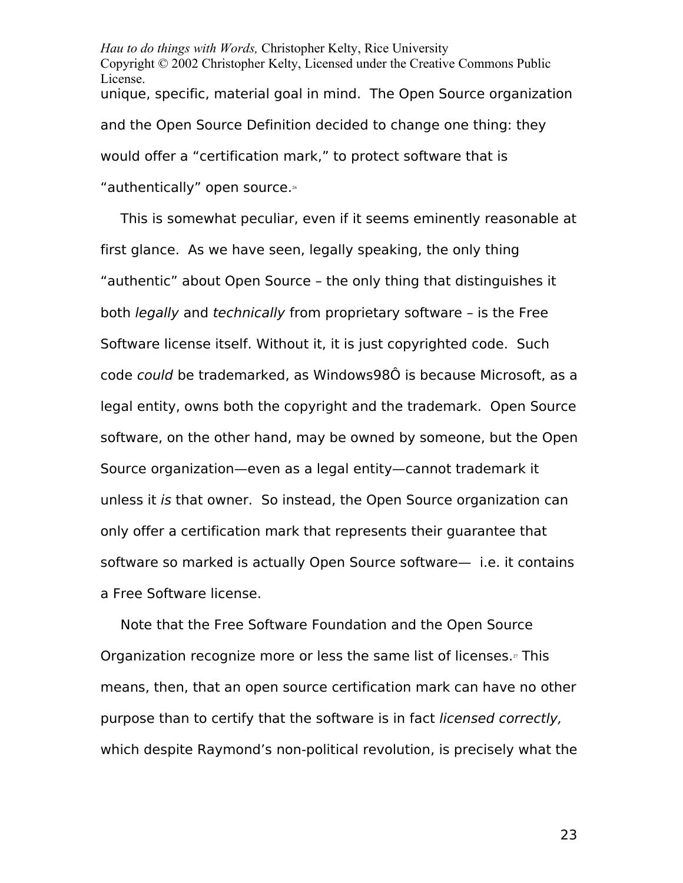unique, specific, material goal in mind. The Open Source organization and the Open Source Definition decided to change one thing: they would offer a “certification mark,” to protect software that is “authentically” open source.[26]

This is somewhat peculiar, even if it seems eminently reasonable at first glance. As we have seen, legally speaking, the only thing “authentic” about Open Source – the only thing that distinguishes it both *legally* and *technically* from proprietary software – is the Free Software license itself. Without it, it is just copyrighted code. Such code *could* be trademarked, as Windows98Ô is because Microsoft, as a legal entity, owns both the copyright and the trademark. Open Source software, on the other hand, may be owned by someone, but the Open Source organization—even as a legal entity—cannot trademark it unless it *is* that owner. So instead, the Open Source organization can only offer a certification mark that represents their guarantee that software so marked is actually Open Source software— i.e. it contains a Free Software license.

Note that the Free Software Foundation and the Open Source Organization recognize more or less the same list of licenses.[27] This means, then, that an open source certification mark can have no other purpose than to certify that the software is in fact *licensed correctly,* which despite Raymond’s non-political revolution, is precisely what the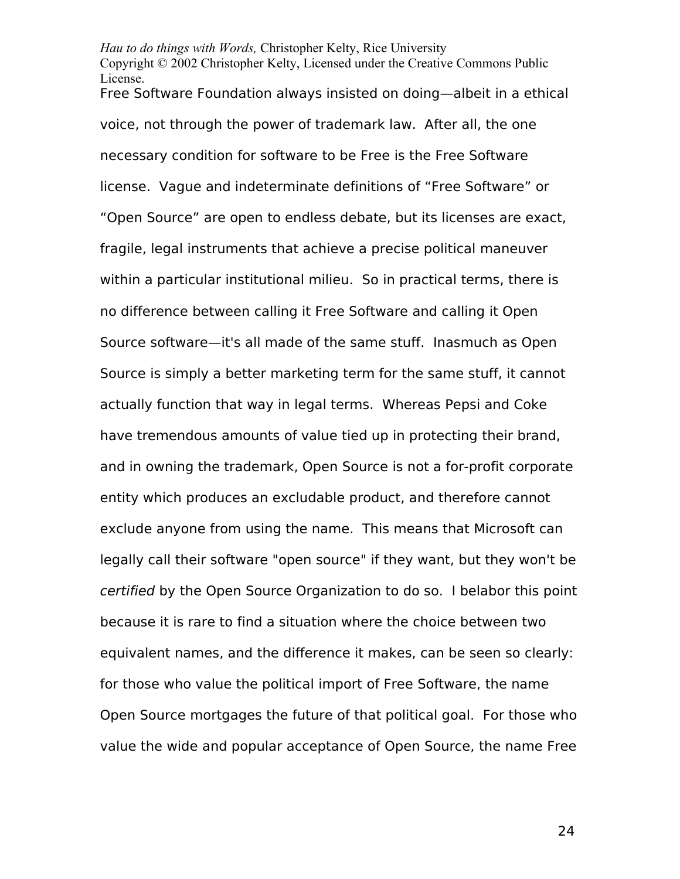Free Software Foundation always insisted on doing—albeit in a ethical voice, not through the power of trademark law. After all, the one necessary condition for software to be Free is the Free Software license. Vague and indeterminate definitions of “Free Software” or “Open Source” are open to endless debate, but its licenses are exact, fragile, legal instruments that achieve a precise political maneuver within a particular institutional milieu. So in practical terms, there is no difference between calling it Free Software and calling it Open Source software—it's all made of the same stuff. Inasmuch as Open Source is simply a better marketing term for the same stuff, it cannot actually function that way in legal terms. Whereas Pepsi and Coke have tremendous amounts of value tied up in protecting their brand, and in owning the trademark, Open Source is not a for-profit corporate entity which produces an excludable product, and therefore cannot exclude anyone from using the name. This means that Microsoft can legally call their software "open source" if they want, but they won't be *certified* by the Open Source Organization to do so. I belabor this point because it is rare to find a situation where the choice between two equivalent names, and the difference it makes, can be seen so clearly: for those who value the political import of Free Software, the name Open Source mortgages the future of that political goal. For those who value the wide and popular acceptance of Open Source, the name Free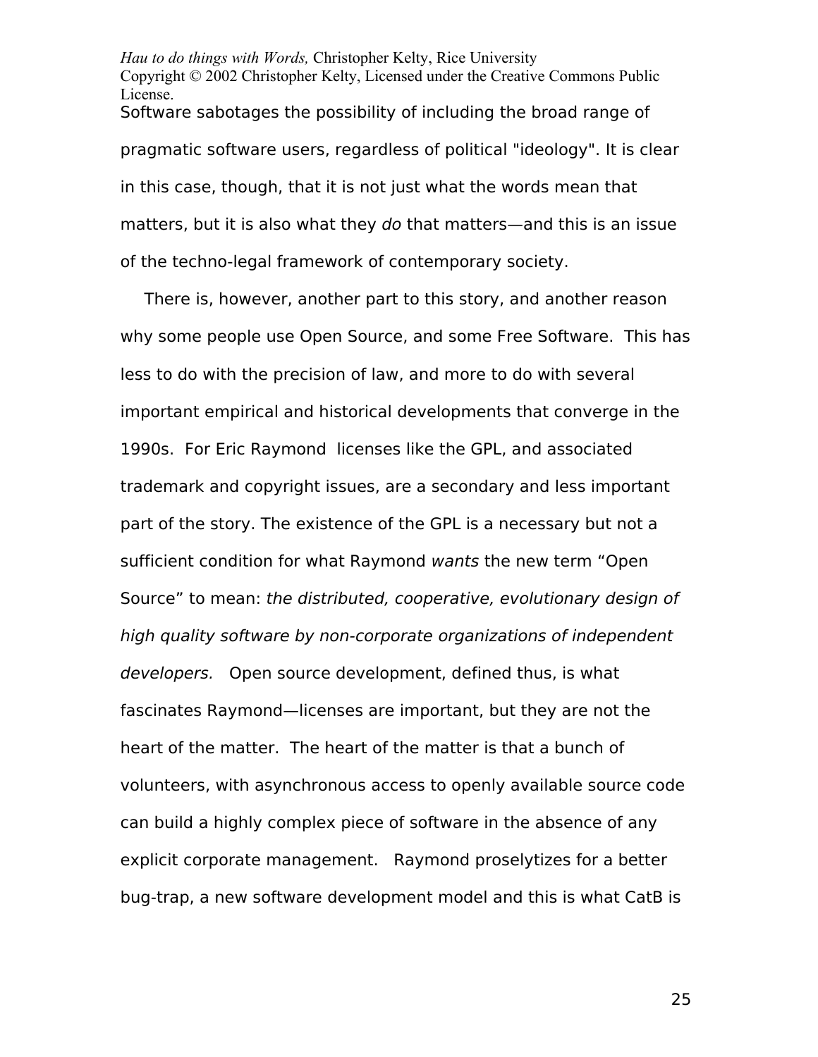Software sabotages the possibility of including the broad range of pragmatic software users, regardless of political "ideology". It is clear in this case, though, that it is not just what the words mean that matters, but it is also what they *do* that matters—and this is an issue of the techno-legal framework of contemporary society.

There is, however, another part to this story, and another reason why some people use Open Source, and some Free Software. This has less to do with the precision of law, and more to do with several important empirical and historical developments that converge in the 1990s. For Eric Raymond licenses like the GPL, and associated trademark and copyright issues, are a secondary and less important part of the story. The existence of the GPL is a necessary but not a sufficient condition for what Raymond *wants* the new term "Open Source" to mean: *the distributed, cooperative, evolutionary design of high quality software by non-corporate organizations of independent developers.* Open source development, defined thus, is what fascinates Raymond—licenses are important, but they are not the heart of the matter. The heart of the matter is that a bunch of volunteers, with asynchronous access to openly available source code can build a highly complex piece of software in the absence of any explicit corporate management. Raymond proselytizes for a better bug-trap, a new software development model and this is what CatB is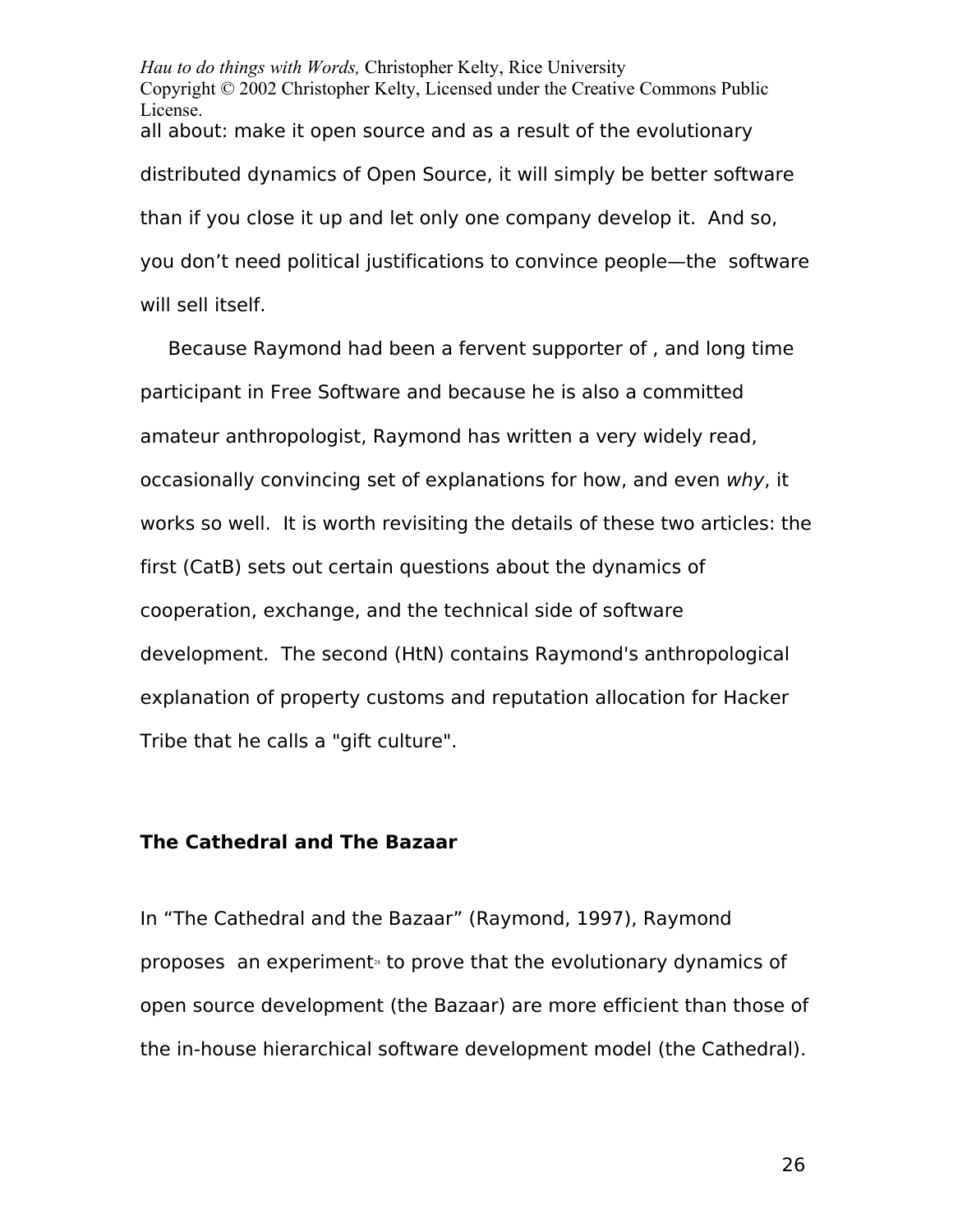all about: make it open source and as a result of the evolutionary distributed dynamics of Open Source, it will simply be better software than if you close it up and let only one company develop it. And so, you don't need political justifications to convince people—the software will sell itself.

Because Raymond had been a fervent supporter of , and long time participant in Free Software and because he is also a committed amateur anthropologist, Raymond has written a very widely read, occasionally convincing set of explanations for how, and even *why*, it works so well. It is worth revisiting the details of these two articles: the first (CatB) sets out certain questions about the dynamics of cooperation, exchange, and the technical side of software development. The second (HtN) contains Raymond's anthropological explanation of property customs and reputation allocation for Hacker Tribe that he calls a "gift culture".

**The Cathedral and The Bazaar**

In "The Cathedral and the Bazaar" (Raymond, 1997), Raymond proposes an experiment[28] to prove that the evolutionary dynamics of open source development (the Bazaar) are more efficient than those of the in-house hierarchical software development model (the Cathedral).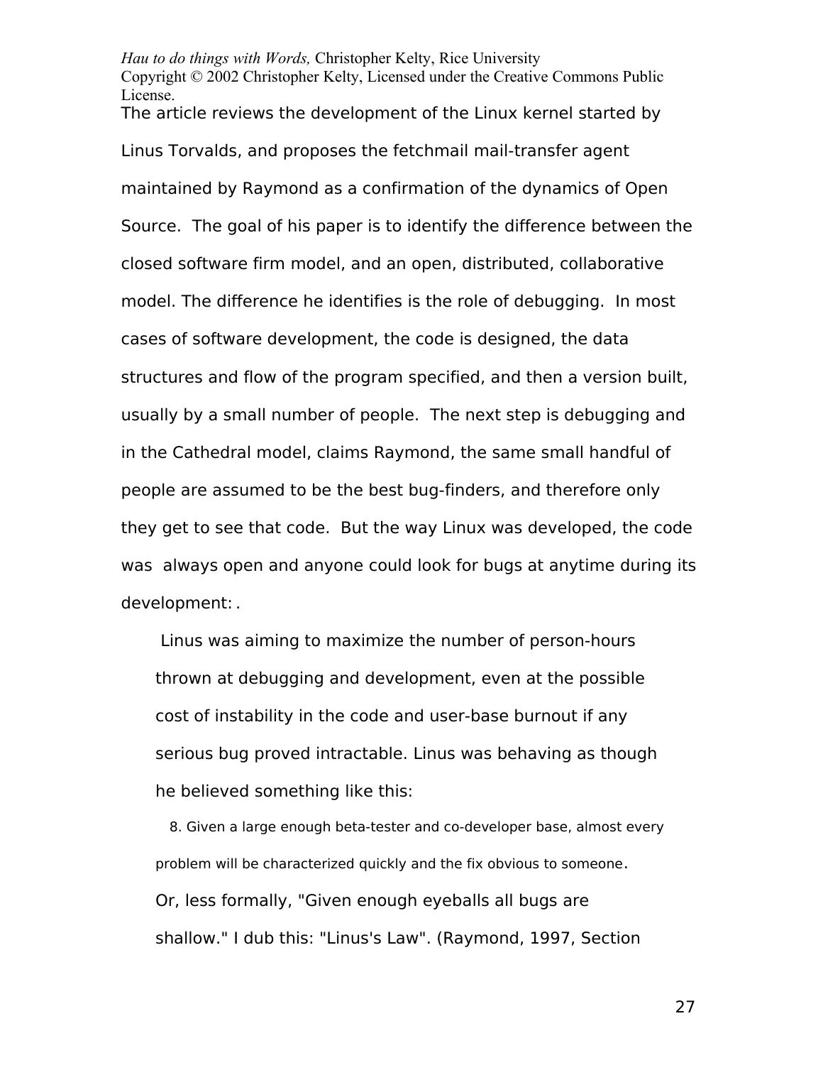The article reviews the development of the Linux kernel started by Linus Torvalds, and proposes the fetchmail mail-transfer agent maintained by Raymond as a confirmation of the dynamics of Open Source. The goal of his paper is to identify the difference between the closed software firm model, and an open, distributed, collaborative model. The difference he identifies is the role of debugging. In most cases of software development, the code is designed, the data structures and flow of the program specified, and then a version built, usually by a small number of people. The next step is debugging and in the Cathedral model, claims Raymond, the same small handful of people are assumed to be the best bug-finders, and therefore only they get to see that code. But the way Linux was developed, the code was always open and anyone could look for bugs at anytime during its development: .

> Linus was aiming to maximize the number of person-hours thrown at debugging and development, even at the possible cost of instability in the code and user-base burnout if any serious bug proved intractable. Linus was behaving as though he believed something like this:
>
> 8. Given a large enough beta-tester and co-developer base, almost every problem will be characterized quickly and the fix obvious to someone.
>
> Or, less formally, "Given enough eyeballs all bugs are shallow." I dub this: "Linus's Law". (Raymond, 1997, Section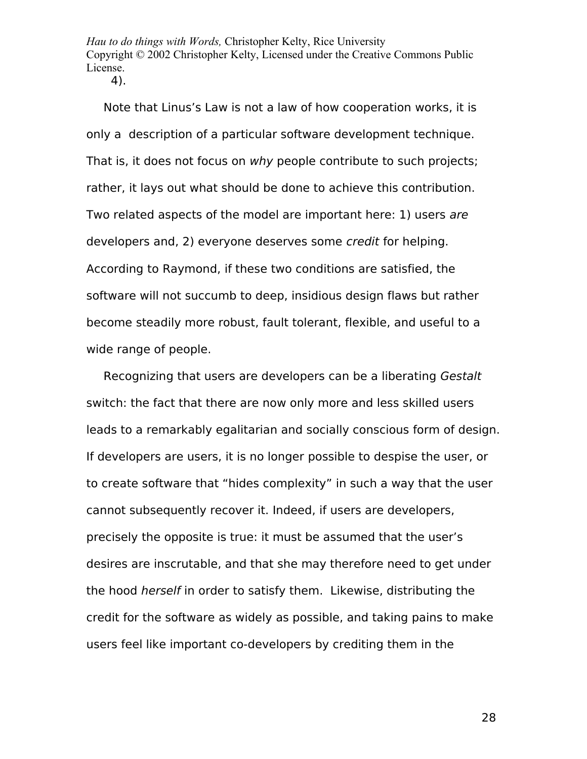4).

Note that Linus's Law is not a law of how cooperation works, it is only a description of a particular software development technique. That is, it does not focus on *why* people contribute to such projects; rather, it lays out what should be done to achieve this contribution. Two related aspects of the model are important here: 1) users *are* developers and, 2) everyone deserves some *credit* for helping. According to Raymond, if these two conditions are satisfied, the software will not succumb to deep, insidious design flaws but rather become steadily more robust, fault tolerant, flexible, and useful to a wide range of people.

Recognizing that users are developers can be a liberating *Gestalt* switch: the fact that there are now only more and less skilled users leads to a remarkably egalitarian and socially conscious form of design. If developers are users, it is no longer possible to despise the user, or to create software that "hides complexity" in such a way that the user cannot subsequently recover it. Indeed, if users are developers, precisely the opposite is true: it must be assumed that the user's desires are inscrutable, and that she may therefore need to get under the hood *herself* in order to satisfy them. Likewise, distributing the credit for the software as widely as possible, and taking pains to make users feel like important co-developers by crediting them in the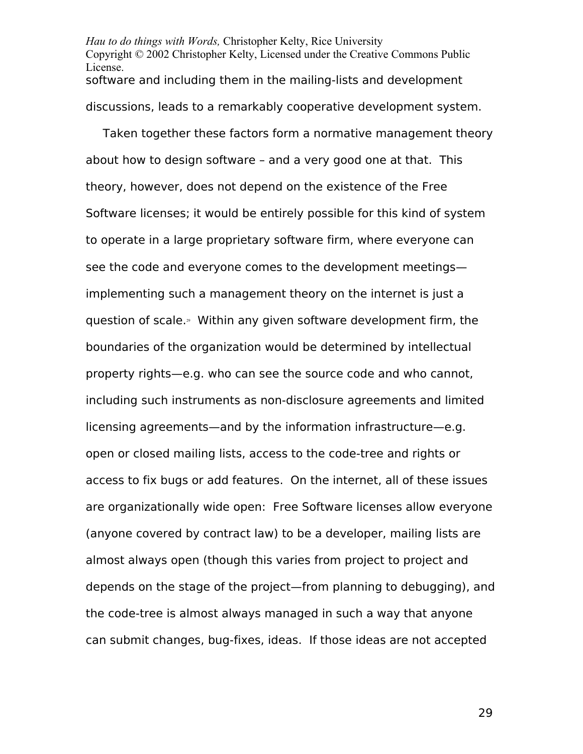software and including them in the mailing-lists and development discussions, leads to a remarkably cooperative development system.

Taken together these factors form a normative management theory about how to design software – and a very good one at that. This theory, however, does not depend on the existence of the Free Software licenses; it would be entirely possible for this kind of system to operate in a large proprietary software firm, where everyone can see the code and everyone comes to the development meetings—implementing such a management theory on the internet is just a question of scale.[29] Within any given software development firm, the boundaries of the organization would be determined by intellectual property rights—e.g. who can see the source code and who cannot, including such instruments as non-disclosure agreements and limited licensing agreements—and by the information infrastructure—e.g. open or closed mailing lists, access to the code-tree and rights or access to fix bugs or add features. On the internet, all of these issues are organizationally wide open: Free Software licenses allow everyone (anyone covered by contract law) to be a developer, mailing lists are almost always open (though this varies from project to project and depends on the stage of the project—from planning to debugging), and the code-tree is almost always managed in such a way that anyone can submit changes, bug-fixes, ideas. If those ideas are not accepted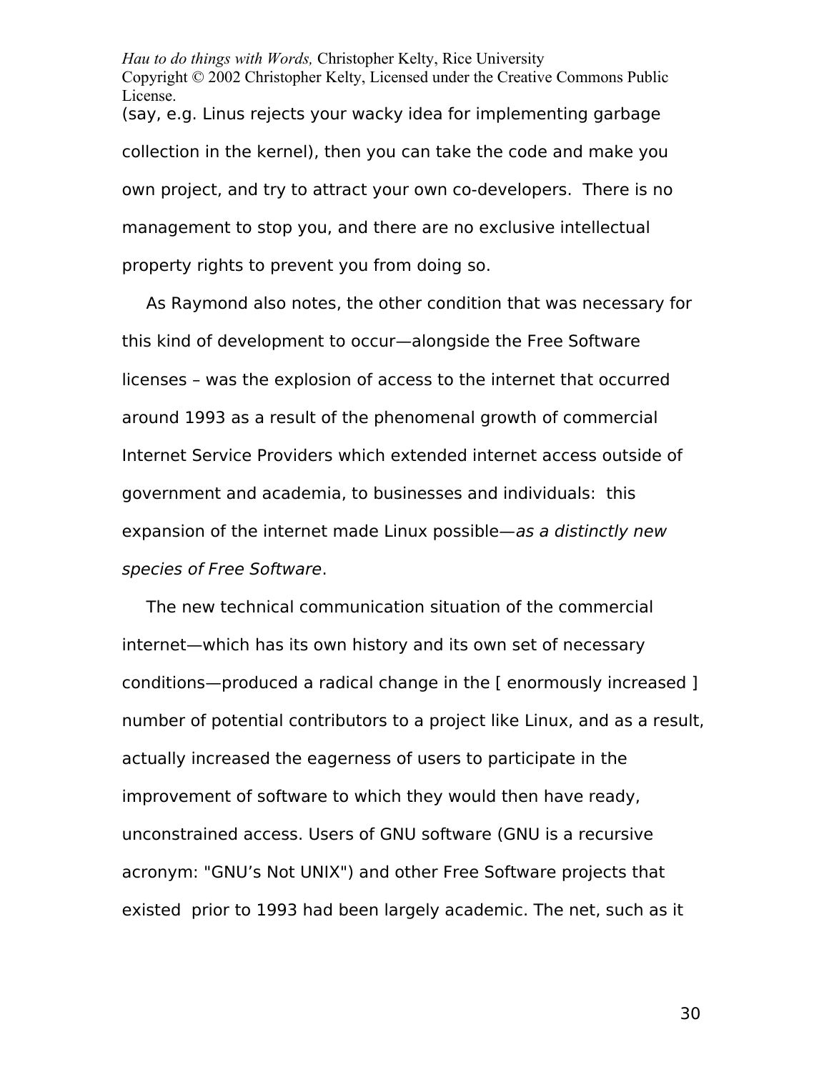(say, e.g. Linus rejects your wacky idea for implementing garbage collection in the kernel), then you can take the code and make you own project, and try to attract your own co-developers.  There is no management to stop you, and there are no exclusive intellectual property rights to prevent you from doing so.

As Raymond also notes, the other condition that was necessary for this kind of development to occur—alongside the Free Software licenses – was the explosion of access to the internet that occurred around 1993 as a result of the phenomenal growth of commercial Internet Service Providers which extended internet access outside of government and academia, to businesses and individuals:  this expansion of the internet made Linux possible—*as a distinctly new species of Free Software*.

The new technical communication situation of the commercial internet—which has its own history and its own set of necessary conditions—produced a radical change in the [ enormously increased ] number of potential contributors to a project like Linux, and as a result, actually increased the eagerness of users to participate in the improvement of software to which they would then have ready, unconstrained access. Users of GNU software (GNU is a recursive acronym: "GNU's Not UNIX") and other Free Software projects that existed  prior to 1993 had been largely academic. The net, such as it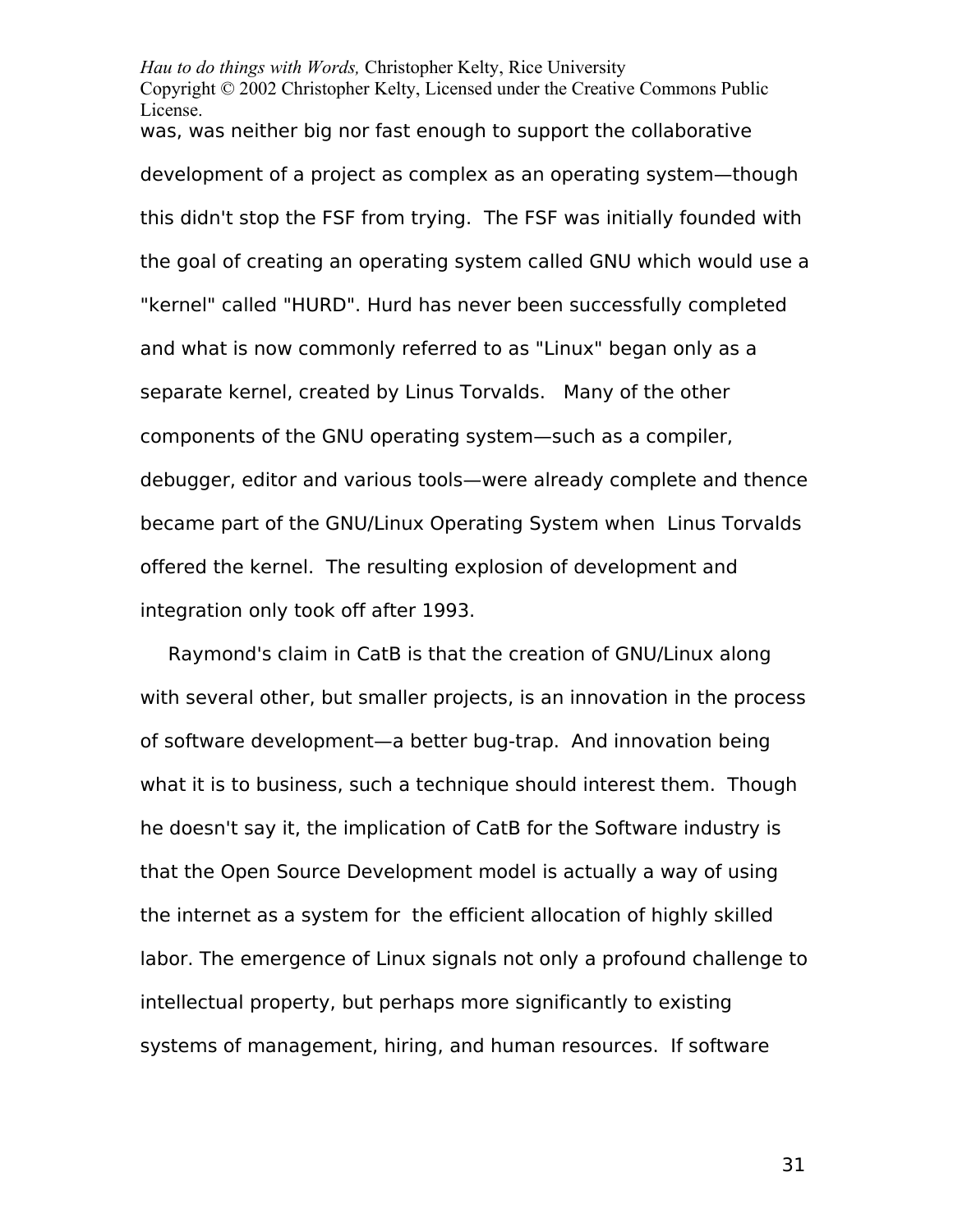was, was neither big nor fast enough to support the collaborative development of a project as complex as an operating system—though this didn't stop the FSF from trying. The FSF was initially founded with the goal of creating an operating system called GNU which would use a "kernel" called "HURD". Hurd has never been successfully completed and what is now commonly referred to as "Linux" began only as a separate kernel, created by Linus Torvalds. Many of the other components of the GNU operating system—such as a compiler, debugger, editor and various tools—were already complete and thence became part of the GNU/Linux Operating System when Linus Torvalds offered the kernel. The resulting explosion of development and integration only took off after 1993.

Raymond's claim in CatB is that the creation of GNU/Linux along with several other, but smaller projects, is an innovation in the process of software development—a better bug-trap. And innovation being what it is to business, such a technique should interest them. Though he doesn't say it, the implication of CatB for the Software industry is that the Open Source Development model is actually a way of using the internet as a system for the efficient allocation of highly skilled labor. The emergence of Linux signals not only a profound challenge to intellectual property, but perhaps more significantly to existing systems of management, hiring, and human resources. If software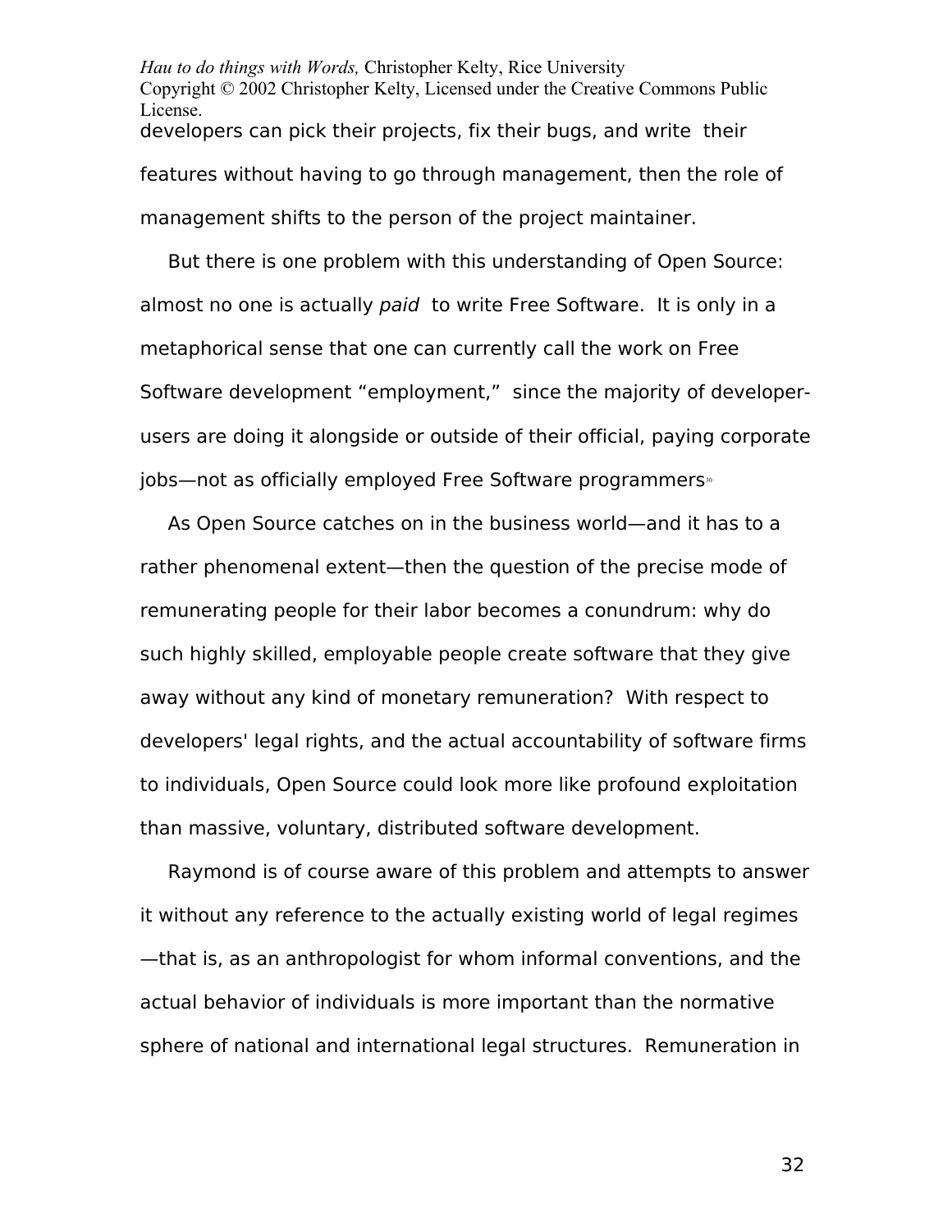developers can pick their projects, fix their bugs, and write their features without having to go through management, then the role of management shifts to the person of the project maintainer.

But there is one problem with this understanding of Open Source: almost no one is actually *paid* to write Free Software. It is only in a metaphorical sense that one can currently call the work on Free Software development "employment," since the majority of developer-users are doing it alongside or outside of their official, paying corporate jobs—not as officially employed Free Software programmers[30]

As Open Source catches on in the business world—and it has to a rather phenomenal extent—then the question of the precise mode of remunerating people for their labor becomes a conundrum: why do such highly skilled, employable people create software that they give away without any kind of monetary remuneration? With respect to developers' legal rights, and the actual accountability of software firms to individuals, Open Source could look more like profound exploitation than massive, voluntary, distributed software development.

Raymond is of course aware of this problem and attempts to answer it without any reference to the actually existing world of legal regimes—that is, as an anthropologist for whom informal conventions, and the actual behavior of individuals is more important than the normative sphere of national and international legal structures. Remuneration in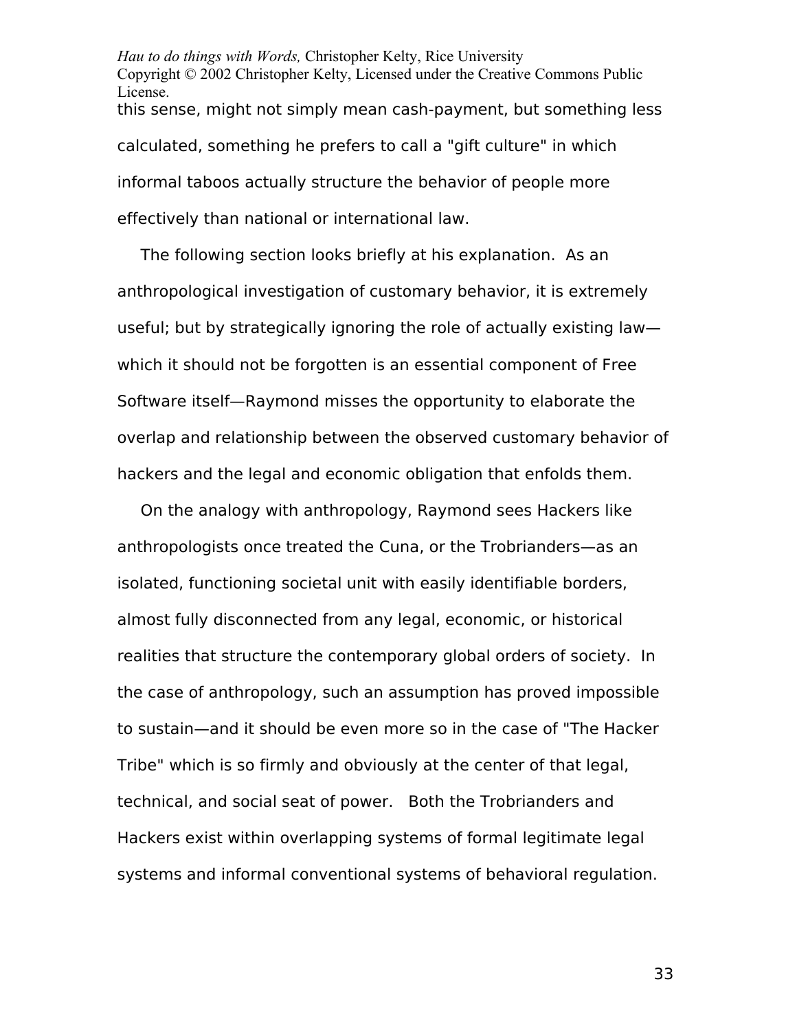this sense, might not simply mean cash-payment, but something less calculated, something he prefers to call a "gift culture" in which informal taboos actually structure the behavior of people more effectively than national or international law.

The following section looks briefly at his explanation. As an anthropological investigation of customary behavior, it is extremely useful; but by strategically ignoring the role of actually existing law—which it should not be forgotten is an essential component of Free Software itself—Raymond misses the opportunity to elaborate the overlap and relationship between the observed customary behavior of hackers and the legal and economic obligation that enfolds them.

On the analogy with anthropology, Raymond sees Hackers like anthropologists once treated the Cuna, or the Trobrianders—as an isolated, functioning societal unit with easily identifiable borders, almost fully disconnected from any legal, economic, or historical realities that structure the contemporary global orders of society. In the case of anthropology, such an assumption has proved impossible to sustain—and it should be even more so in the case of "The Hacker Tribe" which is so firmly and obviously at the center of that legal, technical, and social seat of power. Both the Trobrianders and Hackers exist within overlapping systems of formal legitimate legal systems and informal conventional systems of behavioral regulation.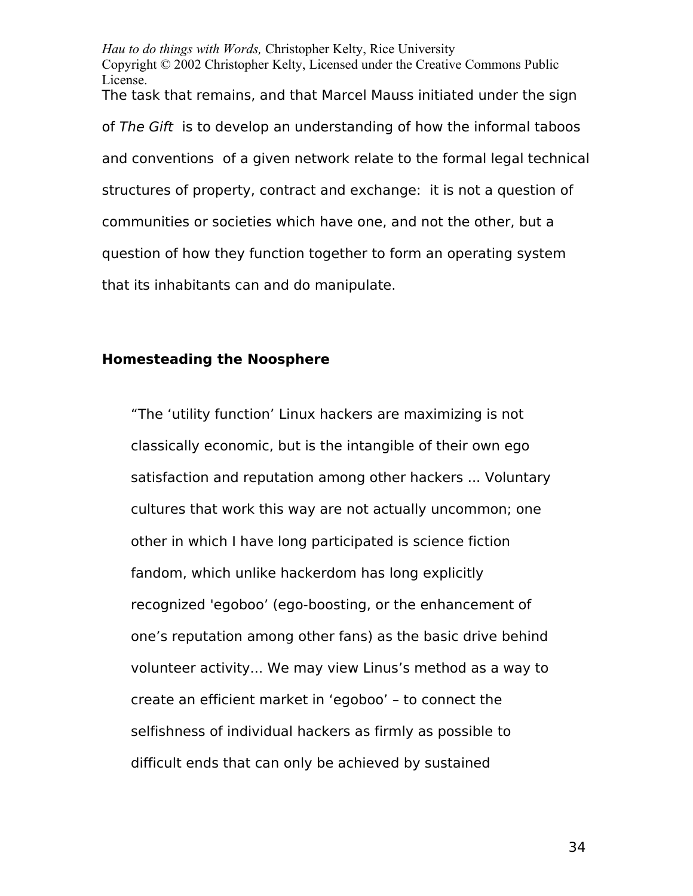The task that remains, and that Marcel Mauss initiated under the sign of *The Gift* is to develop an understanding of how the informal taboos and conventions of a given network relate to the formal legal technical structures of property, contract and exchange: it is not a question of communities or societies which have one, and not the other, but a question of how they function together to form an operating system that its inhabitants can and do manipulate.

### Homesteading the Noosphere

> "The 'utility function' Linux hackers are maximizing is not classically economic, but is the intangible of their own ego satisfaction and reputation among other hackers ... Voluntary cultures that work this way are not actually uncommon; one other in which I have long participated is science fiction fandom, which unlike hackerdom has long explicitly recognized 'egoboo' (ego-boosting, or the enhancement of one's reputation among other fans) as the basic drive behind volunteer activity... We may view Linus's method as a way to create an efficient market in 'egoboo' – to connect the selfishness of individual hackers as firmly as possible to difficult ends that can only be achieved by sustained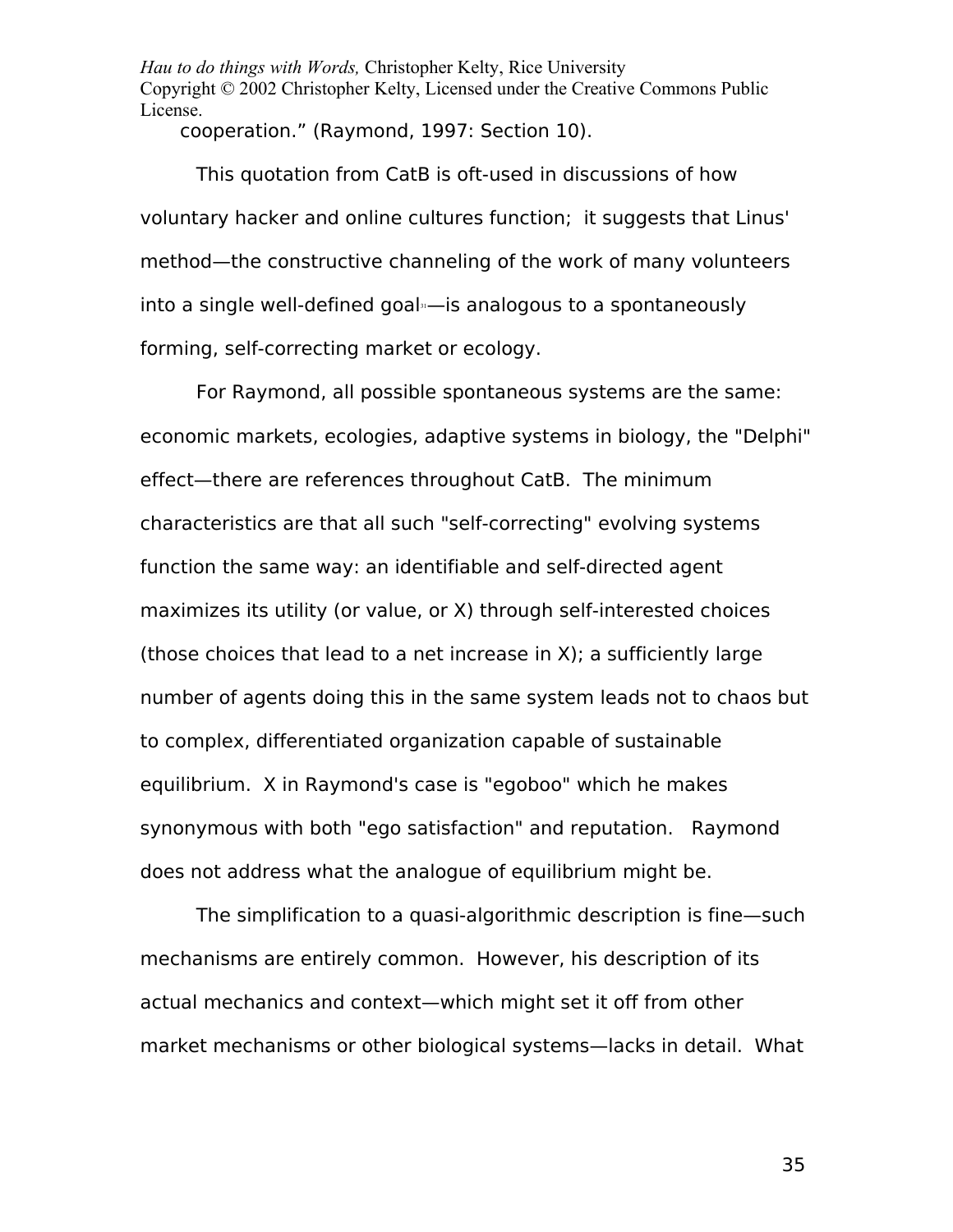cooperation." (Raymond, 1997: Section 10).

This quotation from CatB is oft-used in discussions of how voluntary hacker and online cultures function; it suggests that Linus' method—the constructive channeling of the work of many volunteers into a single well-defined goal[31]—is analogous to a spontaneously forming, self-correcting market or ecology.

For Raymond, all possible spontaneous systems are the same: economic markets, ecologies, adaptive systems in biology, the "Delphi" effect—there are references throughout CatB. The minimum characteristics are that all such "self-correcting" evolving systems function the same way: an identifiable and self-directed agent maximizes its utility (or value, or X) through self-interested choices (those choices that lead to a net increase in X); a sufficiently large number of agents doing this in the same system leads not to chaos but to complex, differentiated organization capable of sustainable equilibrium. X in Raymond's case is "egoboo" which he makes synonymous with both "ego satisfaction" and reputation. Raymond does not address what the analogue of equilibrium might be.

The simplification to a quasi-algorithmic description is fine—such mechanisms are entirely common. However, his description of its actual mechanics and context—which might set it off from other market mechanisms or other biological systems—lacks in detail. What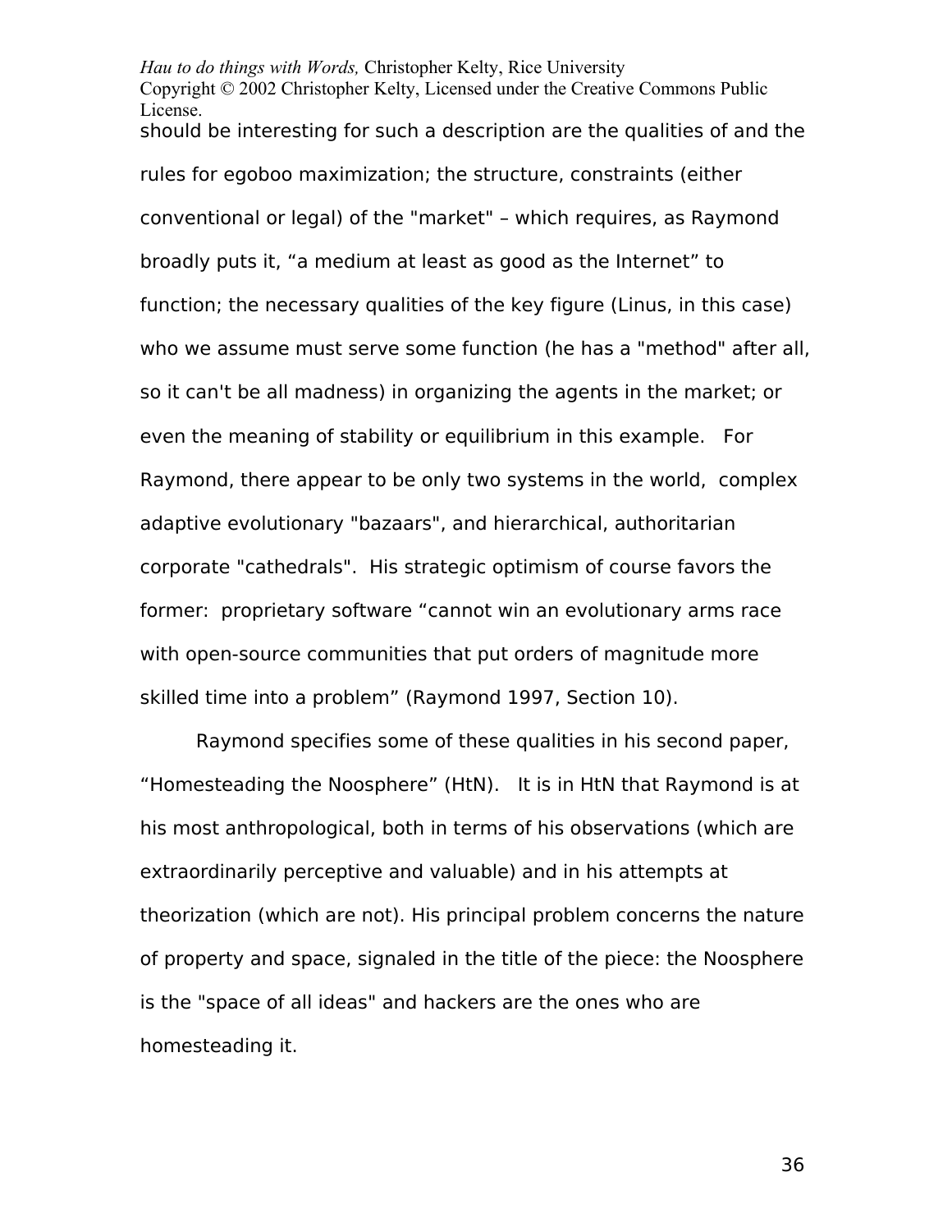should be interesting for such a description are the qualities of and the rules for egoboo maximization; the structure, constraints (either conventional or legal) of the "market" – which requires, as Raymond broadly puts it, “a medium at least as good as the Internet” to function; the necessary qualities of the key figure (Linus, in this case) who we assume must serve some function (he has a "method" after all, so it can't be all madness) in organizing the agents in the market; or even the meaning of stability or equilibrium in this example. For Raymond, there appear to be only two systems in the world, complex adaptive evolutionary "bazaars", and hierarchical, authoritarian corporate "cathedrals". His strategic optimism of course favors the former: proprietary software “cannot win an evolutionary arms race with open-source communities that put orders of magnitude more skilled time into a problem” (Raymond 1997, Section 10).

Raymond specifies some of these qualities in his second paper, “Homesteading the Noosphere” (HtN). It is in HtN that Raymond is at his most anthropological, both in terms of his observations (which are extraordinarily perceptive and valuable) and in his attempts at theorization (which are not). His principal problem concerns the nature of property and space, signaled in the title of the piece: the Noosphere is the "space of all ideas" and hackers are the ones who are homesteading it.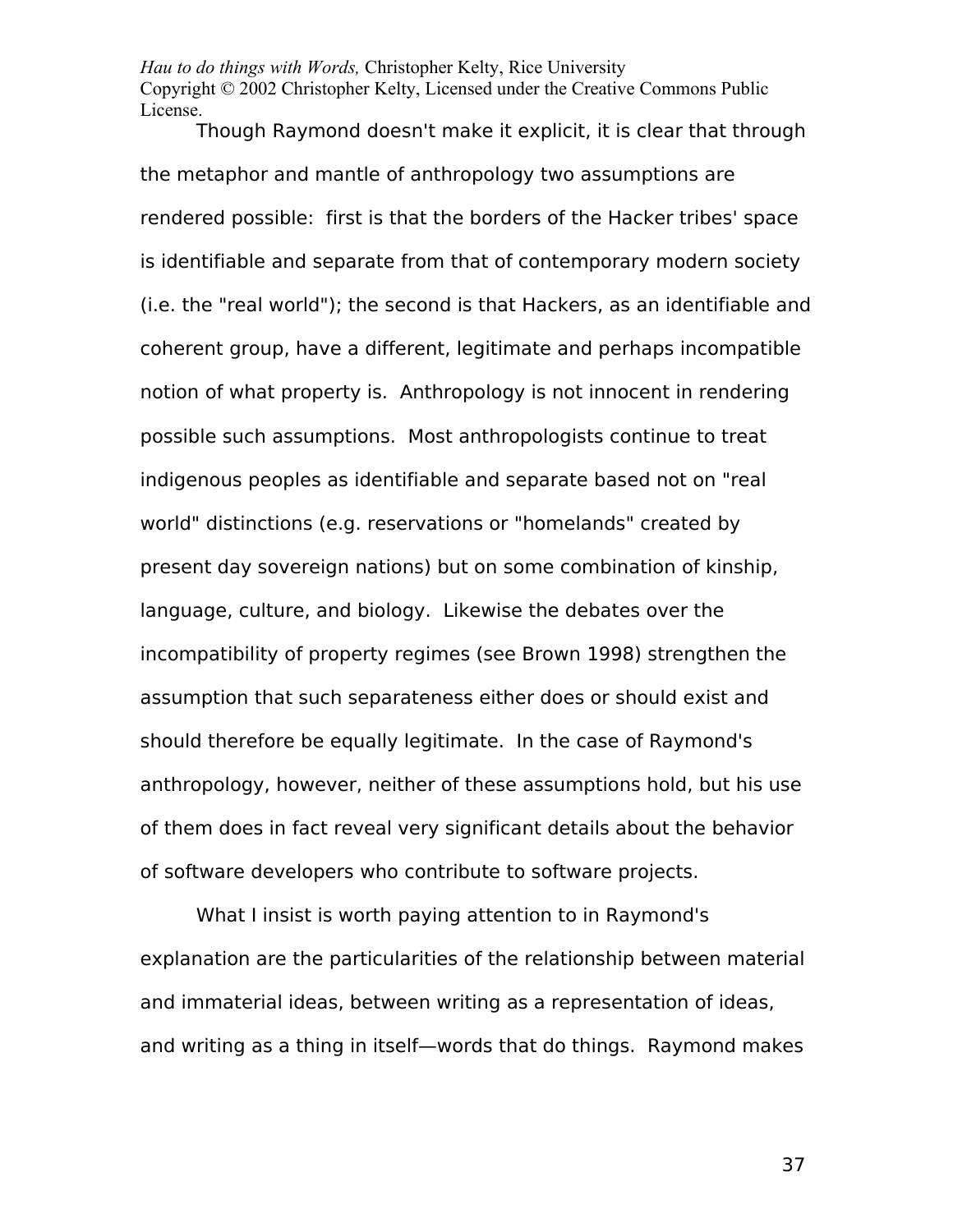Though Raymond doesn't make it explicit, it is clear that through the metaphor and mantle of anthropology two assumptions are rendered possible: first is that the borders of the Hacker tribes' space is identifiable and separate from that of contemporary modern society (i.e. the "real world"); the second is that Hackers, as an identifiable and coherent group, have a different, legitimate and perhaps incompatible notion of what property is. Anthropology is not innocent in rendering possible such assumptions. Most anthropologists continue to treat indigenous peoples as identifiable and separate based not on "real world" distinctions (e.g. reservations or "homelands" created by present day sovereign nations) but on some combination of kinship, language, culture, and biology. Likewise the debates over the incompatibility of property regimes (see Brown 1998) strengthen the assumption that such separateness either does or should exist and should therefore be equally legitimate. In the case of Raymond's anthropology, however, neither of these assumptions hold, but his use of them does in fact reveal very significant details about the behavior of software developers who contribute to software projects.

What I insist is worth paying attention to in Raymond's explanation are the particularities of the relationship between material and immaterial ideas, between writing as a representation of ideas, and writing as a thing in itself—words that do things. Raymond makes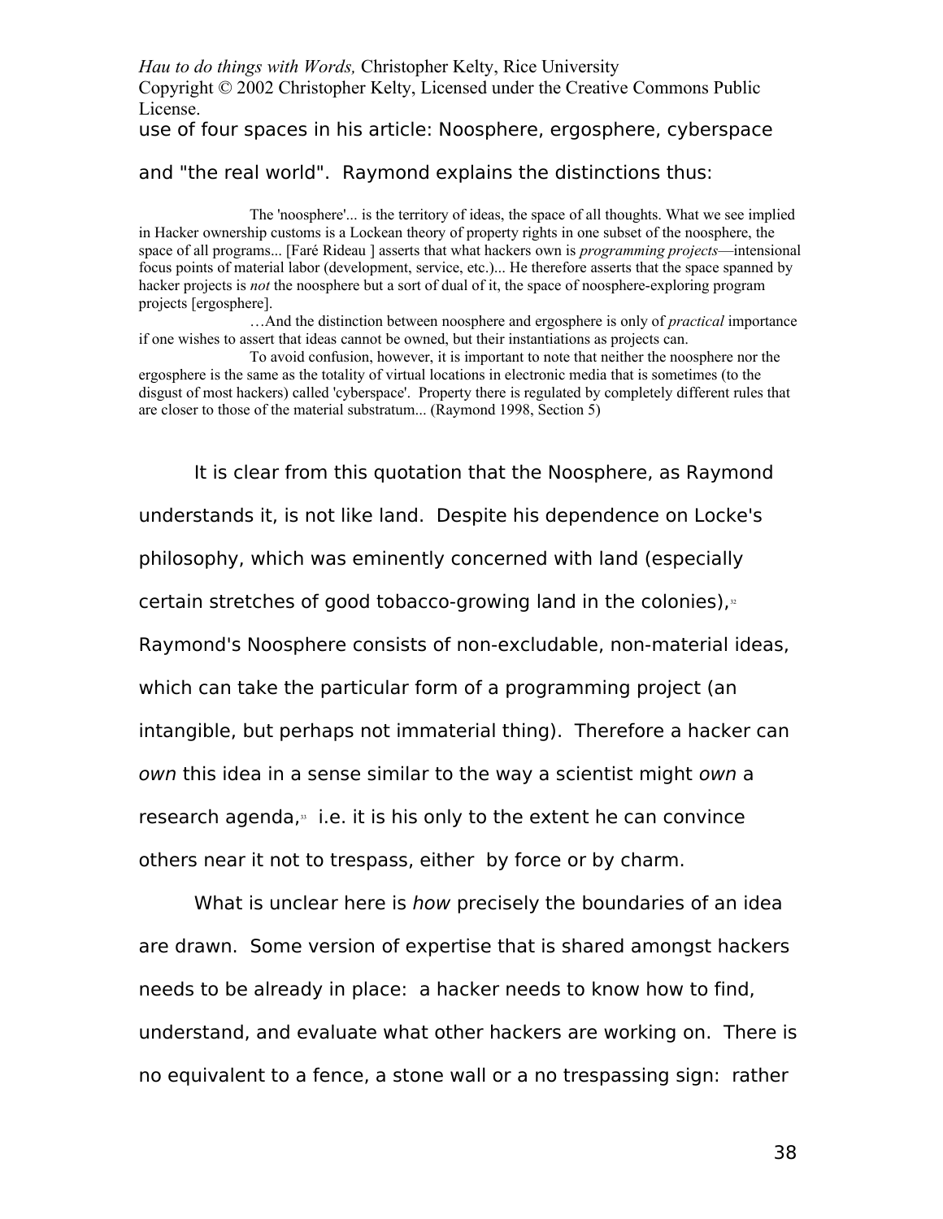use of four spaces in his article: Noosphere, ergosphere, cyberspace and "the real world". Raymond explains the distinctions thus:

> The 'noosphere'... is the territory of ideas, the space of all thoughts. What we see implied in Hacker ownership customs is a Lockean theory of property rights in one subset of the noosphere, the space of all programs... [Faré Rideau ] asserts that what hackers own is *programming projects*—intensional focus points of material labor (development, service, etc.)... He therefore asserts that the space spanned by hacker projects is *not* the noosphere but a sort of dual of it, the space of noosphere-exploring program projects [ergosphere].
>
> …And the distinction between noosphere and ergosphere is only of *practical* importance if one wishes to assert that ideas cannot be owned, but their instantiations as projects can.
>
> To avoid confusion, however, it is important to note that neither the noosphere nor the ergosphere is the same as the totality of virtual locations in electronic media that is sometimes (to the disgust of most hackers) called 'cyberspace'. Property there is regulated by completely different rules that are closer to those of the material substratum... (Raymond 1998, Section 5)

It is clear from this quotation that the Noosphere, as Raymond understands it, is not like land. Despite his dependence on Locke's philosophy, which was eminently concerned with land (especially certain stretches of good tobacco-growing land in the colonies),[32] Raymond's Noosphere consists of non-excludable, non-material ideas, which can take the particular form of a programming project (an intangible, but perhaps not immaterial thing). Therefore a hacker can *own* this idea in a sense similar to the way a scientist might *own* a research agenda,[33] i.e. it is his only to the extent he can convince others near it not to trespass, either by force or by charm.

What is unclear here is *how* precisely the boundaries of an idea are drawn. Some version of expertise that is shared amongst hackers needs to be already in place: a hacker needs to know how to find, understand, and evaluate what other hackers are working on. There is no equivalent to a fence, a stone wall or a no trespassing sign: rather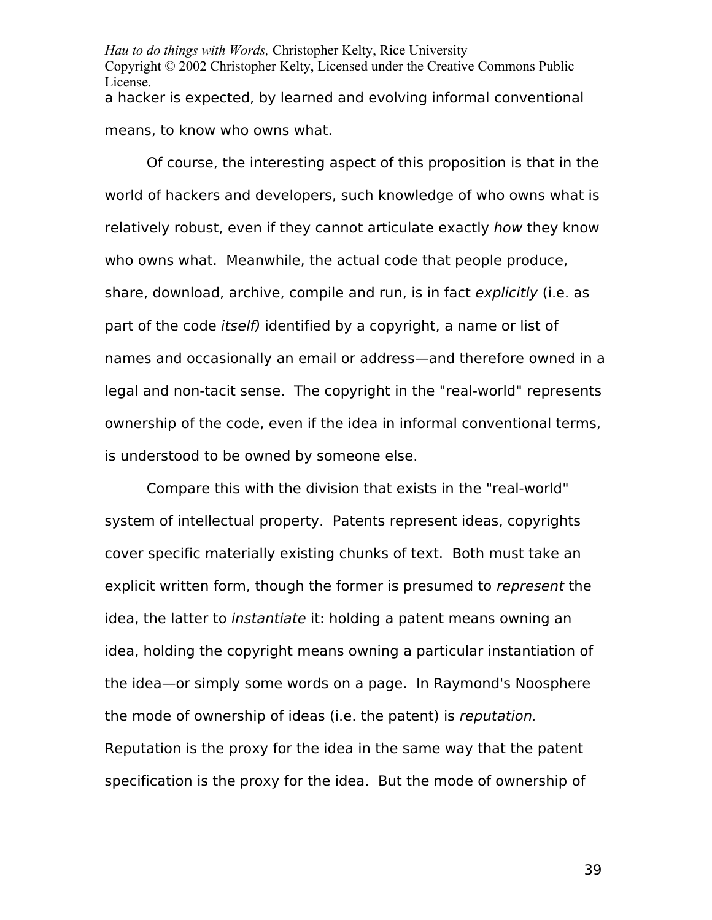a hacker is expected, by learned and evolving informal conventional means, to know who owns what.

Of course, the interesting aspect of this proposition is that in the world of hackers and developers, such knowledge of who owns what is relatively robust, even if they cannot articulate exactly *how* they know who owns what. Meanwhile, the actual code that people produce, share, download, archive, compile and run, is in fact *explicitly* (i.e. as part of the code *itself)* identified by a copyright, a name or list of names and occasionally an email or address—and therefore owned in a legal and non-tacit sense. The copyright in the "real-world" represents ownership of the code, even if the idea in informal conventional terms, is understood to be owned by someone else.

Compare this with the division that exists in the "real-world" system of intellectual property. Patents represent ideas, copyrights cover specific materially existing chunks of text. Both must take an explicit written form, though the former is presumed to *represent* the idea, the latter to *instantiate* it: holding a patent means owning an idea, holding the copyright means owning a particular instantiation of the idea—or simply some words on a page. In Raymond's Noosphere the mode of ownership of ideas (i.e. the patent) is *reputation.* Reputation is the proxy for the idea in the same way that the patent specification is the proxy for the idea. But the mode of ownership of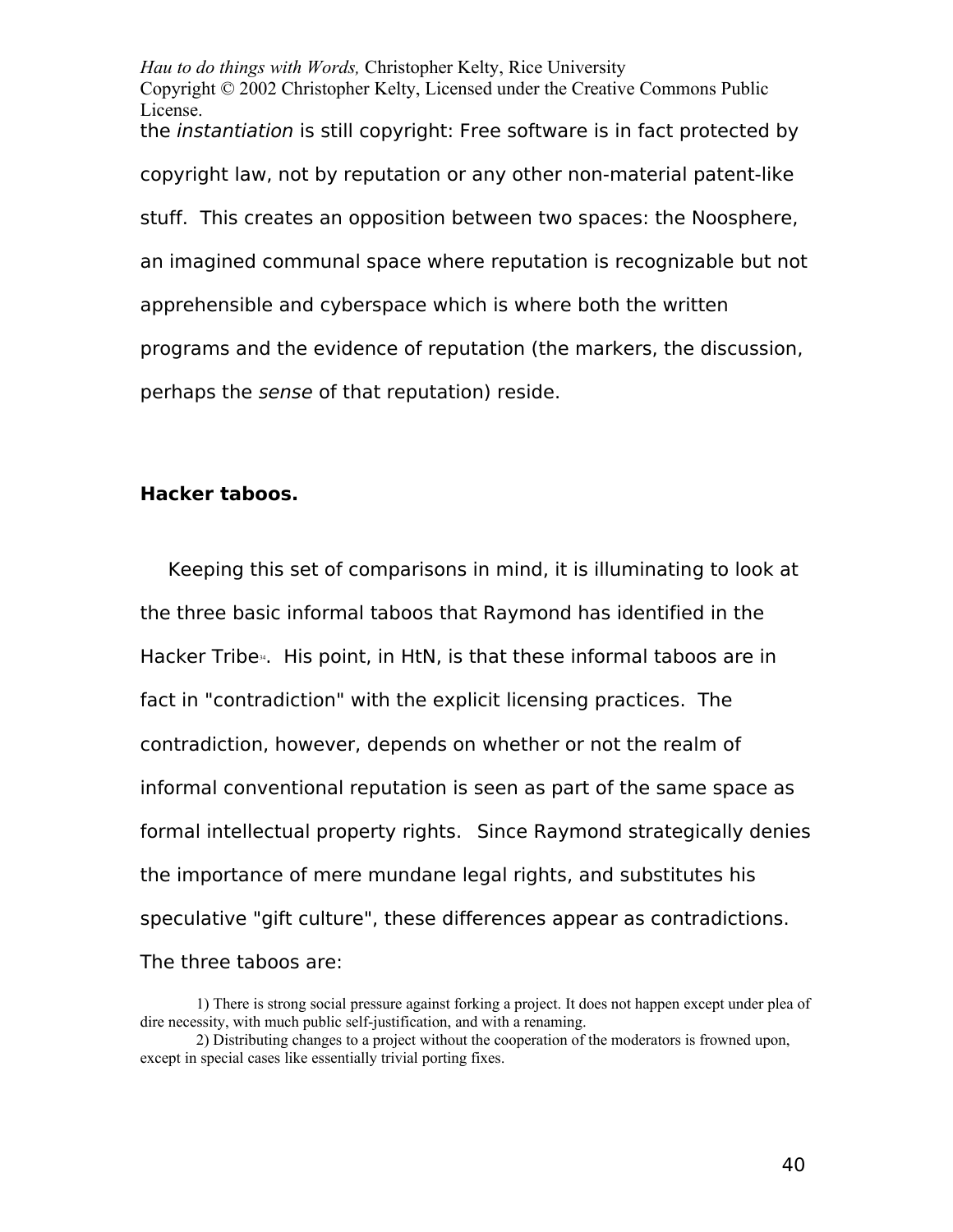the *instantiation* is still copyright: Free software is in fact protected by copyright law, not by reputation or any other non-material patent-like stuff. This creates an opposition between two spaces: the Noosphere, an imagined communal space where reputation is recognizable but not apprehensible and cyberspace which is where both the written programs and the evidence of reputation (the markers, the discussion, perhaps the *sense* of that reputation) reside.

**Hacker taboos.**

Keeping this set of comparisons in mind, it is illuminating to look at the three basic informal taboos that Raymond has identified in the Hacker Tribe[34]. His point, in HtN, is that these informal taboos are in fact in "contradiction" with the explicit licensing practices. The contradiction, however, depends on whether or not the realm of informal conventional reputation is seen as part of the same space as formal intellectual property rights. Since Raymond strategically denies the importance of mere mundane legal rights, and substitutes his speculative "gift culture", these differences appear as contradictions. The three taboos are:

> 1) There is strong social pressure against forking a project. It does not happen except under plea of dire necessity, with much public self-justification, and with a renaming.
>
> 2) Distributing changes to a project without the cooperation of the moderators is frowned upon, except in special cases like essentially trivial porting fixes.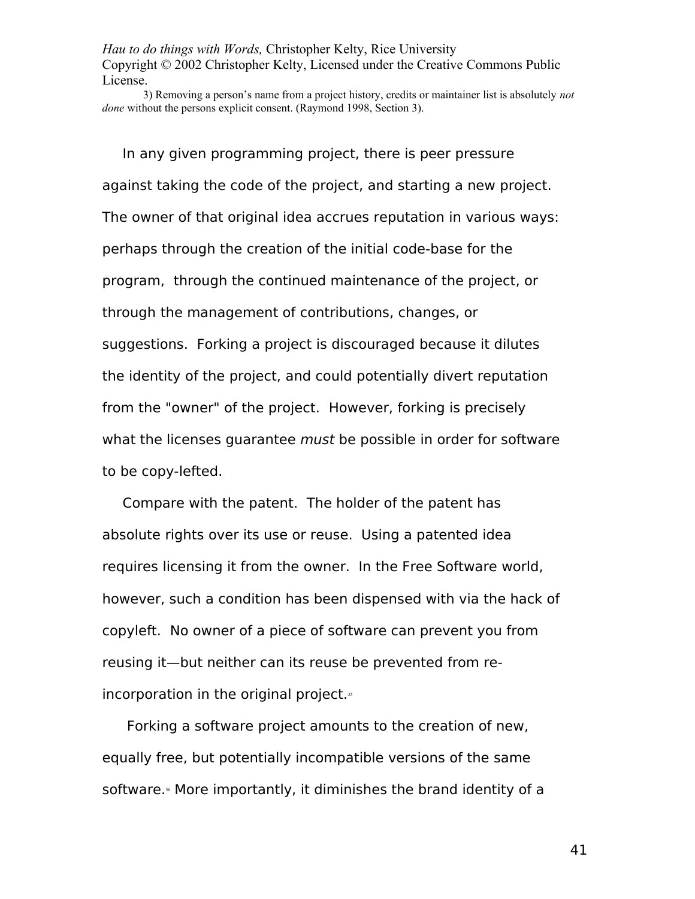3) Removing a person's name from a project history, credits or maintainer list is absolutely *not done* without the persons explicit consent. (Raymond 1998, Section 3).

In any given programming project, there is peer pressure against taking the code of the project, and starting a new project. The owner of that original idea accrues reputation in various ways: perhaps through the creation of the initial code-base for the program, through the continued maintenance of the project, or through the management of contributions, changes, or suggestions. Forking a project is discouraged because it dilutes the identity of the project, and could potentially divert reputation from the "owner" of the project. However, forking is precisely what the licenses guarantee *must* be possible in order for software to be copy-lefted.

Compare with the patent. The holder of the patent has absolute rights over its use or reuse. Using a patented idea requires licensing it from the owner. In the Free Software world, however, such a condition has been dispensed with via the hack of copyleft. No owner of a piece of software can prevent you from reusing it—but neither can its reuse be prevented from re-incorporation in the original project.[35]

Forking a software project amounts to the creation of new, equally free, but potentially incompatible versions of the same software.[36] More importantly, it diminishes the brand identity of a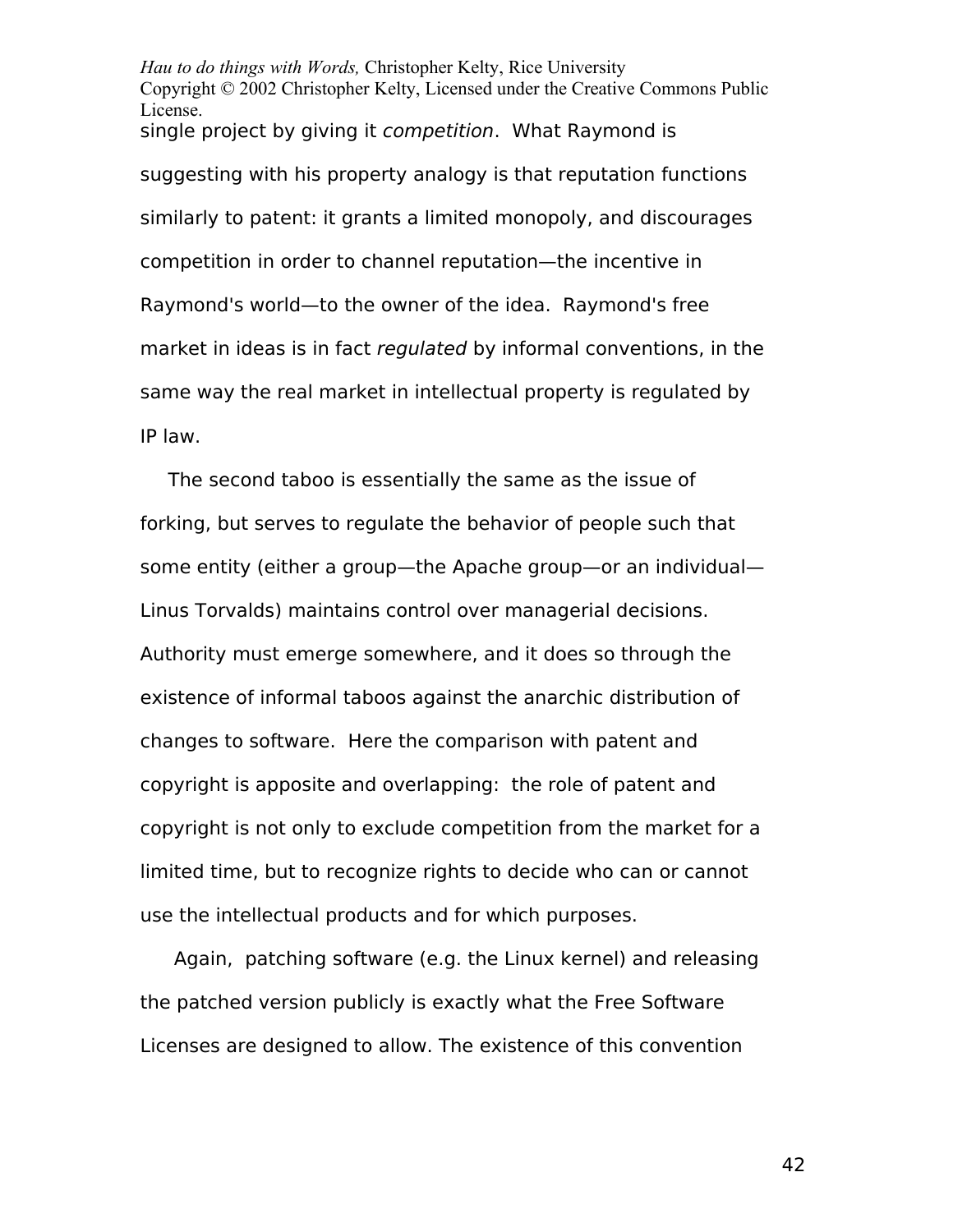single project by giving it *competition*. What Raymond is suggesting with his property analogy is that reputation functions similarly to patent: it grants a limited monopoly, and discourages competition in order to channel reputation—the incentive in Raymond's world—to the owner of the idea. Raymond's free market in ideas is in fact *regulated* by informal conventions, in the same way the real market in intellectual property is regulated by IP law.

The second taboo is essentially the same as the issue of forking, but serves to regulate the behavior of people such that some entity (either a group—the Apache group—or an individual—Linus Torvalds) maintains control over managerial decisions. Authority must emerge somewhere, and it does so through the existence of informal taboos against the anarchic distribution of changes to software. Here the comparison with patent and copyright is apposite and overlapping: the role of patent and copyright is not only to exclude competition from the market for a limited time, but to recognize rights to decide who can or cannot use the intellectual products and for which purposes.

Again, patching software (e.g. the Linux kernel) and releasing the patched version publicly is exactly what the Free Software Licenses are designed to allow. The existence of this convention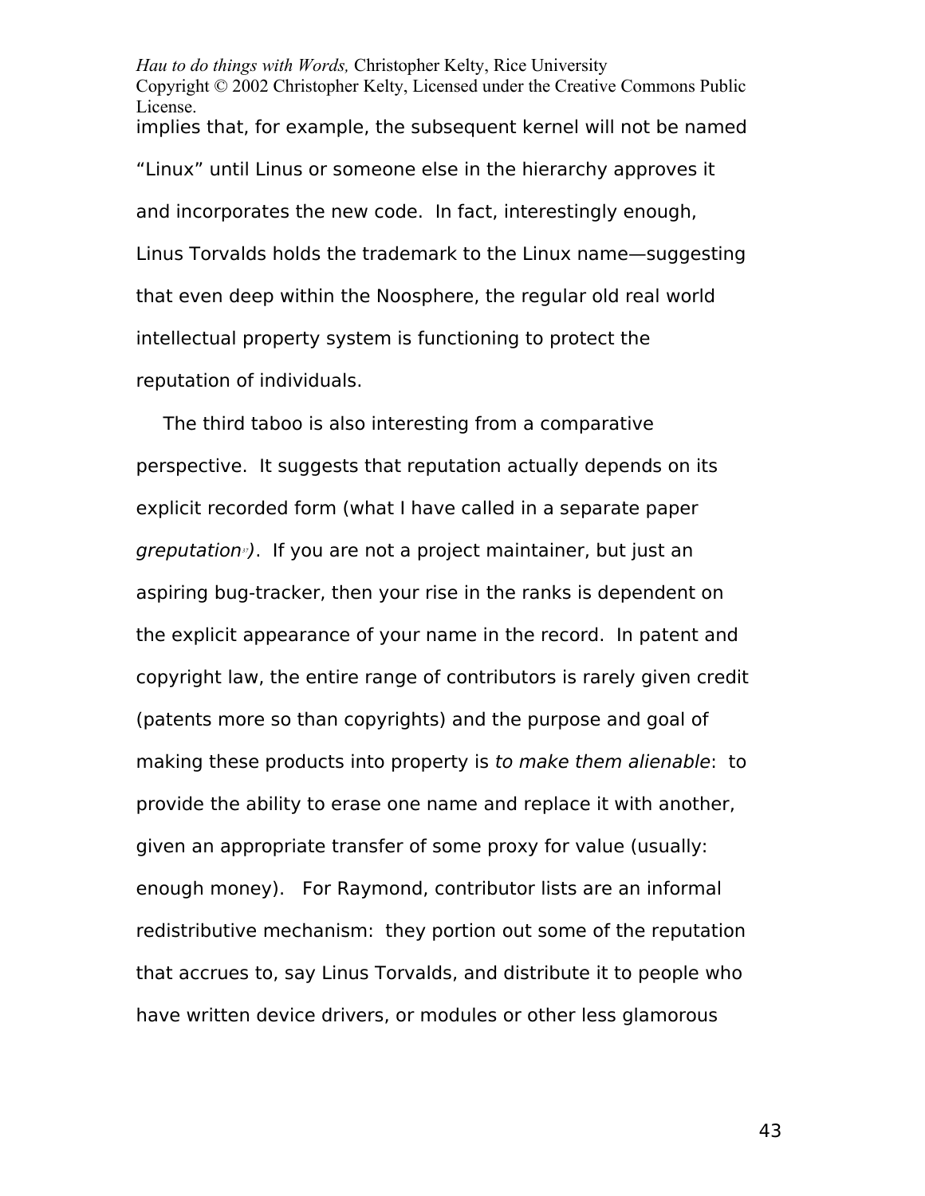implies that, for example, the subsequent kernel will not be named "Linux" until Linus or someone else in the hierarchy approves it and incorporates the new code. In fact, interestingly enough, Linus Torvalds holds the trademark to the Linux name—suggesting that even deep within the Noosphere, the regular old real world intellectual property system is functioning to protect the reputation of individuals.

The third taboo is also interesting from a comparative perspective. It suggests that reputation actually depends on its explicit recorded form (what I have called in a separate paper *greputation*[37]). If you are not a project maintainer, but just an aspiring bug-tracker, then your rise in the ranks is dependent on the explicit appearance of your name in the record. In patent and copyright law, the entire range of contributors is rarely given credit (patents more so than copyrights) and the purpose and goal of making these products into property is *to make them alienable*: to provide the ability to erase one name and replace it with another, given an appropriate transfer of some proxy for value (usually: enough money). For Raymond, contributor lists are an informal redistributive mechanism: they portion out some of the reputation that accrues to, say Linus Torvalds, and distribute it to people who have written device drivers, or modules or other less glamorous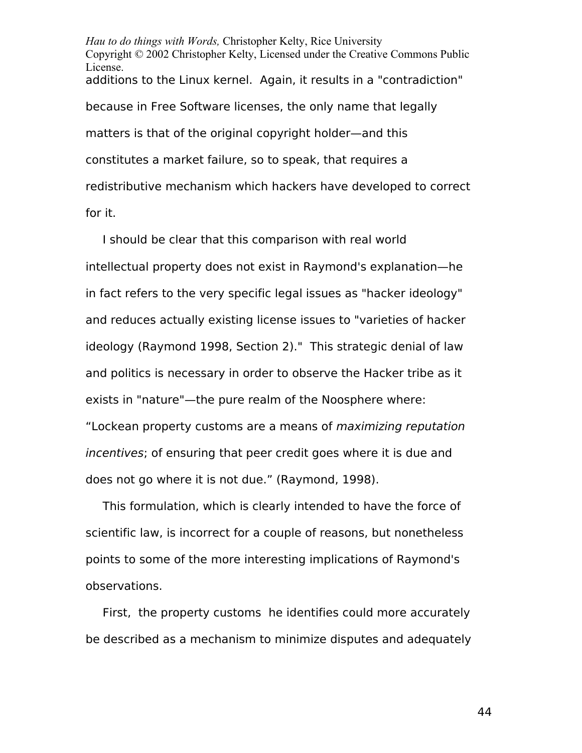additions to the Linux kernel. Again, it results in a "contradiction" because in Free Software licenses, the only name that legally matters is that of the original copyright holder—and this constitutes a market failure, so to speak, that requires a redistributive mechanism which hackers have developed to correct for it.

I should be clear that this comparison with real world intellectual property does not exist in Raymond's explanation—he in fact refers to the very specific legal issues as "hacker ideology" and reduces actually existing license issues to "varieties of hacker ideology (Raymond 1998, Section 2)." This strategic denial of law and politics is necessary in order to observe the Hacker tribe as it exists in "nature"—the pure realm of the Noosphere where: “Lockean property customs are a means of *maximizing reputation incentives*; of ensuring that peer credit goes where it is due and does not go where it is not due.” (Raymond, 1998).

This formulation, which is clearly intended to have the force of scientific law, is incorrect for a couple of reasons, but nonetheless points to some of the more interesting implications of Raymond's observations.

First, the property customs he identifies could more accurately be described as a mechanism to minimize disputes and adequately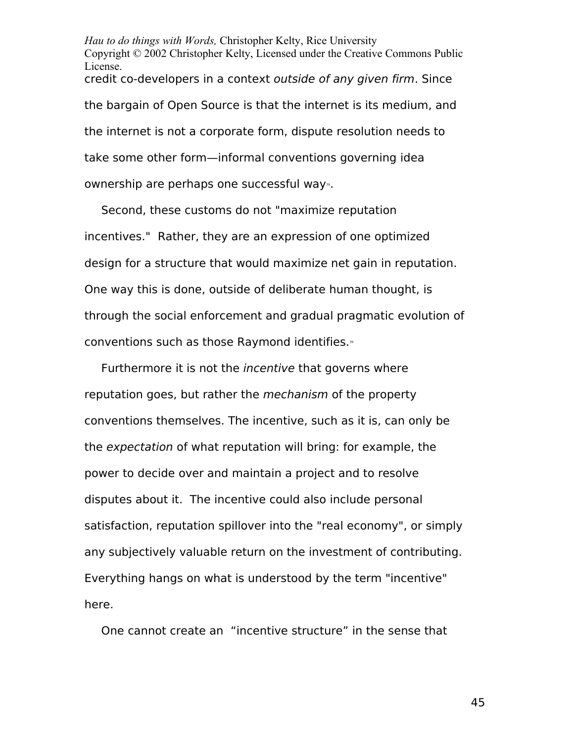credit co-developers in a context *outside of any given firm*. Since the bargain of Open Source is that the internet is its medium, and the internet is not a corporate form, dispute resolution needs to take some other form—informal conventions governing idea ownership are perhaps one successful way[38].

Second, these customs do not "maximize reputation incentives." Rather, they are an expression of one optimized design for a structure that would maximize net gain in reputation. One way this is done, outside of deliberate human thought, is through the social enforcement and gradual pragmatic evolution of conventions such as those Raymond identifies.[39]

Furthermore it is not the *incentive* that governs where reputation goes, but rather the *mechanism* of the property conventions themselves. The incentive, such as it is, can only be the *expectation* of what reputation will bring: for example, the power to decide over and maintain a project and to resolve disputes about it. The incentive could also include personal satisfaction, reputation spillover into the "real economy", or simply any subjectively valuable return on the investment of contributing. Everything hangs on what is understood by the term "incentive" here.

One cannot create an "incentive structure" in the sense that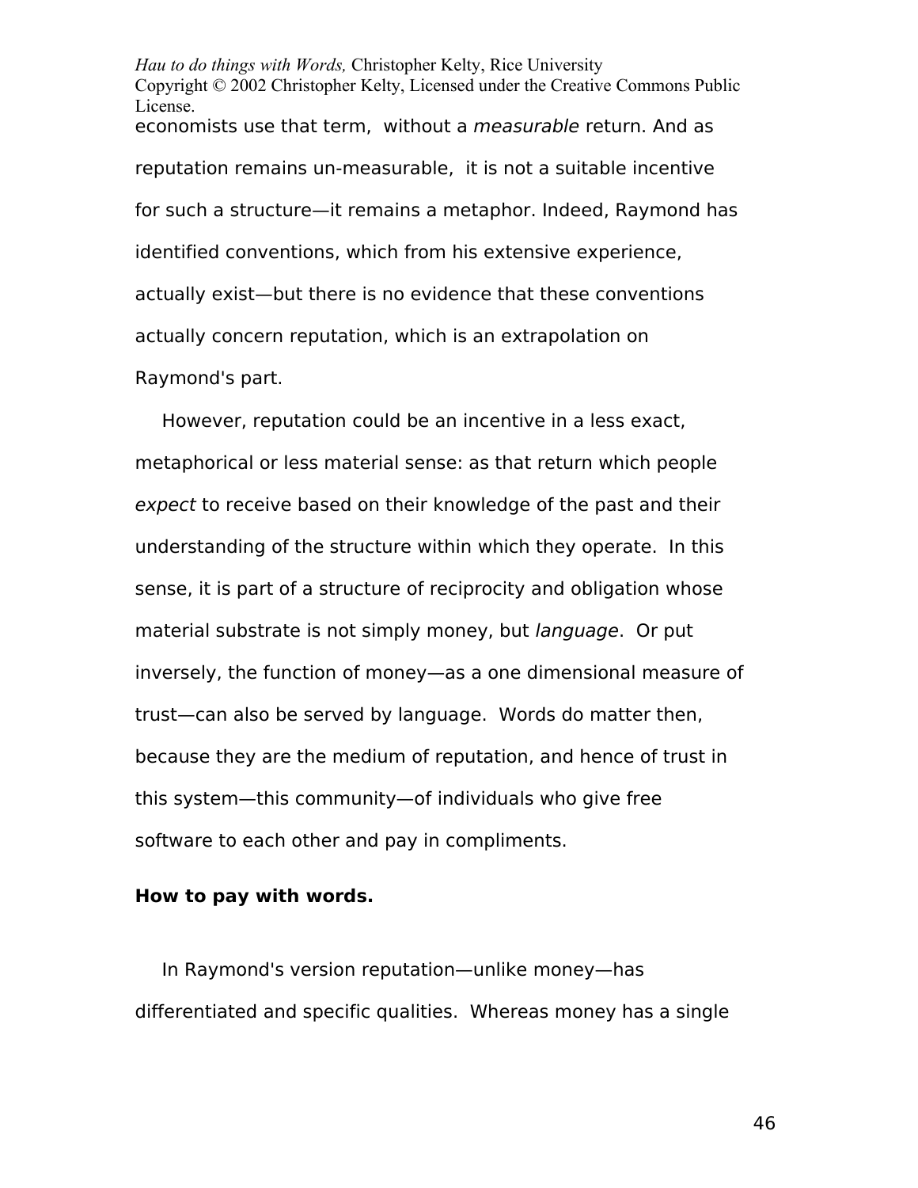economists use that term, without a *measurable* return. And as reputation remains un-measurable, it is not a suitable incentive for such a structure—it remains a metaphor. Indeed, Raymond has identified conventions, which from his extensive experience, actually exist—but there is no evidence that these conventions actually concern reputation, which is an extrapolation on Raymond's part.

However, reputation could be an incentive in a less exact, metaphorical or less material sense: as that return which people *expect* to receive based on their knowledge of the past and their understanding of the structure within which they operate. In this sense, it is part of a structure of reciprocity and obligation whose material substrate is not simply money, but *language*. Or put inversely, the function of money—as a one dimensional measure of trust—can also be served by language. Words do matter then, because they are the medium of reputation, and hence of trust in this system—this community—of individuals who give free software to each other and pay in compliments.

**How to pay with words.**

In Raymond's version reputation—unlike money—has differentiated and specific qualities. Whereas money has a single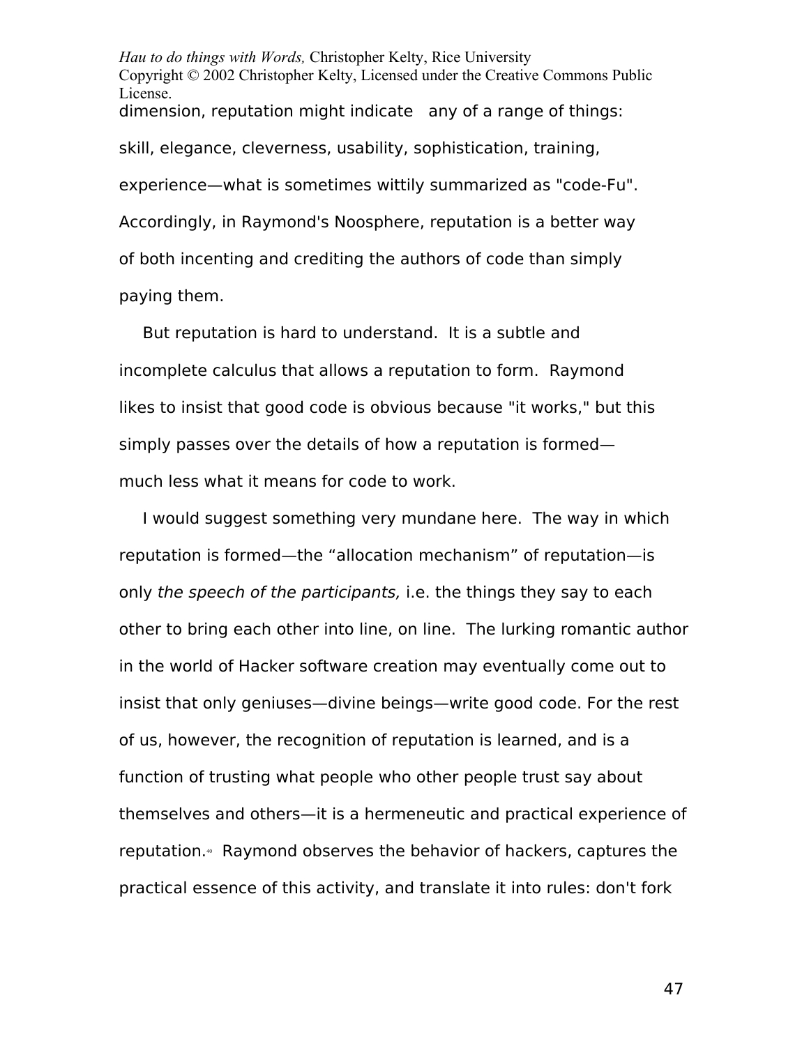dimension, reputation might indicate any of a range of things: skill, elegance, cleverness, usability, sophistication, training, experience—what is sometimes wittily summarized as "code-Fu". Accordingly, in Raymond's Noosphere, reputation is a better way of both incenting and crediting the authors of code than simply paying them.

But reputation is hard to understand. It is a subtle and incomplete calculus that allows a reputation to form. Raymond likes to insist that good code is obvious because "it works," but this simply passes over the details of how a reputation is formed—much less what it means for code to work.

I would suggest something very mundane here. The way in which reputation is formed—the "allocation mechanism" of reputation—is only *the speech of the participants,* i.e. the things they say to each other to bring each other into line, on line. The lurking romantic author in the world of Hacker software creation may eventually come out to insist that only geniuses—divine beings—write good code. For the rest of us, however, the recognition of reputation is learned, and is a function of trusting what people who other people trust say about themselves and others—it is a hermeneutic and practical experience of reputation.[40] Raymond observes the behavior of hackers, captures the practical essence of this activity, and translate it into rules: don't fork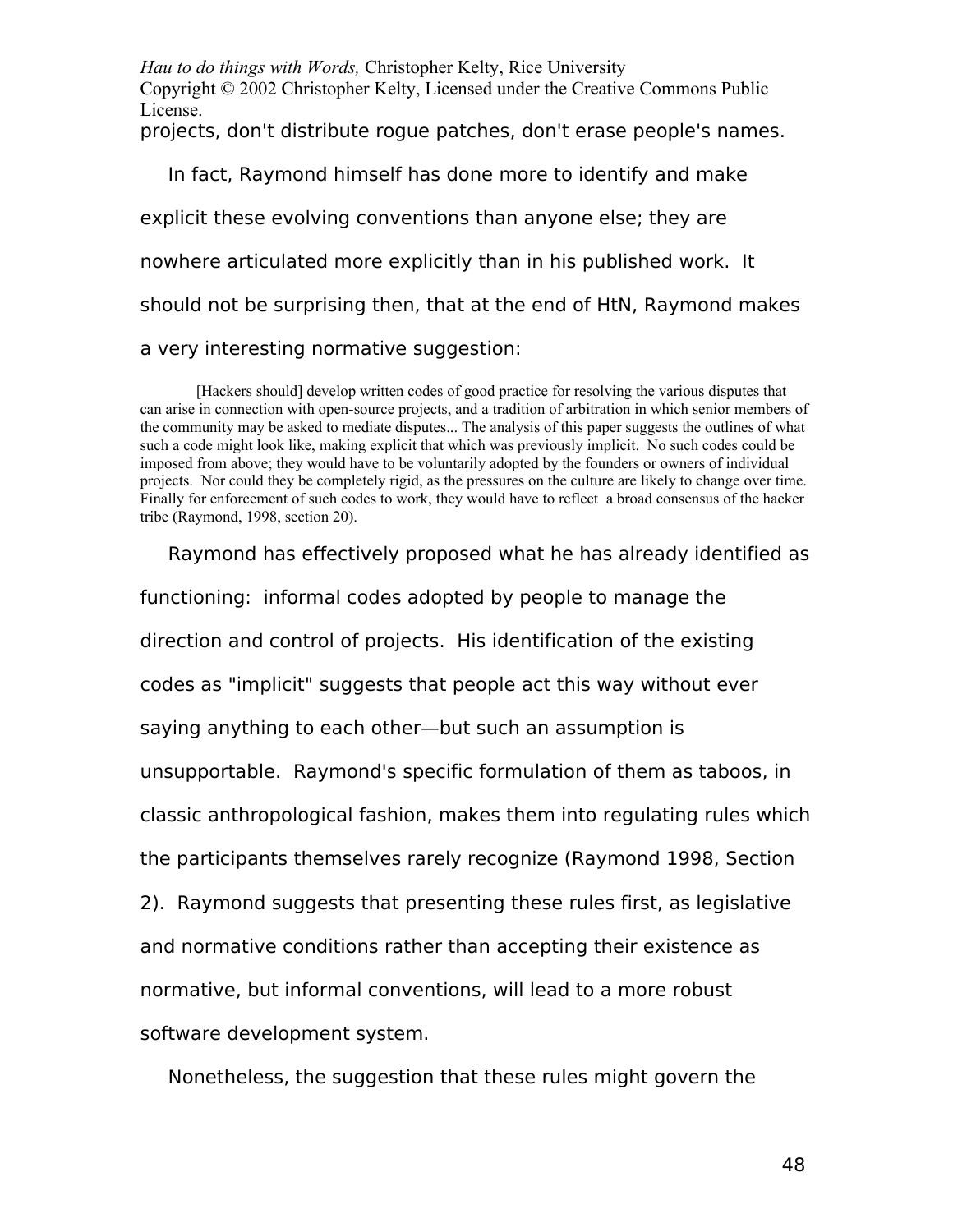projects, don't distribute rogue patches, don't erase people's names.

In fact, Raymond himself has done more to identify and make explicit these evolving conventions than anyone else; they are nowhere articulated more explicitly than in his published work. It should not be surprising then, that at the end of HtN, Raymond makes a very interesting normative suggestion:

> [Hackers should] develop written codes of good practice for resolving the various disputes that can arise in connection with open-source projects, and a tradition of arbitration in which senior members of the community may be asked to mediate disputes... The analysis of this paper suggests the outlines of what such a code might look like, making explicit that which was previously implicit. No such codes could be imposed from above; they would have to be voluntarily adopted by the founders or owners of individual projects. Nor could they be completely rigid, as the pressures on the culture are likely to change over time. Finally for enforcement of such codes to work, they would have to reflect a broad consensus of the hacker tribe (Raymond, 1998, section 20).

Raymond has effectively proposed what he has already identified as functioning: informal codes adopted by people to manage the direction and control of projects. His identification of the existing codes as "implicit" suggests that people act this way without ever saying anything to each other—but such an assumption is unsupportable. Raymond's specific formulation of them as taboos, in classic anthropological fashion, makes them into regulating rules which the participants themselves rarely recognize (Raymond 1998, Section 2). Raymond suggests that presenting these rules first, as legislative and normative conditions rather than accepting their existence as normative, but informal conventions, will lead to a more robust software development system.

Nonetheless, the suggestion that these rules might govern the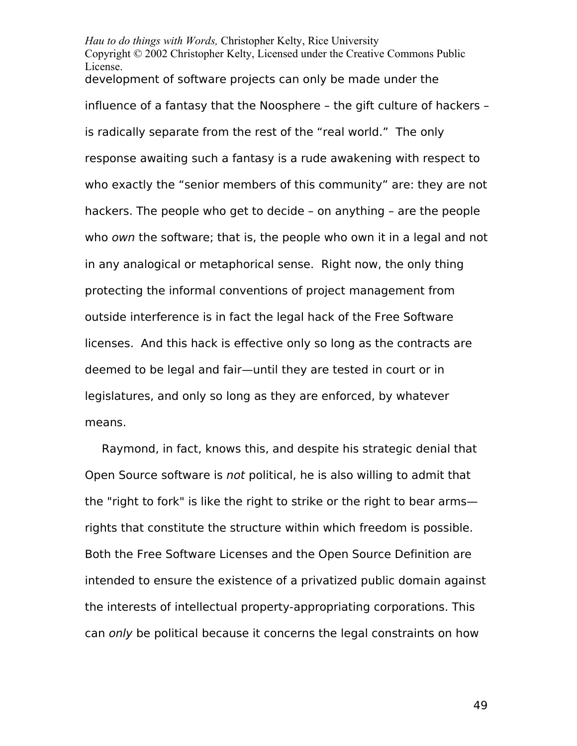development of software projects can only be made under the influence of a fantasy that the Noosphere – the gift culture of hackers – is radically separate from the rest of the "real world." The only response awaiting such a fantasy is a rude awakening with respect to who exactly the "senior members of this community" are: they are not hackers. The people who get to decide – on anything – are the people who *own* the software; that is, the people who own it in a legal and not in any analogical or metaphorical sense. Right now, the only thing protecting the informal conventions of project management from outside interference is in fact the legal hack of the Free Software licenses. And this hack is effective only so long as the contracts are deemed to be legal and fair—until they are tested in court or in legislatures, and only so long as they are enforced, by whatever means.

Raymond, in fact, knows this, and despite his strategic denial that Open Source software is *not* political, he is also willing to admit that the "right to fork" is like the right to strike or the right to bear arms—rights that constitute the structure within which freedom is possible. Both the Free Software Licenses and the Open Source Definition are intended to ensure the existence of a privatized public domain against the interests of intellectual property-appropriating corporations. This can *only* be political because it concerns the legal constraints on how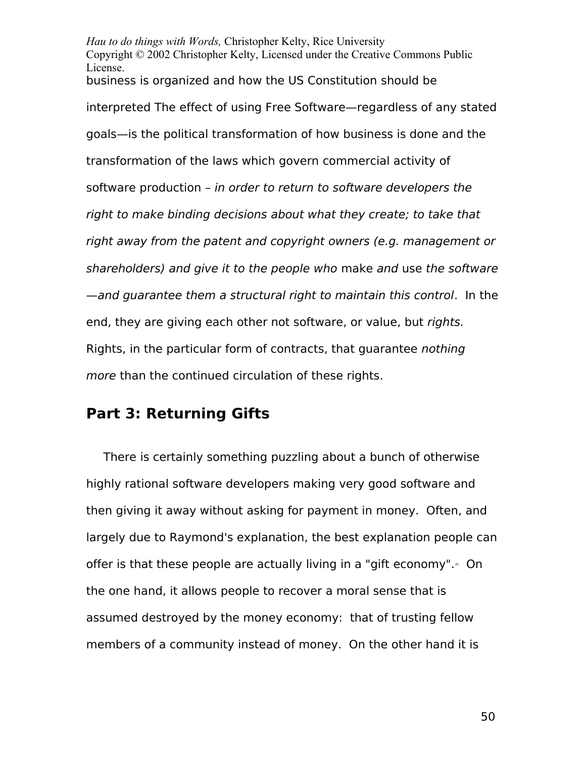business is organized and how the US Constitution should be interpreted The effect of using Free Software—regardless of any stated goals—is the political transformation of how business is done and the transformation of the laws which govern commercial activity of software production – *in order to return to software developers the right to make binding decisions about what they create; to take that right away from the patent and copyright owners (e.g. management or shareholders) and give it to the people who* make *and* use *the software—and guarantee them a structural right to maintain this control*. In the end, they are giving each other not software, or value, but *rights.* Rights, in the particular form of contracts, that guarantee *nothing more* than the continued circulation of these rights.

## Part 3: Returning Gifts

There is certainly something puzzling about a bunch of otherwise highly rational software developers making very good software and then giving it away without asking for payment in money. Often, and largely due to Raymond's explanation, the best explanation people can offer is that these people are actually living in a "gift economy".[41] On the one hand, it allows people to recover a moral sense that is assumed destroyed by the money economy: that of trusting fellow members of a community instead of money. On the other hand it is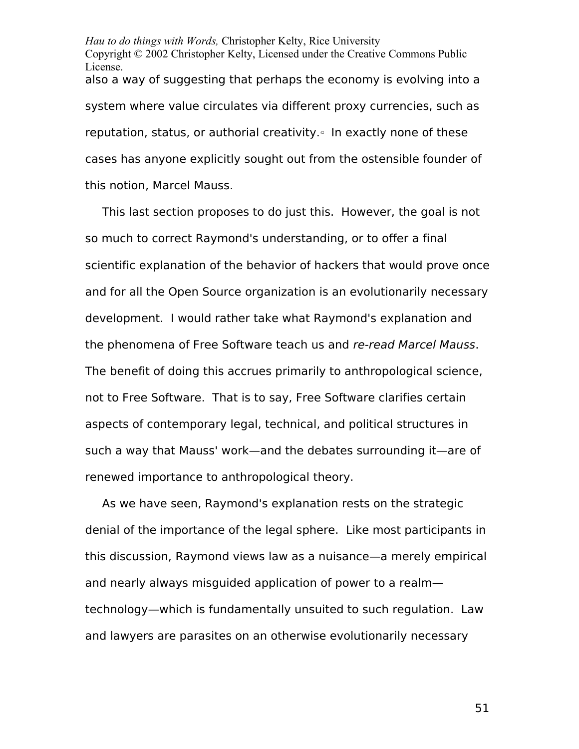also a way of suggesting that perhaps the economy is evolving into a system where value circulates via different proxy currencies, such as reputation, status, or authorial creativity.[42] In exactly none of these cases has anyone explicitly sought out from the ostensible founder of this notion, Marcel Mauss.

This last section proposes to do just this. However, the goal is not so much to correct Raymond's understanding, or to offer a final scientific explanation of the behavior of hackers that would prove once and for all the Open Source organization is an evolutionarily necessary development. I would rather take what Raymond's explanation and the phenomena of Free Software teach us and *re-read Marcel Mauss*. The benefit of doing this accrues primarily to anthropological science, not to Free Software. That is to say, Free Software clarifies certain aspects of contemporary legal, technical, and political structures in such a way that Mauss' work—and the debates surrounding it—are of renewed importance to anthropological theory.

As we have seen, Raymond's explanation rests on the strategic denial of the importance of the legal sphere. Like most participants in this discussion, Raymond views law as a nuisance—a merely empirical and nearly always misguided application of power to a realm—technology—which is fundamentally unsuited to such regulation. Law and lawyers are parasites on an otherwise evolutionarily necessary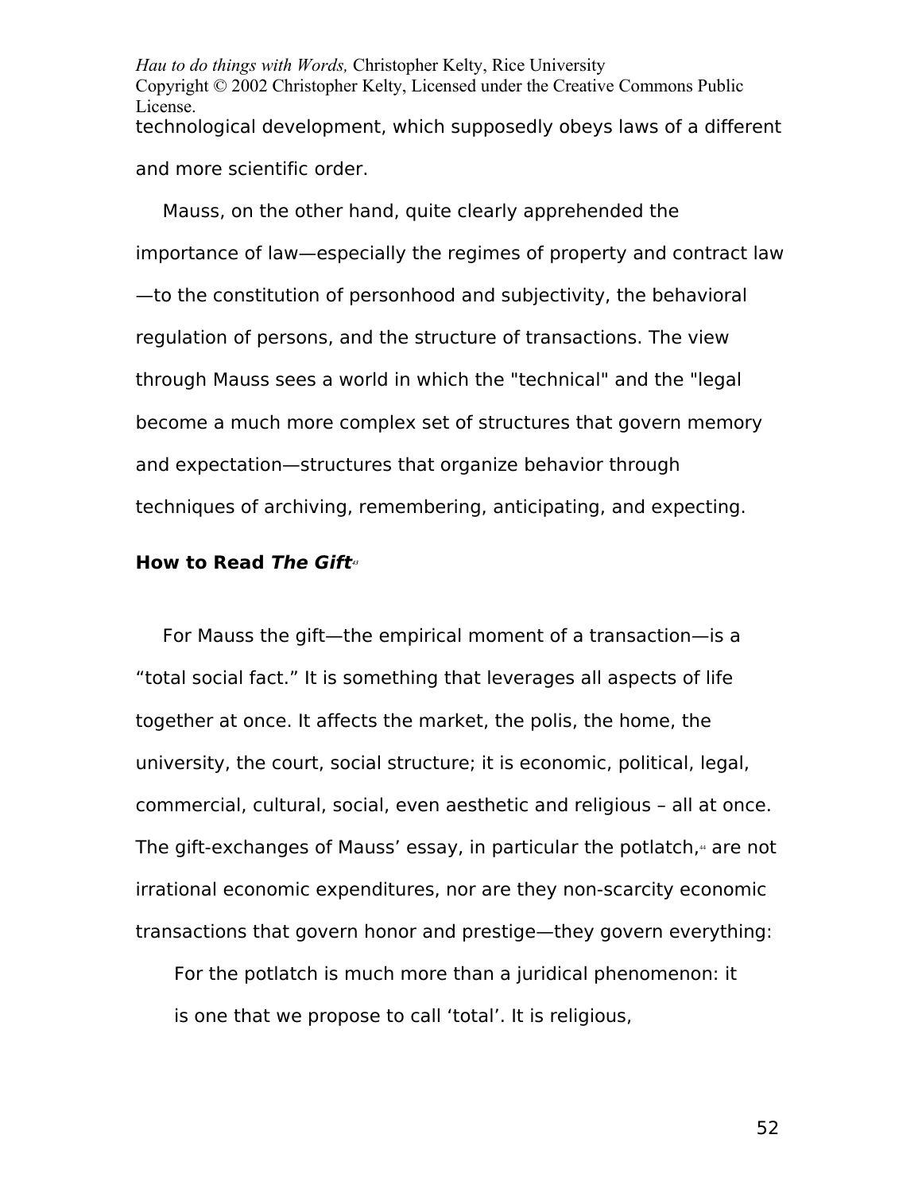technological development, which supposedly obeys laws of a different and more scientific order.

Mauss, on the other hand, quite clearly apprehended the importance of law—especially the regimes of property and contract law—to the constitution of personhood and subjectivity, the behavioral regulation of persons, and the structure of transactions. The view through Mauss sees a world in which the "technical" and the "legal become a much more complex set of structures that govern memory and expectation—structures that organize behavior through techniques of archiving, remembering, anticipating, and expecting.

### How to Read *The Gift*[43]

For Mauss the gift—the empirical moment of a transaction—is a “total social fact.” It is something that leverages all aspects of life together at once. It affects the market, the polis, the home, the university, the court, social structure; it is economic, political, legal, commercial, cultural, social, even aesthetic and religious – all at once. The gift-exchanges of Mauss’ essay, in particular the potlatch,[44] are not irrational economic expenditures, nor are they non-scarcity economic transactions that govern honor and prestige—they govern everything:

> For the potlatch is much more than a juridical phenomenon: it is one that we propose to call ‘total’. It is religious,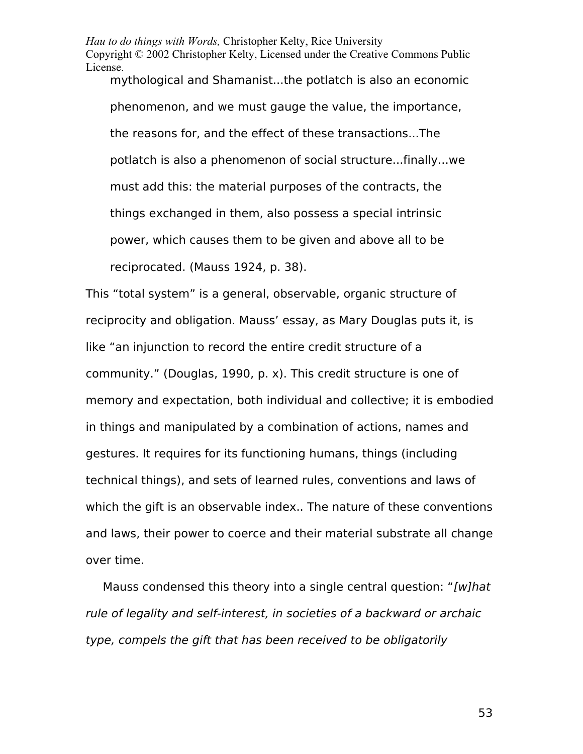> mythological and Shamanist...the potlatch is also an economic phenomenon, and we must gauge the value, the importance, the reasons for, and the effect of these transactions...The potlatch is also a phenomenon of social structure...finally...we must add this: the material purposes of the contracts, the things exchanged in them, also possess a special intrinsic power, which causes them to be given and above all to be reciprocated. (Mauss 1924, p. 38).

This “total system” is a general, observable, organic structure of reciprocity and obligation. Mauss’ essay, as Mary Douglas puts it, is like “an injunction to record the entire credit structure of a community.” (Douglas, 1990, p. x). This credit structure is one of memory and expectation, both individual and collective; it is embodied in things and manipulated by a combination of actions, names and gestures. It requires for its functioning humans, things (including technical things), and sets of learned rules, conventions and laws of which the gift is an observable index.. The nature of these conventions and laws, their power to coerce and their material substrate all change over time.

Mauss condensed this theory into a single central question: “*[w]hat rule of legality and self-interest, in societies of a backward or archaic type, compels the gift that has been received to be obligatorily*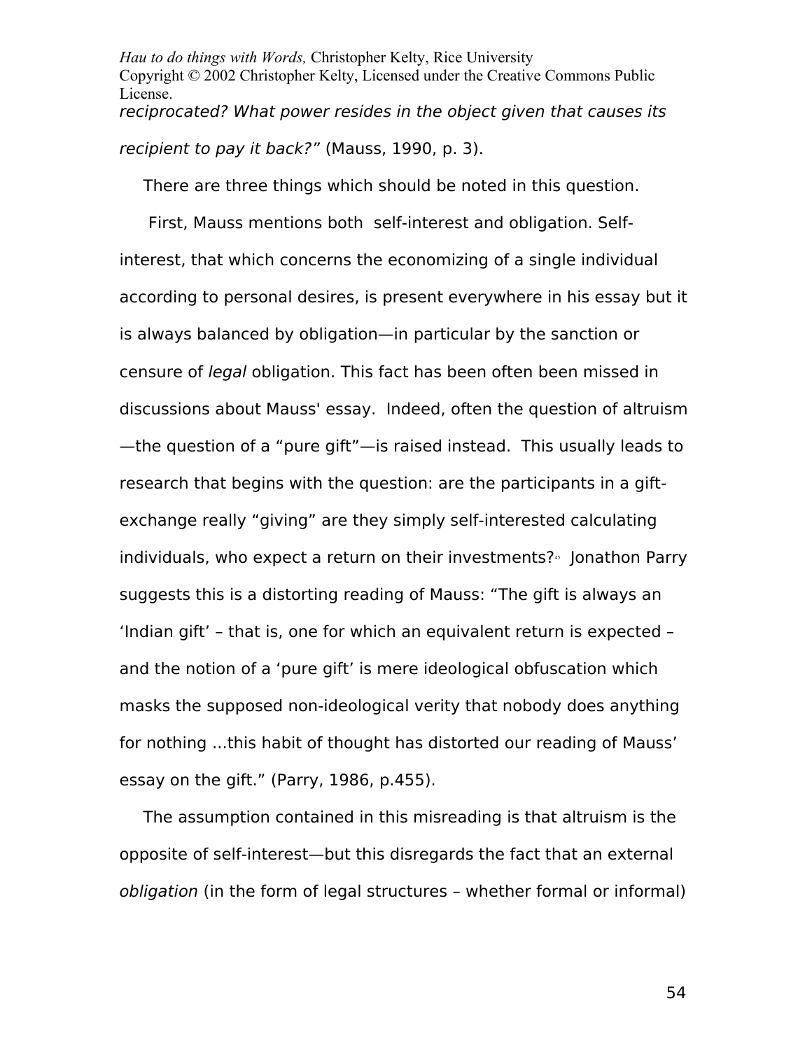*reciprocated? What power resides in the object given that causes its recipient to pay it back?"* (Mauss, 1990, p. 3).

There are three things which should be noted in this question.

First, Mauss mentions both self-interest and obligation. Self-interest, that which concerns the economizing of a single individual according to personal desires, is present everywhere in his essay but it is always balanced by obligation—in particular by the sanction or censure of *legal* obligation. This fact has been often been missed in discussions about Mauss' essay. Indeed, often the question of altruism—the question of a "pure gift"—is raised instead. This usually leads to research that begins with the question: are the participants in a gift-exchange really "giving" are they simply self-interested calculating individuals, who expect a return on their investments?[45] Jonathon Parry suggests this is a distorting reading of Mauss: "The gift is always an 'Indian gift' – that is, one for which an equivalent return is expected – and the notion of a 'pure gift' is mere ideological obfuscation which masks the supposed non-ideological verity that nobody does anything for nothing ...this habit of thought has distorted our reading of Mauss' essay on the gift." (Parry, 1986, p.455).

The assumption contained in this misreading is that altruism is the opposite of self-interest—but this disregards the fact that an external *obligation* (in the form of legal structures – whether formal or informal)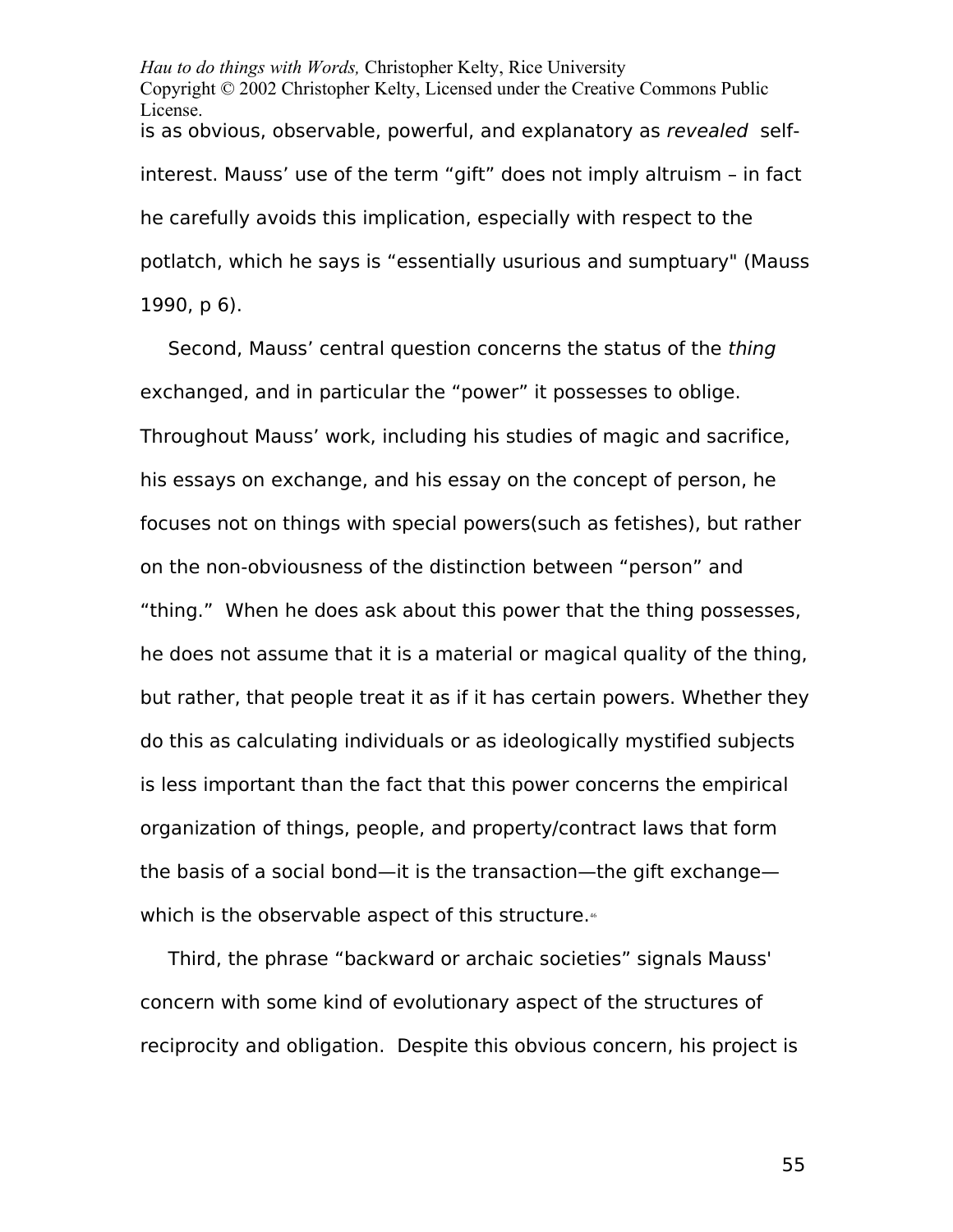is as obvious, observable, powerful, and explanatory as *revealed* self-interest. Mauss' use of the term "gift" does not imply altruism – in fact he carefully avoids this implication, especially with respect to the potlatch, which he says is "essentially usurious and sumptuary" (Mauss 1990, p 6).

Second, Mauss' central question concerns the status of the *thing* exchanged, and in particular the "power" it possesses to oblige. Throughout Mauss' work, including his studies of magic and sacrifice, his essays on exchange, and his essay on the concept of person, he focuses not on things with special powers(such as fetishes), but rather on the non-obviousness of the distinction between "person" and "thing." When he does ask about this power that the thing possesses, he does not assume that it is a material or magical quality of the thing, but rather, that people treat it as if it has certain powers. Whether they do this as calculating individuals or as ideologically mystified subjects is less important than the fact that this power concerns the empirical organization of things, people, and property/contract laws that form the basis of a social bond—it is the transaction—the gift exchange—which is the observable aspect of this structure.[46]

Third, the phrase "backward or archaic societies" signals Mauss' concern with some kind of evolutionary aspect of the structures of reciprocity and obligation. Despite this obvious concern, his project is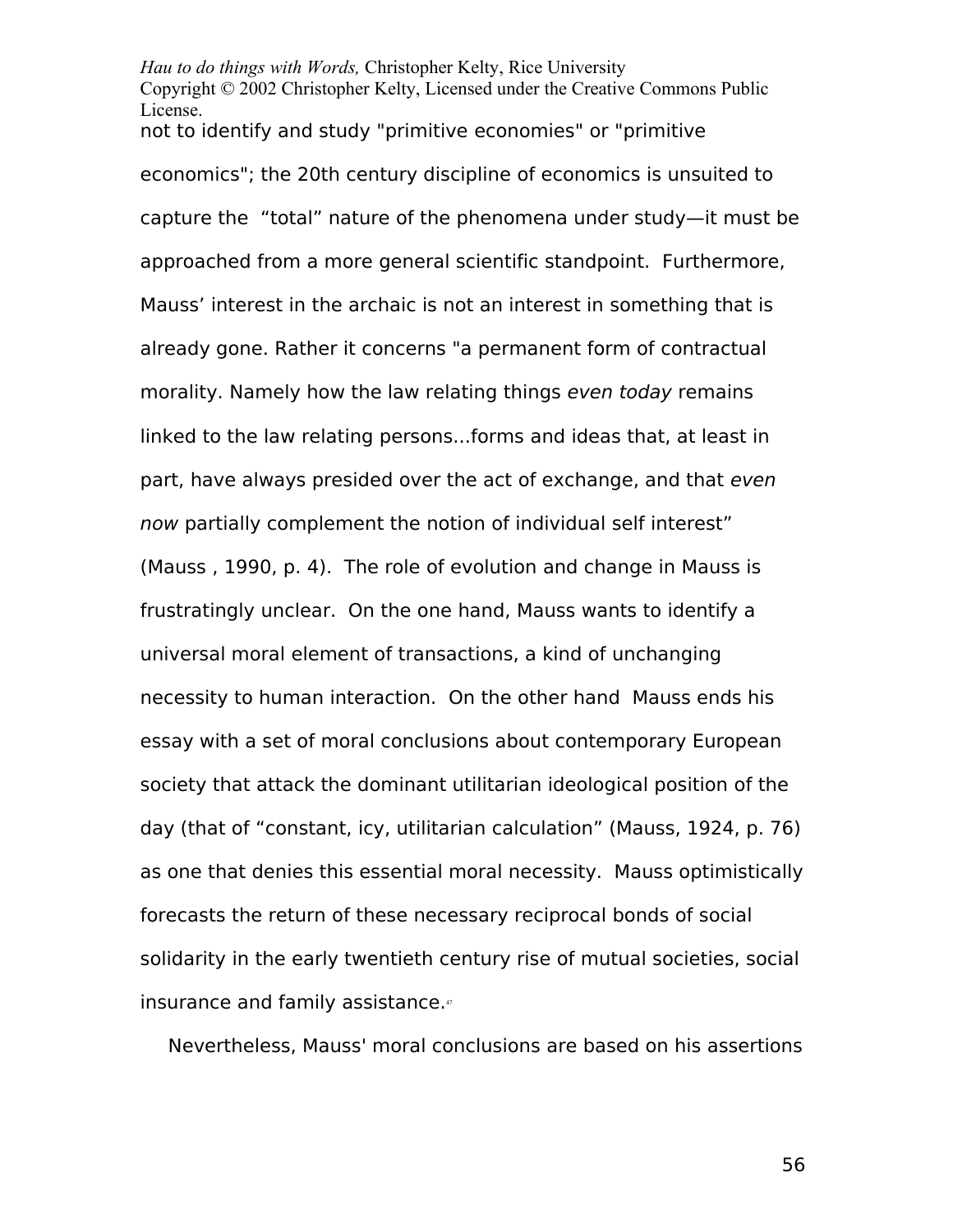not to identify and study "primitive economies" or "primitive economics"; the 20th century discipline of economics is unsuited to capture the "total" nature of the phenomena under study—it must be approached from a more general scientific standpoint. Furthermore, Mauss' interest in the archaic is not an interest in something that is already gone. Rather it concerns "a permanent form of contractual morality. Namely how the law relating things *even today* remains linked to the law relating persons...forms and ideas that, at least in part, have always presided over the act of exchange, and that *even now* partially complement the notion of individual self interest" (Mauss , 1990, p. 4). The role of evolution and change in Mauss is frustratingly unclear. On the one hand, Mauss wants to identify a universal moral element of transactions, a kind of unchanging necessity to human interaction. On the other hand Mauss ends his essay with a set of moral conclusions about contemporary European society that attack the dominant utilitarian ideological position of the day (that of "constant, icy, utilitarian calculation" (Mauss, 1924, p. 76) as one that denies this essential moral necessity. Mauss optimistically forecasts the return of these necessary reciprocal bonds of social solidarity in the early twentieth century rise of mutual societies, social insurance and family assistance.[47]

Nevertheless, Mauss' moral conclusions are based on his assertions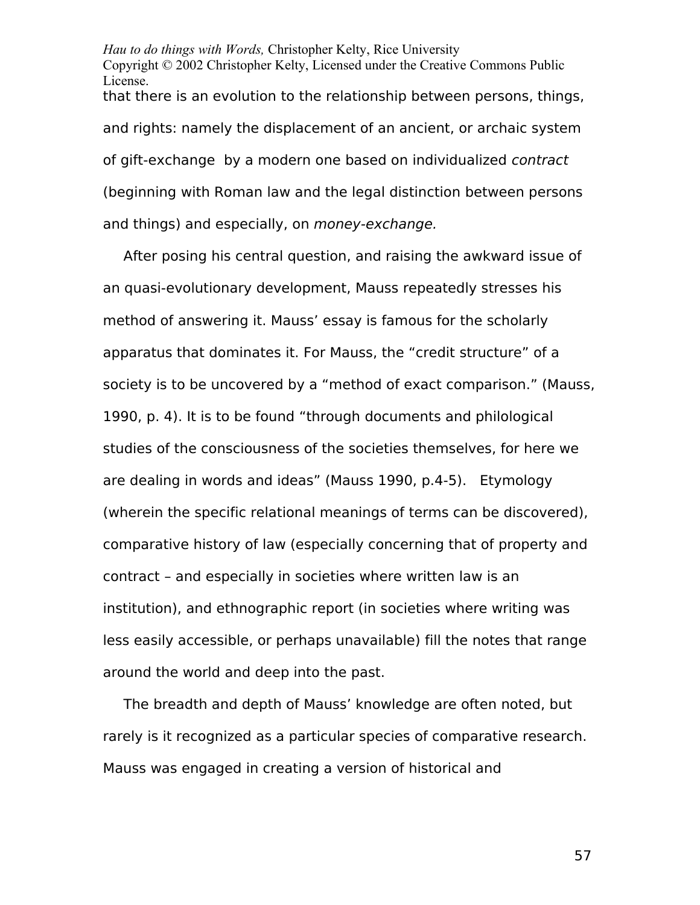that there is an evolution to the relationship between persons, things, and rights: namely the displacement of an ancient, or archaic system of gift-exchange  by a modern one based on individualized *contract* (beginning with Roman law and the legal distinction between persons and things) and especially, on *money-exchange.*

After posing his central question, and raising the awkward issue of an quasi-evolutionary development, Mauss repeatedly stresses his method of answering it. Mauss' essay is famous for the scholarly apparatus that dominates it. For Mauss, the "credit structure" of a society is to be uncovered by a "method of exact comparison." (Mauss, 1990, p. 4). It is to be found "through documents and philological studies of the consciousness of the societies themselves, for here we are dealing in words and ideas" (Mauss 1990, p.4-5).   Etymology (wherein the specific relational meanings of terms can be discovered), comparative history of law (especially concerning that of property and contract – and especially in societies where written law is an institution), and ethnographic report (in societies where writing was less easily accessible, or perhaps unavailable) fill the notes that range around the world and deep into the past.

The breadth and depth of Mauss' knowledge are often noted, but rarely is it recognized as a particular species of comparative research. Mauss was engaged in creating a version of historical and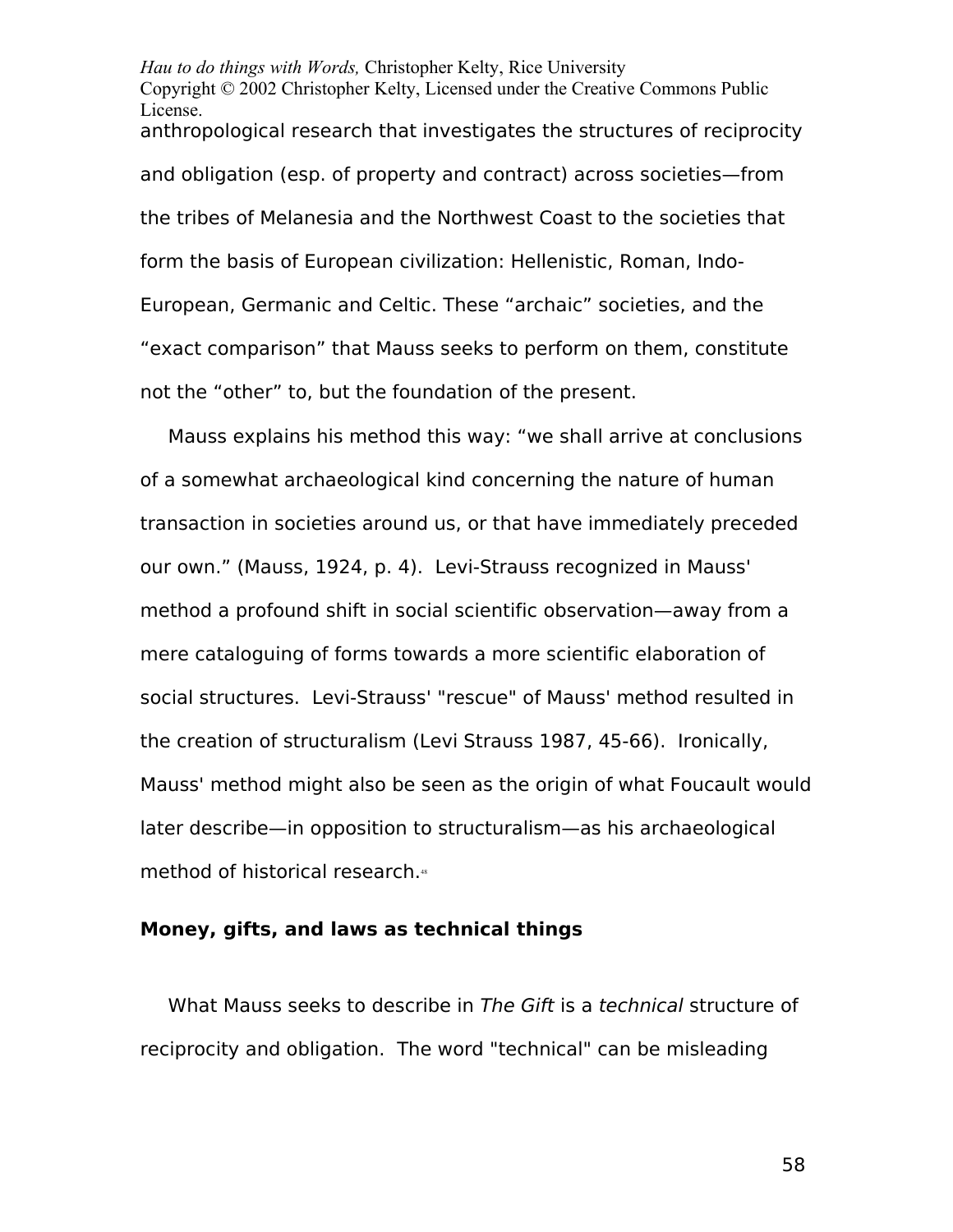anthropological research that investigates the structures of reciprocity and obligation (esp. of property and contract) across societies—from the tribes of Melanesia and the Northwest Coast to the societies that form the basis of European civilization: Hellenistic, Roman, Indo-European, Germanic and Celtic. These “archaic” societies, and the “exact comparison” that Mauss seeks to perform on them, constitute not the “other” to, but the foundation of the present.

Mauss explains his method this way: “we shall arrive at conclusions of a somewhat archaeological kind concerning the nature of human transaction in societies around us, or that have immediately preceded our own.” (Mauss, 1924, p. 4). Levi-Strauss recognized in Mauss' method a profound shift in social scientific observation—away from a mere cataloguing of forms towards a more scientific elaboration of social structures. Levi-Strauss' "rescue" of Mauss' method resulted in the creation of structuralism (Levi Strauss 1987, 45-66). Ironically, Mauss' method might also be seen as the origin of what Foucault would later describe—in opposition to structuralism—as his archaeological method of historical research.[48]

### Money, gifts, and laws as technical things

What Mauss seeks to describe in *The Gift* is a *technical* structure of reciprocity and obligation. The word "technical" can be misleading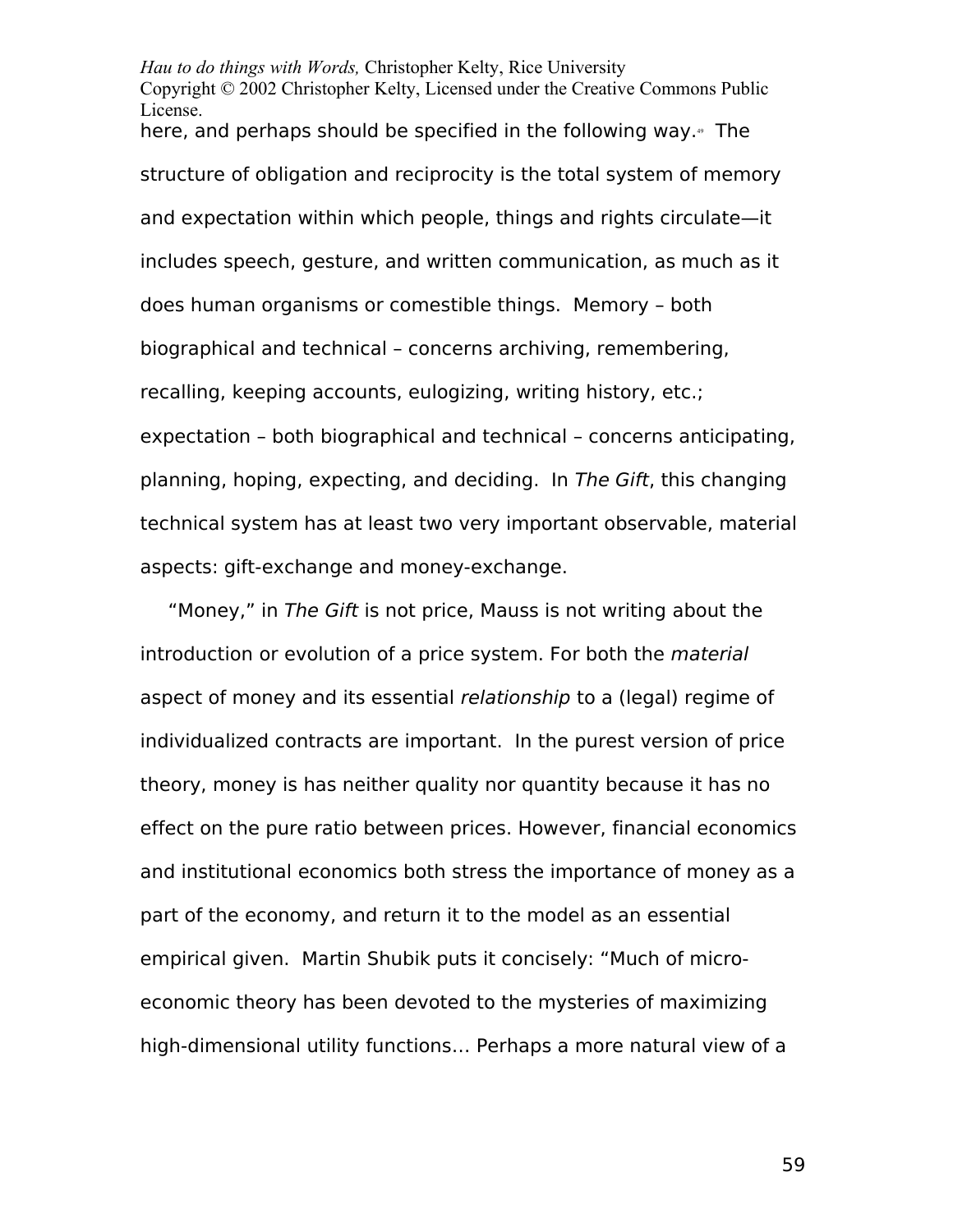here, and perhaps should be specified in the following way.[49] The structure of obligation and reciprocity is the total system of memory and expectation within which people, things and rights circulate—it includes speech, gesture, and written communication, as much as it does human organisms or comestible things. Memory – both biographical and technical – concerns archiving, remembering, recalling, keeping accounts, eulogizing, writing history, etc.; expectation – both biographical and technical – concerns anticipating, planning, hoping, expecting, and deciding. In *The Gift*, this changing technical system has at least two very important observable, material aspects: gift-exchange and money-exchange.

"Money," in *The Gift* is not price, Mauss is not writing about the introduction or evolution of a price system. For both the *material* aspect of money and its essential *relationship* to a (legal) regime of individualized contracts are important. In the purest version of price theory, money is has neither quality nor quantity because it has no effect on the pure ratio between prices. However, financial economics and institutional economics both stress the importance of money as a part of the economy, and return it to the model as an essential empirical given. Martin Shubik puts it concisely: "Much of micro-economic theory has been devoted to the mysteries of maximizing high-dimensional utility functions… Perhaps a more natural view of a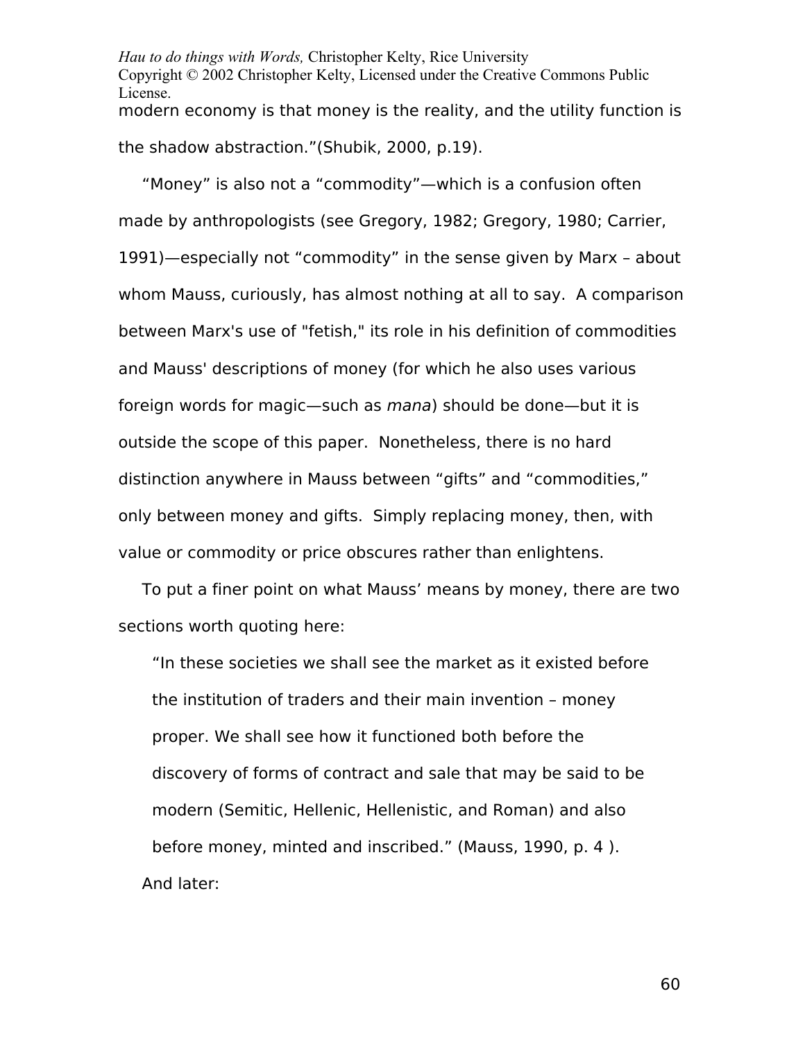modern economy is that money is the reality, and the utility function is the shadow abstraction."(Shubik, 2000, p.19).

"Money" is also not a "commodity"—which is a confusion often made by anthropologists (see Gregory, 1982; Gregory, 1980; Carrier, 1991)—especially not "commodity" in the sense given by Marx – about whom Mauss, curiously, has almost nothing at all to say. A comparison between Marx's use of "fetish," its role in his definition of commodities and Mauss' descriptions of money (for which he also uses various foreign words for magic—such as *mana*) should be done—but it is outside the scope of this paper. Nonetheless, there is no hard distinction anywhere in Mauss between "gifts" and "commodities," only between money and gifts. Simply replacing money, then, with value or commodity or price obscures rather than enlightens.

To put a finer point on what Mauss' means by money, there are two sections worth quoting here:

> "In these societies we shall see the market as it existed before the institution of traders and their main invention – money proper. We shall see how it functioned both before the discovery of forms of contract and sale that may be said to be modern (Semitic, Hellenic, Hellenistic, and Roman) and also before money, minted and inscribed." (Mauss, 1990, p. 4 ).

And later: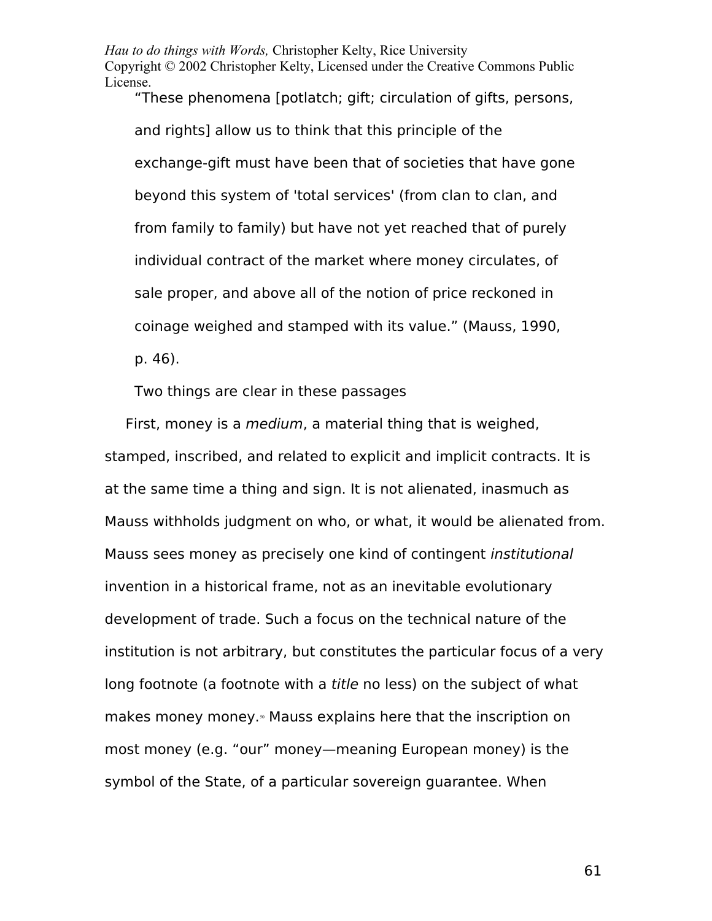> "These phenomena [potlatch; gift; circulation of gifts, persons, and rights] allow us to think that this principle of the exchange-gift must have been that of societies that have gone beyond this system of 'total services' (from clan to clan, and from family to family) but have not yet reached that of purely individual contract of the market where money circulates, of sale proper, and above all of the notion of price reckoned in coinage weighed and stamped with its value." (Mauss, 1990, p. 46).

Two things are clear in these passages

First, money is a *medium*, a material thing that is weighed, stamped, inscribed, and related to explicit and implicit contracts. It is at the same time a thing and sign. It is not alienated, inasmuch as Mauss withholds judgment on who, or what, it would be alienated from. Mauss sees money as precisely one kind of contingent *institutional* invention in a historical frame, not as an inevitable evolutionary development of trade. Such a focus on the technical nature of the institution is not arbitrary, but constitutes the particular focus of a very long footnote (a footnote with a *title* no less) on the subject of what makes money money.[50] Mauss explains here that the inscription on most money (e.g. "our" money—meaning European money) is the symbol of the State, of a particular sovereign guarantee. When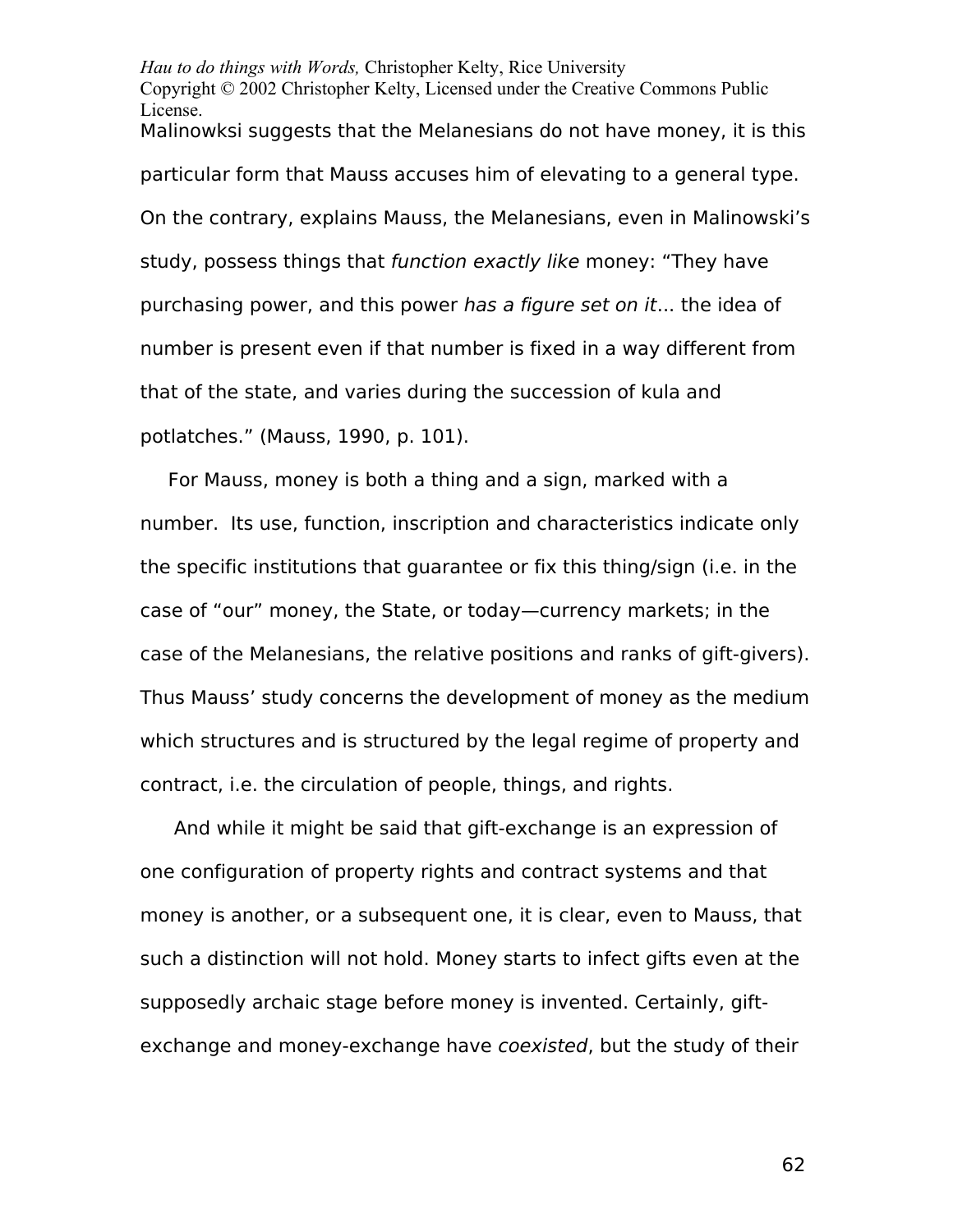Malinowksi suggests that the Melanesians do not have money, it is this particular form that Mauss accuses him of elevating to a general type. On the contrary, explains Mauss, the Melanesians, even in Malinowski's study, possess things that *function exactly like* money: "They have purchasing power, and this power *has a figure set on it*... the idea of number is present even if that number is fixed in a way different from that of the state, and varies during the succession of kula and potlatches." (Mauss, 1990, p. 101).

For Mauss, money is both a thing and a sign, marked with a number. Its use, function, inscription and characteristics indicate only the specific institutions that guarantee or fix this thing/sign (i.e. in the case of "our" money, the State, or today—currency markets; in the case of the Melanesians, the relative positions and ranks of gift-givers). Thus Mauss' study concerns the development of money as the medium which structures and is structured by the legal regime of property and contract, i.e. the circulation of people, things, and rights.

And while it might be said that gift-exchange is an expression of one configuration of property rights and contract systems and that money is another, or a subsequent one, it is clear, even to Mauss, that such a distinction will not hold. Money starts to infect gifts even at the supposedly archaic stage before money is invented. Certainly, gift-exchange and money-exchange have *coexisted*, but the study of their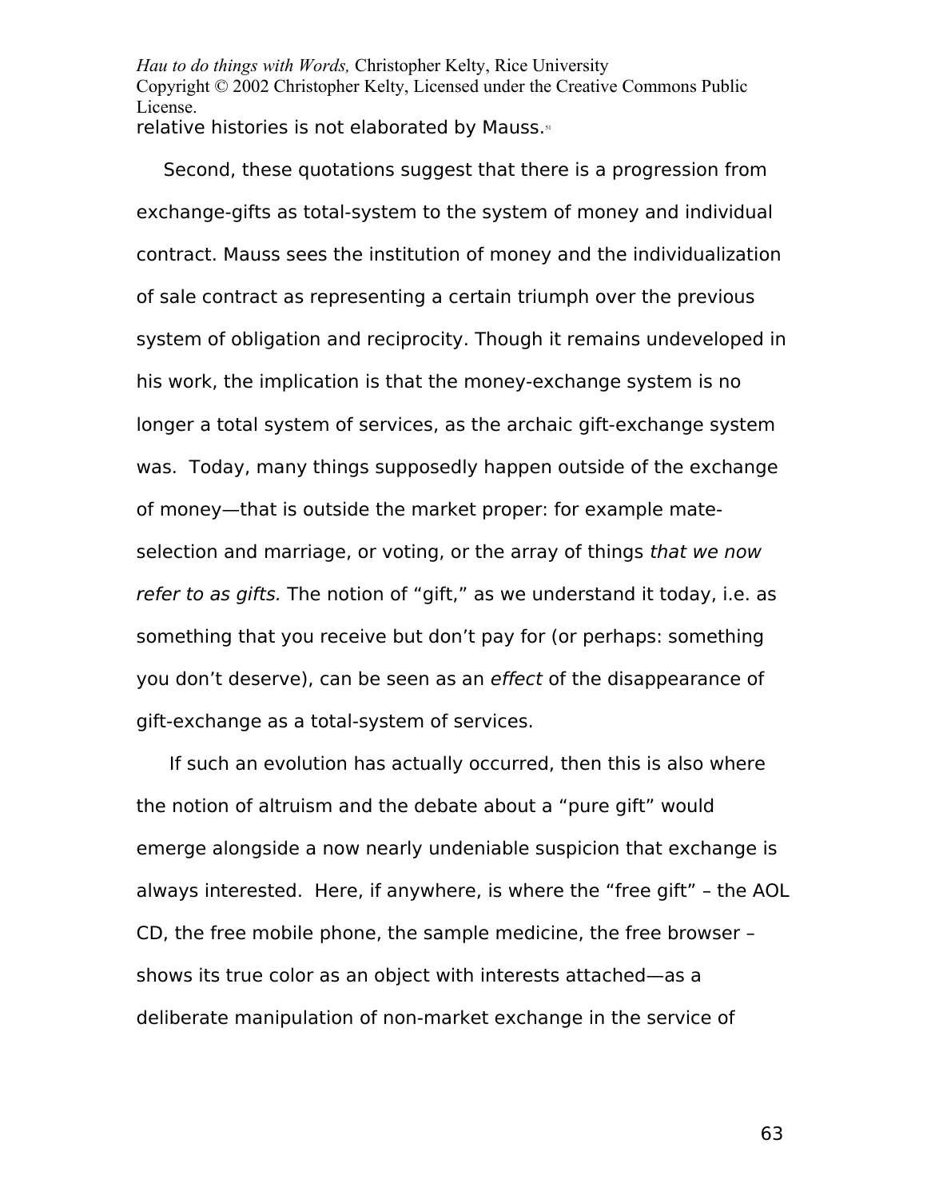relative histories is not elaborated by Mauss.[51]

Second, these quotations suggest that there is a progression from exchange-gifts as total-system to the system of money and individual contract. Mauss sees the institution of money and the individualization of sale contract as representing a certain triumph over the previous system of obligation and reciprocity. Though it remains undeveloped in his work, the implication is that the money-exchange system is no longer a total system of services, as the archaic gift-exchange system was. Today, many things supposedly happen outside of the exchange of money—that is outside the market proper: for example mate-selection and marriage, or voting, or the array of things *that we now refer to as gifts.* The notion of "gift," as we understand it today, i.e. as something that you receive but don't pay for (or perhaps: something you don't deserve), can be seen as an *effect* of the disappearance of gift-exchange as a total-system of services.

If such an evolution has actually occurred, then this is also where the notion of altruism and the debate about a "pure gift" would emerge alongside a now nearly undeniable suspicion that exchange is always interested. Here, if anywhere, is where the "free gift" – the AOL CD, the free mobile phone, the sample medicine, the free browser – shows its true color as an object with interests attached—as a deliberate manipulation of non-market exchange in the service of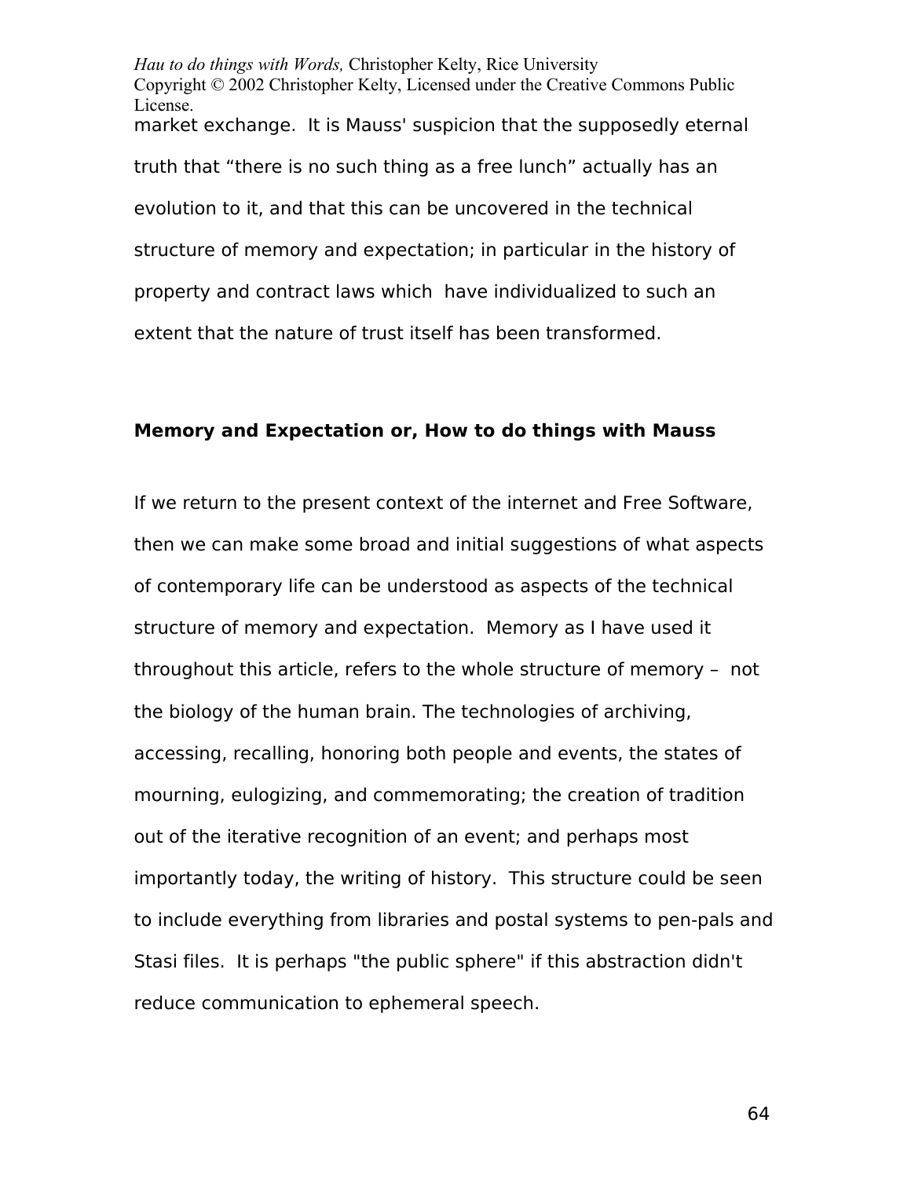market exchange. It is Mauss' suspicion that the supposedly eternal truth that “there is no such thing as a free lunch” actually has an evolution to it, and that this can be uncovered in the technical structure of memory and expectation; in particular in the history of property and contract laws which have individualized to such an extent that the nature of trust itself has been transformed.

## Memory and Expectation or, How to do things with Mauss

If we return to the present context of the internet and Free Software, then we can make some broad and initial suggestions of what aspects of contemporary life can be understood as aspects of the technical structure of memory and expectation. Memory as I have used it throughout this article, refers to the whole structure of memory – not the biology of the human brain. The technologies of archiving, accessing, recalling, honoring both people and events, the states of mourning, eulogizing, and commemorating; the creation of tradition out of the iterative recognition of an event; and perhaps most importantly today, the writing of history. This structure could be seen to include everything from libraries and postal systems to pen-pals and Stasi files. It is perhaps "the public sphere" if this abstraction didn't reduce communication to ephemeral speech.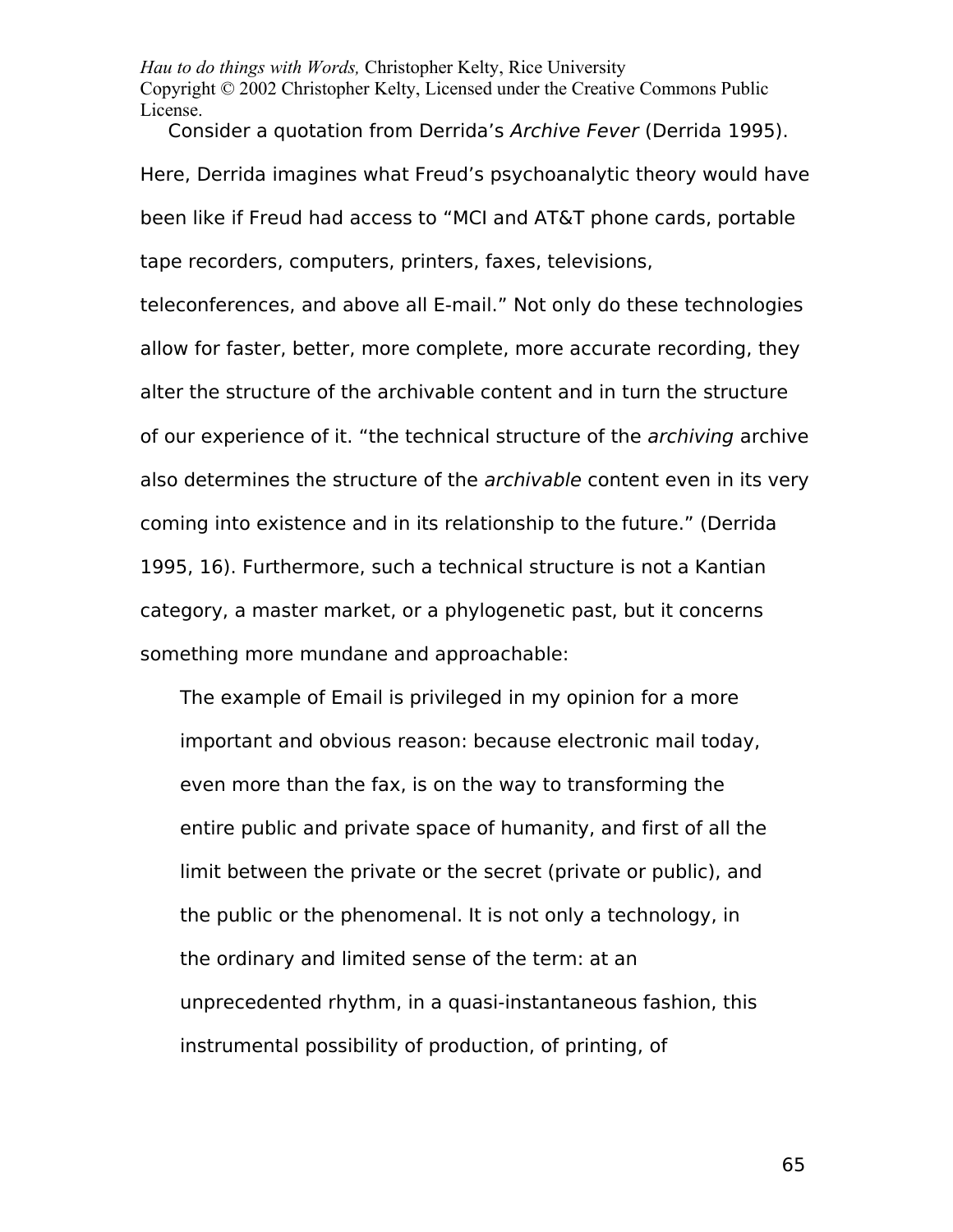Consider a quotation from Derrida's *Archive Fever* (Derrida 1995). Here, Derrida imagines what Freud's psychoanalytic theory would have been like if Freud had access to "MCI and AT&T phone cards, portable tape recorders, computers, printers, faxes, televisions, teleconferences, and above all E-mail." Not only do these technologies allow for faster, better, more complete, more accurate recording, they alter the structure of the archivable content and in turn the structure of our experience of it. "the technical structure of the *archiving* archive also determines the structure of the *archivable* content even in its very coming into existence and in its relationship to the future." (Derrida 1995, 16). Furthermore, such a technical structure is not a Kantian category, a master market, or a phylogenetic past, but it concerns something more mundane and approachable:

> The example of Email is privileged in my opinion for a more important and obvious reason: because electronic mail today, even more than the fax, is on the way to transforming the entire public and private space of humanity, and first of all the limit between the private or the secret (private or public), and the public or the phenomenal. It is not only a technology, in the ordinary and limited sense of the term: at an unprecedented rhythm, in a quasi-instantaneous fashion, this instrumental possibility of production, of printing, of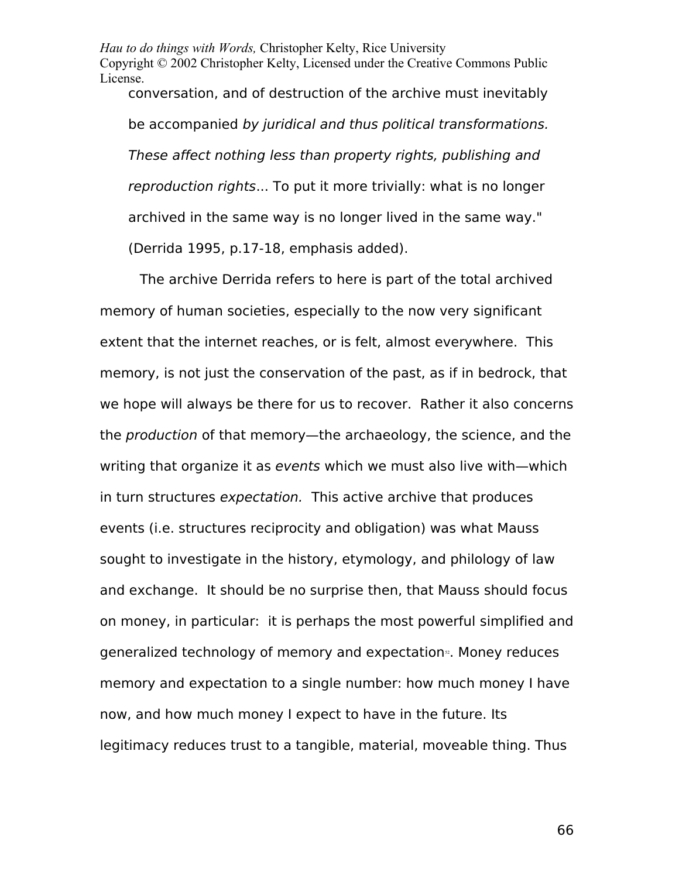conversation, and of destruction of the archive must inevitably be accompanied *by juridical and thus political transformations. These affect nothing less than property rights, publishing and reproduction rights*... To put it more trivially: what is no longer archived in the same way is no longer lived in the same way." (Derrida 1995, p.17-18, emphasis added).

The archive Derrida refers to here is part of the total archived memory of human societies, especially to the now very significant extent that the internet reaches, or is felt, almost everywhere. This memory, is not just the conservation of the past, as if in bedrock, that we hope will always be there for us to recover. Rather it also concerns the *production* of that memory—the archaeology, the science, and the writing that organize it as *events* which we must also live with—which in turn structures *expectation.* This active archive that produces events (i.e. structures reciprocity and obligation) was what Mauss sought to investigate in the history, etymology, and philology of law and exchange. It should be no surprise then, that Mauss should focus on money, in particular: it is perhaps the most powerful simplified and generalized technology of memory and expectation[52]. Money reduces memory and expectation to a single number: how much money I have now, and how much money I expect to have in the future. Its legitimacy reduces trust to a tangible, material, moveable thing. Thus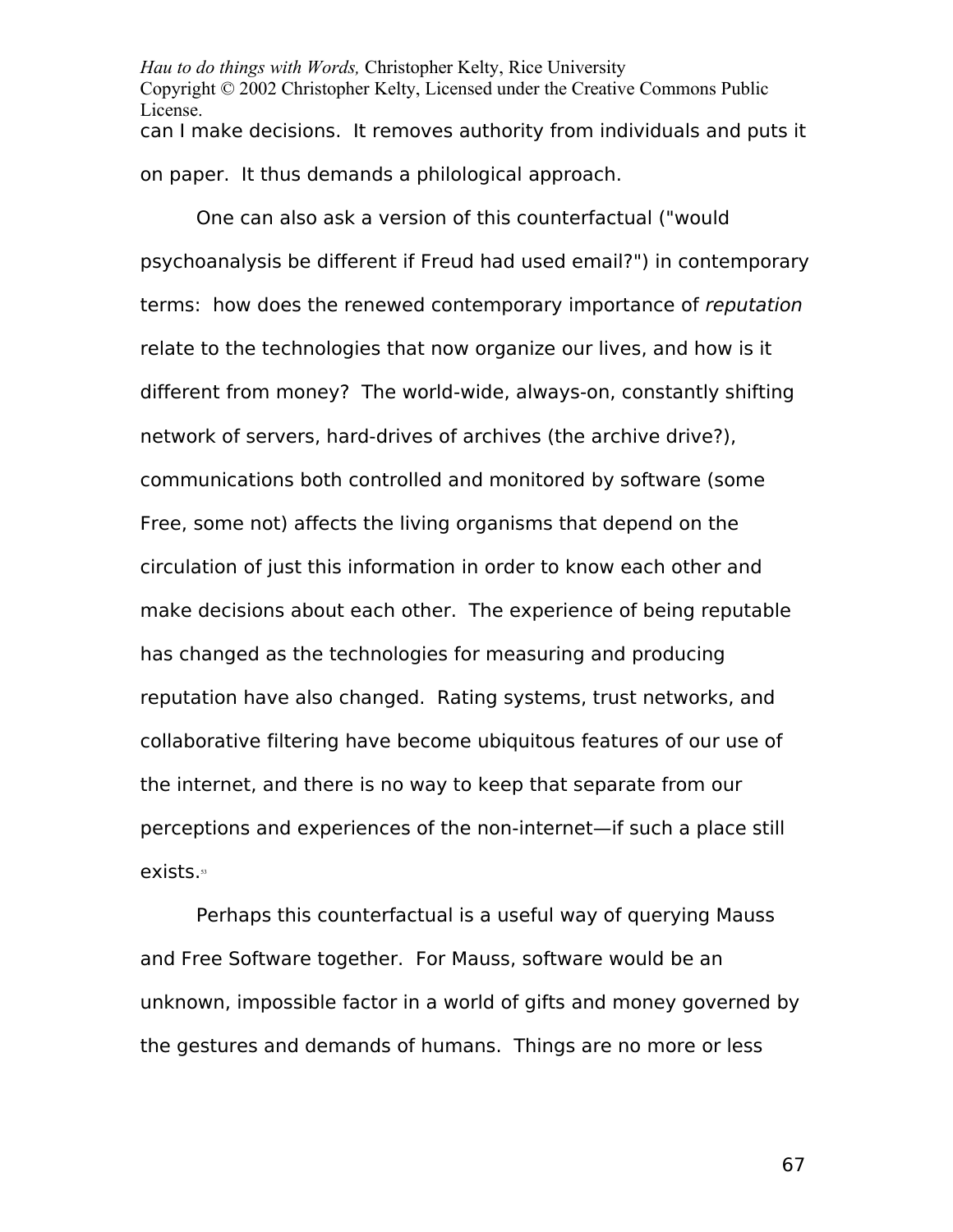can I make decisions. It removes authority from individuals and puts it on paper. It thus demands a philological approach.

One can also ask a version of this counterfactual ("would psychoanalysis be different if Freud had used email?") in contemporary terms: how does the renewed contemporary importance of *reputation* relate to the technologies that now organize our lives, and how is it different from money? The world-wide, always-on, constantly shifting network of servers, hard-drives of archives (the archive drive?), communications both controlled and monitored by software (some Free, some not) affects the living organisms that depend on the circulation of just this information in order to know each other and make decisions about each other. The experience of being reputable has changed as the technologies for measuring and producing reputation have also changed. Rating systems, trust networks, and collaborative filtering have become ubiquitous features of our use of the internet, and there is no way to keep that separate from our perceptions and experiences of the non-internet—if such a place still exists.[53]

Perhaps this counterfactual is a useful way of querying Mauss and Free Software together. For Mauss, software would be an unknown, impossible factor in a world of gifts and money governed by the gestures and demands of humans. Things are no more or less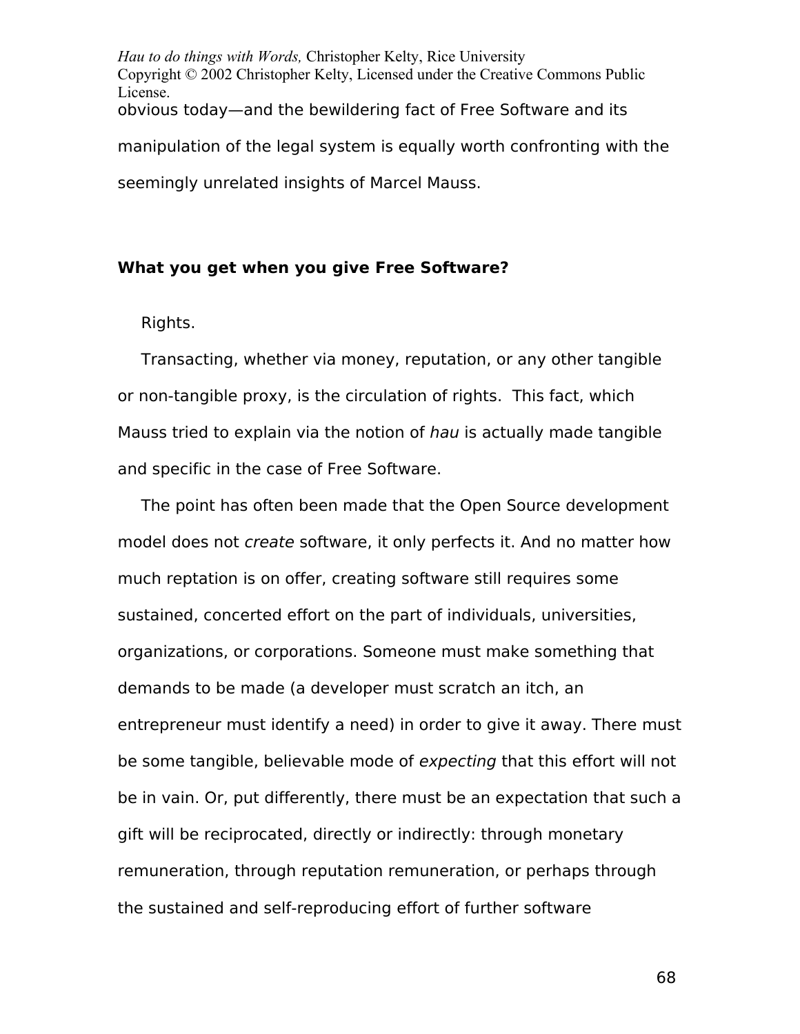obvious today—and the bewildering fact of Free Software and its manipulation of the legal system is equally worth confronting with the seemingly unrelated insights of Marcel Mauss.

**What you get when you give Free Software?**

Rights.

Transacting, whether via money, reputation, or any other tangible or non-tangible proxy, is the circulation of rights. This fact, which Mauss tried to explain via the notion of *hau* is actually made tangible and specific in the case of Free Software.

The point has often been made that the Open Source development model does not *create* software, it only perfects it. And no matter how much reptation is on offer, creating software still requires some sustained, concerted effort on the part of individuals, universities, organizations, or corporations. Someone must make something that demands to be made (a developer must scratch an itch, an entrepreneur must identify a need) in order to give it away. There must be some tangible, believable mode of *expecting* that this effort will not be in vain. Or, put differently, there must be an expectation that such a gift will be reciprocated, directly or indirectly: through monetary remuneration, through reputation remuneration, or perhaps through the sustained and self-reproducing effort of further software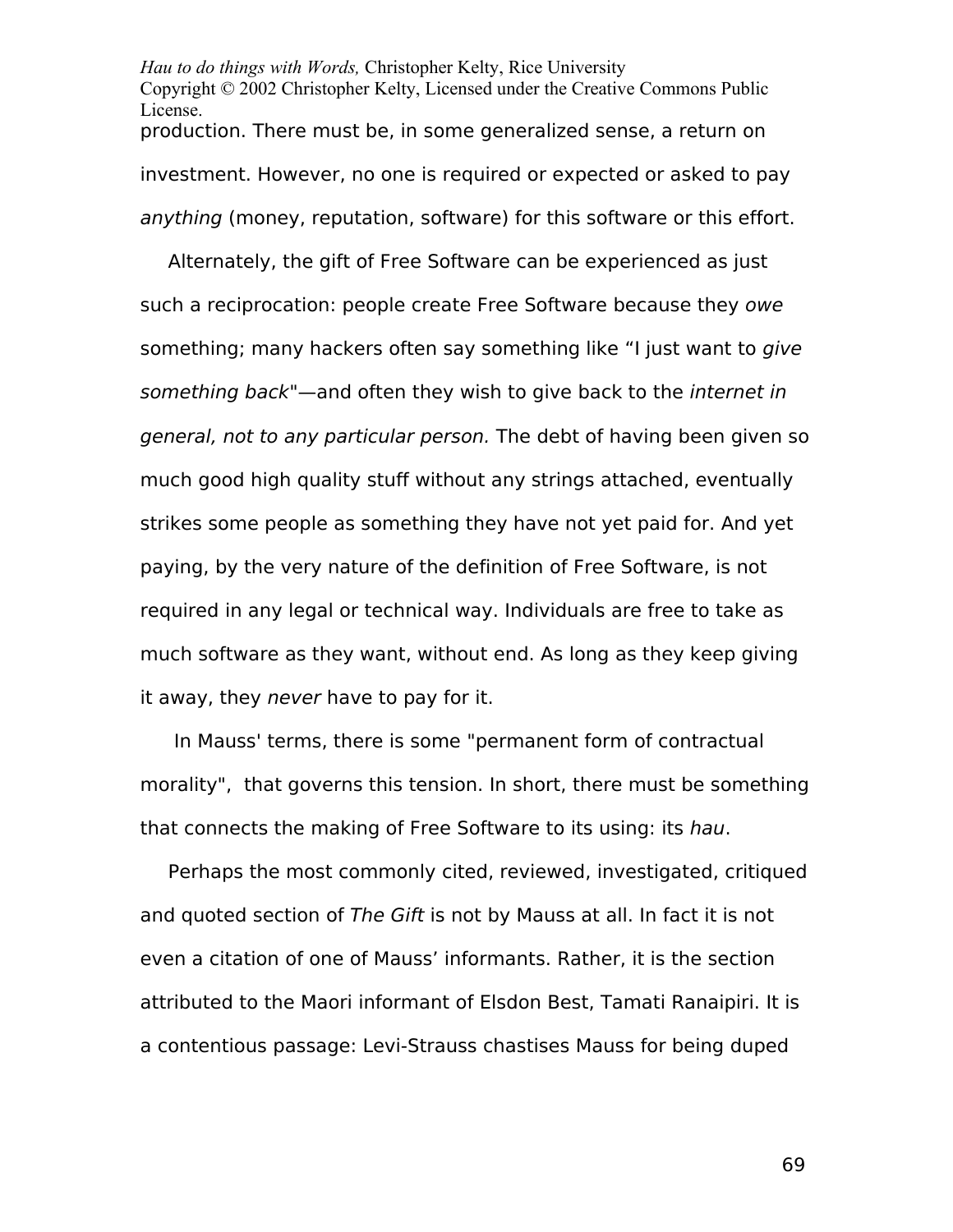production. There must be, in some generalized sense, a return on investment. However, no one is required or expected or asked to pay *anything* (money, reputation, software) for this software or this effort.

Alternately, the gift of Free Software can be experienced as just such a reciprocation: people create Free Software because they *owe* something; many hackers often say something like “I just want to *give something back*"—and often they wish to give back to the *internet in general, not to any particular person.* The debt of having been given so much good high quality stuff without any strings attached, eventually strikes some people as something they have not yet paid for. And yet paying, by the very nature of the definition of Free Software, is not required in any legal or technical way. Individuals are free to take as much software as they want, without end. As long as they keep giving it away, they *never* have to pay for it.

In Mauss' terms, there is some "permanent form of contractual morality", that governs this tension. In short, there must be something that connects the making of Free Software to its using: its *hau*.

Perhaps the most commonly cited, reviewed, investigated, critiqued and quoted section of *The Gift* is not by Mauss at all. In fact it is not even a citation of one of Mauss’ informants. Rather, it is the section attributed to the Maori informant of Elsdon Best, Tamati Ranaipiri. It is a contentious passage: Levi-Strauss chastises Mauss for being duped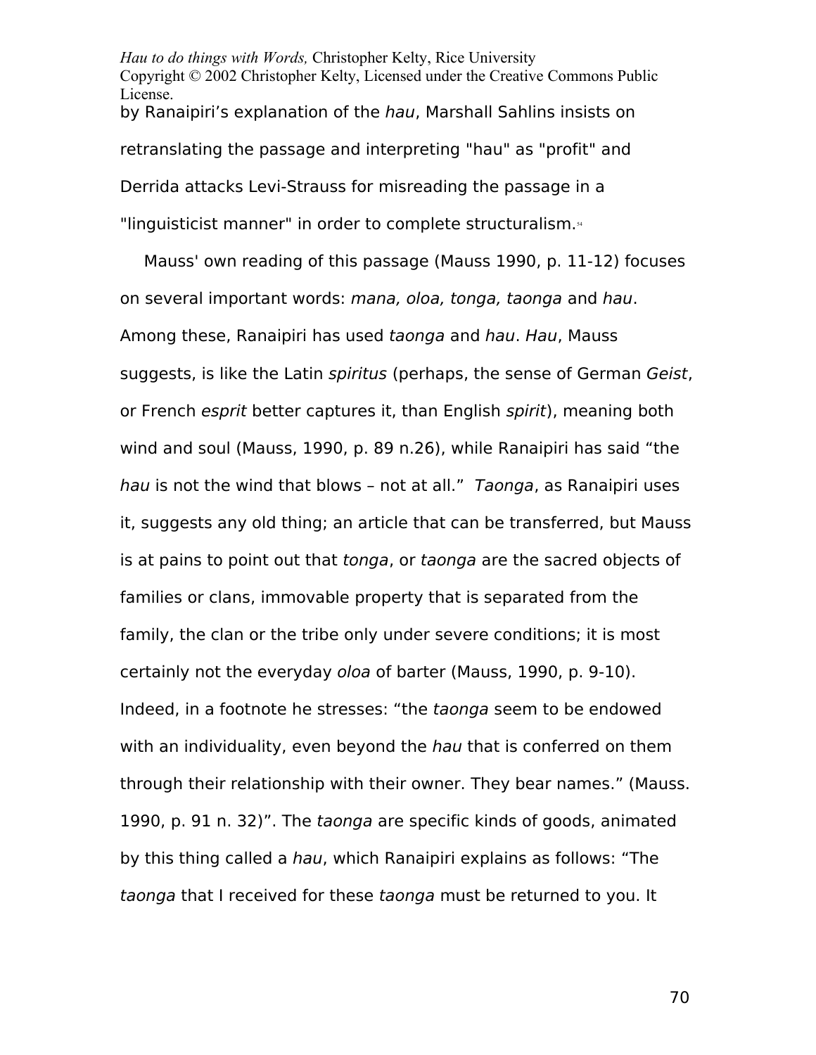by Ranaipiri's explanation of the *hau*, Marshall Sahlins insists on retranslating the passage and interpreting "hau" as "profit" and Derrida attacks Levi-Strauss for misreading the passage in a "linguisticist manner" in order to complete structuralism.[54]

Mauss' own reading of this passage (Mauss 1990, p. 11-12) focuses on several important words: *mana, oloa, tonga, taonga* and *hau*. Among these, Ranaipiri has used *taonga* and *hau*. *Hau*, Mauss suggests, is like the Latin *spiritus* (perhaps, the sense of German *Geist*, or French *esprit* better captures it, than English *spirit*), meaning both wind and soul (Mauss, 1990, p. 89 n.26), while Ranaipiri has said "the *hau* is not the wind that blows – not at all." *Taonga*, as Ranaipiri uses it, suggests any old thing; an article that can be transferred, but Mauss is at pains to point out that *tonga*, or *taonga* are the sacred objects of families or clans, immovable property that is separated from the family, the clan or the tribe only under severe conditions; it is most certainly not the everyday *oloa* of barter (Mauss, 1990, p. 9-10). Indeed, in a footnote he stresses: "the *taonga* seem to be endowed with an individuality, even beyond the *hau* that is conferred on them through their relationship with their owner. They bear names." (Mauss. 1990, p. 91 n. 32)". The *taonga* are specific kinds of goods, animated by this thing called a *hau*, which Ranaipiri explains as follows: "The *taonga* that I received for these *taonga* must be returned to you. It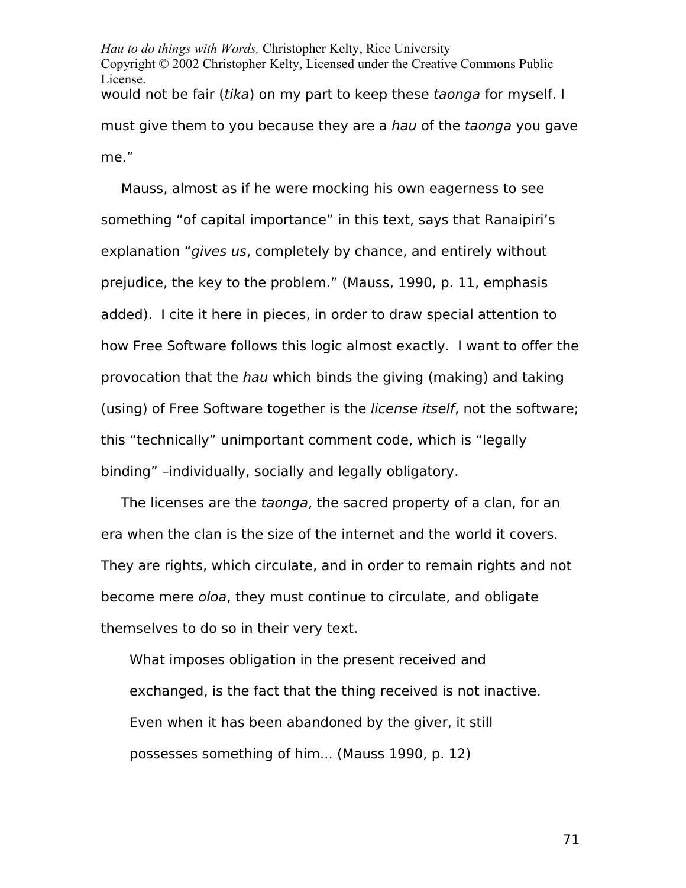would not be fair (*tika*) on my part to keep these *taonga* for myself. I must give them to you because they are a *hau* of the *taonga* you gave me."

Mauss, almost as if he were mocking his own eagerness to see something "of capital importance" in this text, says that Ranaipiri's explanation "*gives us*, completely by chance, and entirely without prejudice, the key to the problem." (Mauss, 1990, p. 11, emphasis added). I cite it here in pieces, in order to draw special attention to how Free Software follows this logic almost exactly. I want to offer the provocation that the *hau* which binds the giving (making) and taking (using) of Free Software together is the *license itself*, not the software; this "technically" unimportant comment code, which is "legally binding" –individually, socially and legally obligatory.

The licenses are the *taonga*, the sacred property of a clan, for an era when the clan is the size of the internet and the world it covers. They are rights, which circulate, and in order to remain rights and not become mere *oloa*, they must continue to circulate, and obligate themselves to do so in their very text.

> What imposes obligation in the present received and exchanged, is the fact that the thing received is not inactive. Even when it has been abandoned by the giver, it still possesses something of him... (Mauss 1990, p. 12)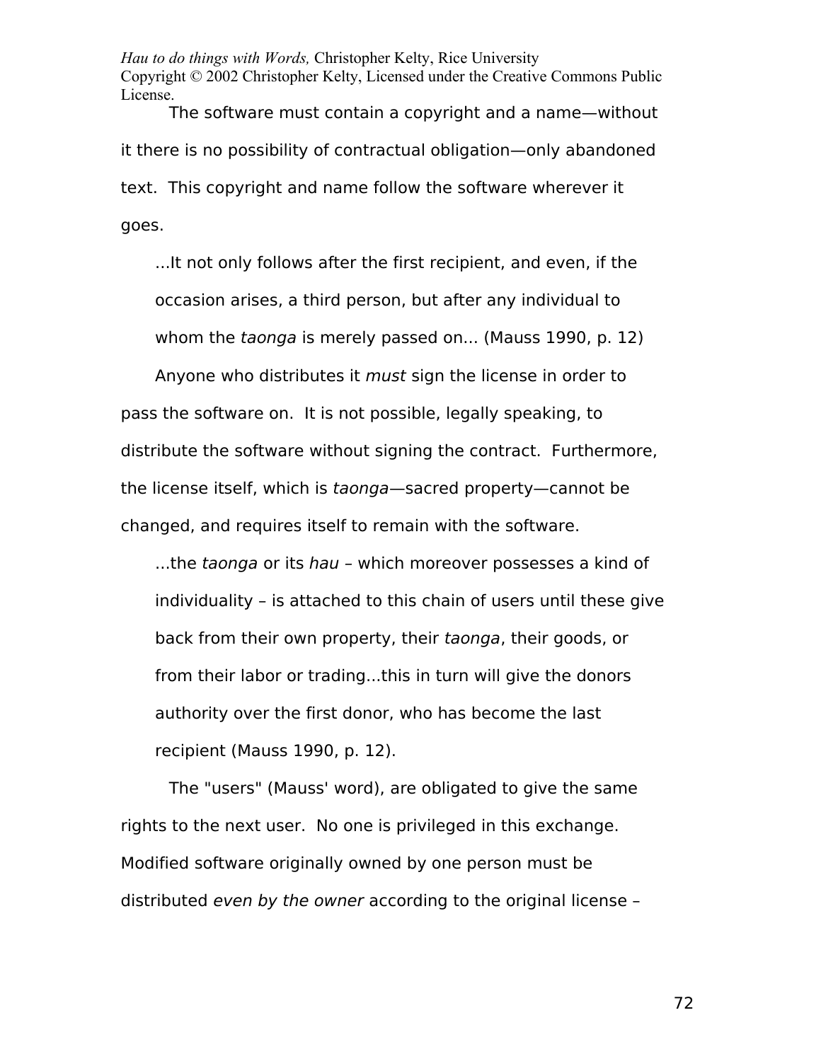The software must contain a copyright and a name—without it there is no possibility of contractual obligation—only abandoned text. This copyright and name follow the software wherever it goes.

> ...It not only follows after the first recipient, and even, if the occasion arises, a third person, but after any individual to whom the *taonga* is merely passed on... (Mauss 1990, p. 12)

Anyone who distributes it *must* sign the license in order to pass the software on. It is not possible, legally speaking, to distribute the software without signing the contract. Furthermore, the license itself, which is *taonga*—sacred property—cannot be changed, and requires itself to remain with the software.

> ...the *taonga* or its *hau* – which moreover possesses a kind of individuality – is attached to this chain of users until these give back from their own property, their *taonga*, their goods, or from their labor or trading...this in turn will give the donors authority over the first donor, who has become the last recipient (Mauss 1990, p. 12).

The "users" (Mauss' word), are obligated to give the same rights to the next user. No one is privileged in this exchange. Modified software originally owned by one person must be distributed *even by the owner* according to the original license –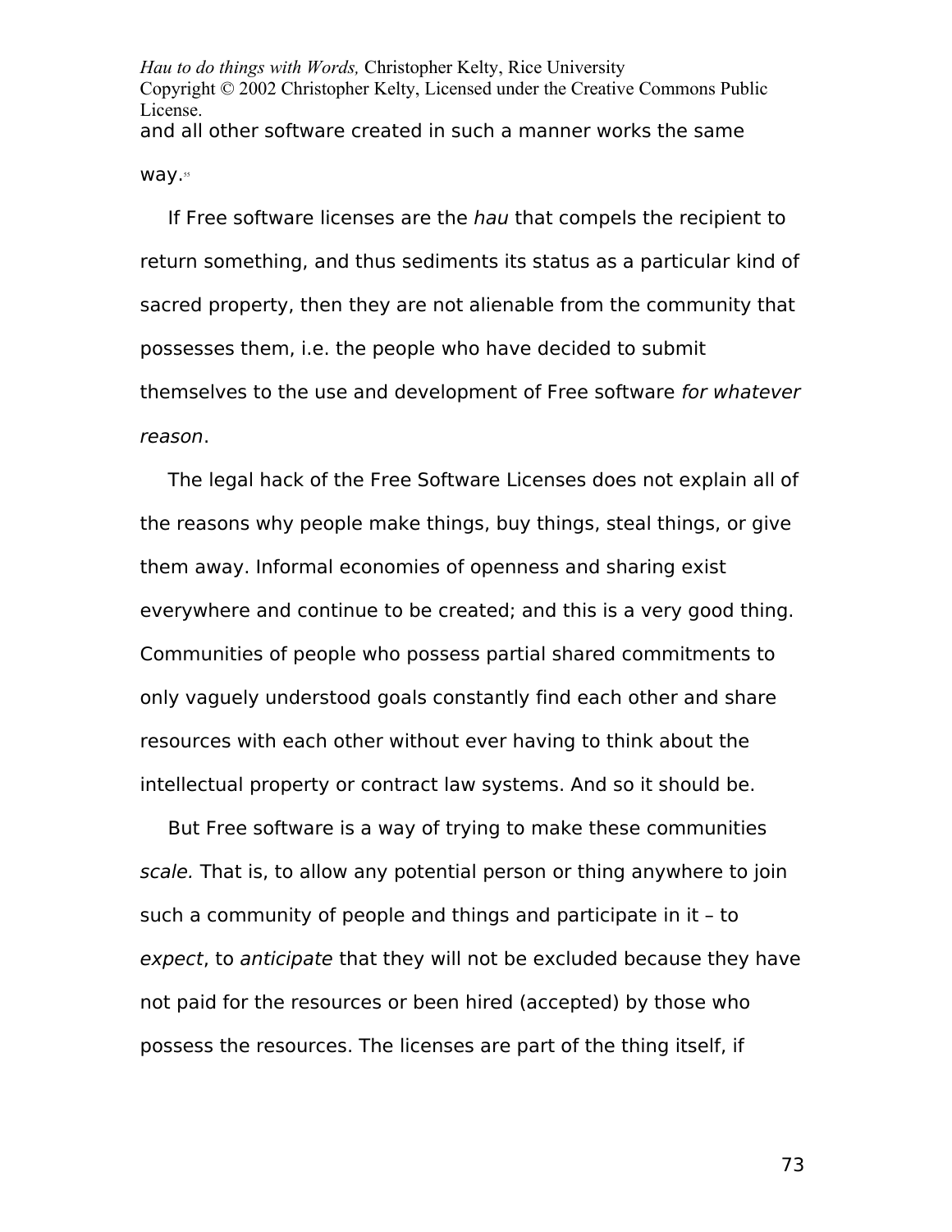and all other software created in such a manner works the same way.[55]

If Free software licenses are the *hau* that compels the recipient to return something, and thus sediments its status as a particular kind of sacred property, then they are not alienable from the community that possesses them, i.e. the people who have decided to submit themselves to the use and development of Free software *for whatever reason*.

The legal hack of the Free Software Licenses does not explain all of the reasons why people make things, buy things, steal things, or give them away. Informal economies of openness and sharing exist everywhere and continue to be created; and this is a very good thing. Communities of people who possess partial shared commitments to only vaguely understood goals constantly find each other and share resources with each other without ever having to think about the intellectual property or contract law systems. And so it should be.

But Free software is a way of trying to make these communities *scale.* That is, to allow any potential person or thing anywhere to join such a community of people and things and participate in it – to *expect*, to *anticipate* that they will not be excluded because they have not paid for the resources or been hired (accepted) by those who possess the resources. The licenses are part of the thing itself, if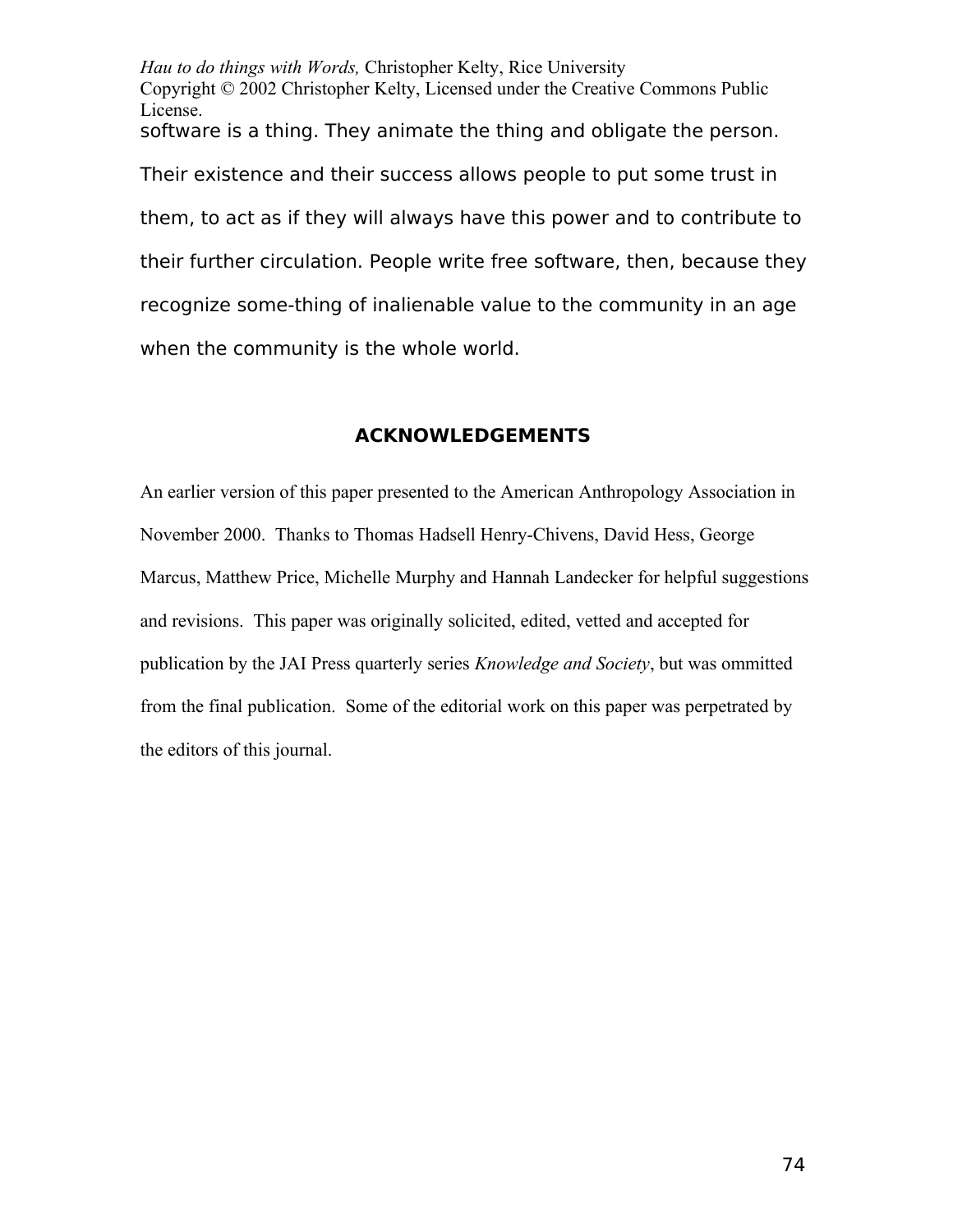software is a thing. They animate the thing and obligate the person. Their existence and their success allows people to put some trust in them, to act as if they will always have this power and to contribute to their further circulation. People write free software, then, because they recognize some-thing of inalienable value to the community in an age when the community is the whole world.

## ACKNOWLEDGEMENTS

An earlier version of this paper presented to the American Anthropology Association in November 2000. Thanks to Thomas Hadsell Henry-Chivens, David Hess, George Marcus, Matthew Price, Michelle Murphy and Hannah Landecker for helpful suggestions and revisions. This paper was originally solicited, edited, vetted and accepted for publication by the JAI Press quarterly series *Knowledge and Society*, but was ommitted from the final publication. Some of the editorial work on this paper was perpetrated by the editors of this journal.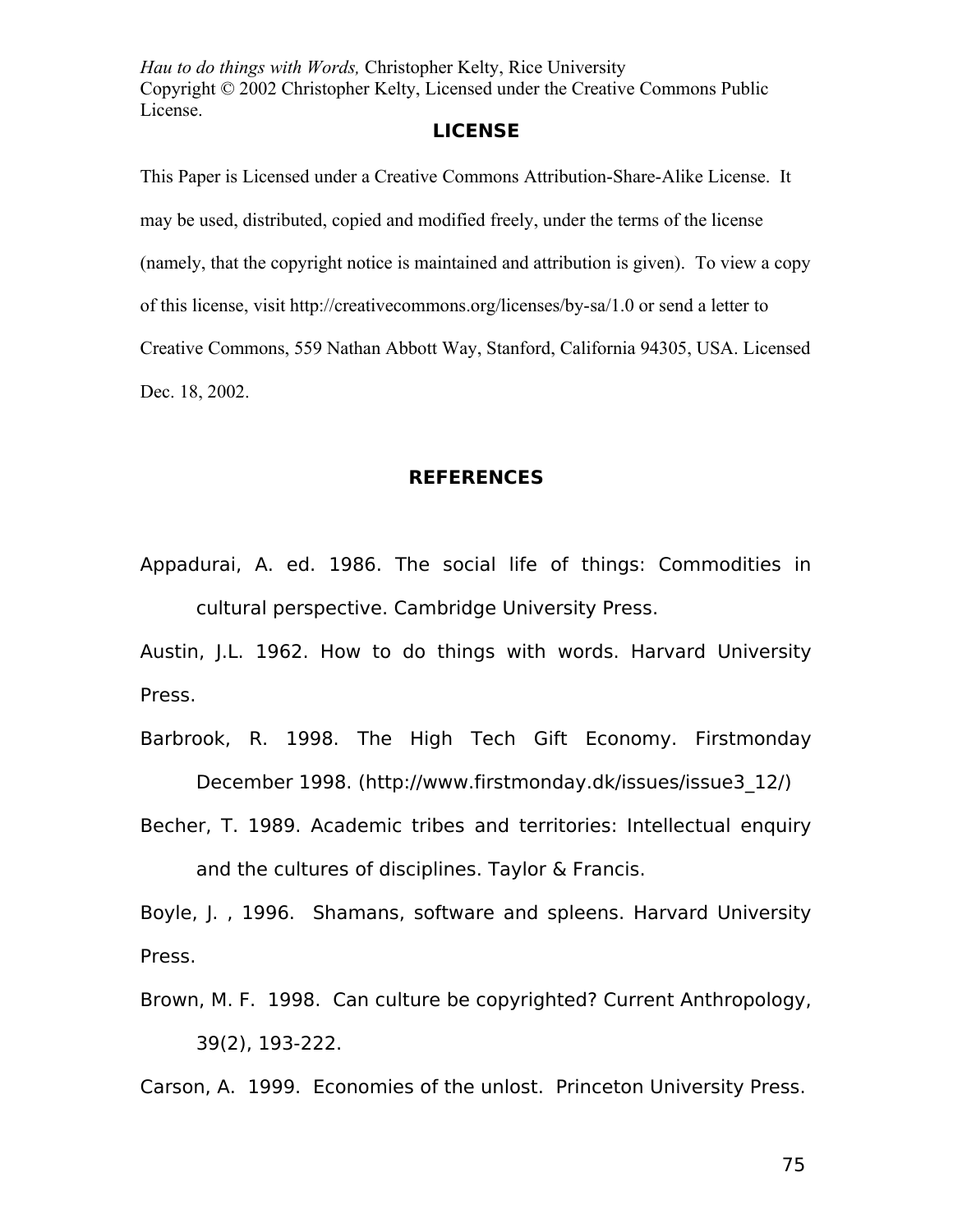## LICENSE

This Paper is Licensed under a Creative Commons Attribution-Share-Alike License. It may be used, distributed, copied and modified freely, under the terms of the license (namely, that the copyright notice is maintained and attribution is given). To view a copy of this license, visit http://creativecommons.org/licenses/by-sa/1.0 or send a letter to Creative Commons, 559 Nathan Abbott Way, Stanford, California 94305, USA. Licensed Dec. 18, 2002.

## REFERENCES

Appadurai, A. ed. 1986. The social life of things: Commodities in cultural perspective. Cambridge University Press.

Austin, J.L. 1962. How to do things with words. Harvard University Press.

Barbrook, R. 1998. The High Tech Gift Economy. Firstmonday December 1998. (http://www.firstmonday.dk/issues/issue3_12/)

Becher, T. 1989. Academic tribes and territories: Intellectual enquiry and the cultures of disciplines. Taylor & Francis.

Boyle, J. , 1996. Shamans, software and spleens. Harvard University Press.

Brown, M. F. 1998. Can culture be copyrighted? Current Anthropology, 39(2), 193-222.

Carson, A. 1999. Economies of the unlost. Princeton University Press.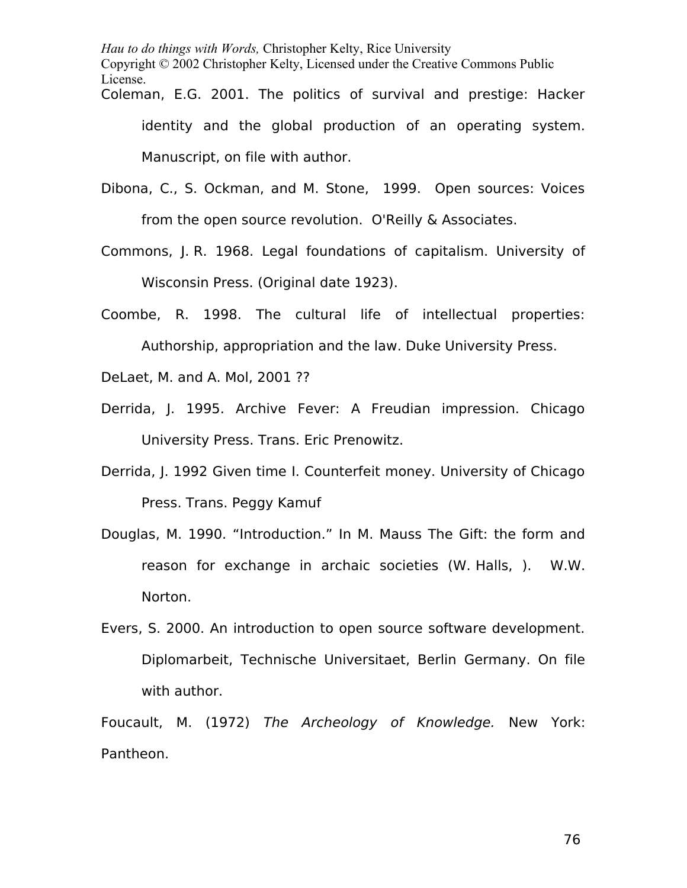Coleman, E.G. 2001. The politics of survival and prestige: Hacker identity and the global production of an operating system. Manuscript, on file with author.

Dibona, C., S. Ockman, and M. Stone, 1999. Open sources: Voices from the open source revolution. O'Reilly & Associates.

Commons, J. R. 1968. Legal foundations of capitalism. University of Wisconsin Press. (Original date 1923).

Coombe, R. 1998. The cultural life of intellectual properties: Authorship, appropriation and the law. Duke University Press.

DeLaet, M. and A. Mol, 2001 ??

Derrida, J. 1995. Archive Fever: A Freudian impression. Chicago University Press. Trans. Eric Prenowitz.

Derrida, J. 1992 Given time I. Counterfeit money. University of Chicago Press. Trans. Peggy Kamuf

Douglas, M. 1990. "Introduction." In M. Mauss The Gift: the form and reason for exchange in archaic societies (W. Halls, ). W.W. Norton.

Evers, S. 2000. An introduction to open source software development. Diplomarbeit, Technische Universitaet, Berlin Germany. On file with author.

Foucault, M. (1972) *The Archeology of Knowledge.* New York: Pantheon.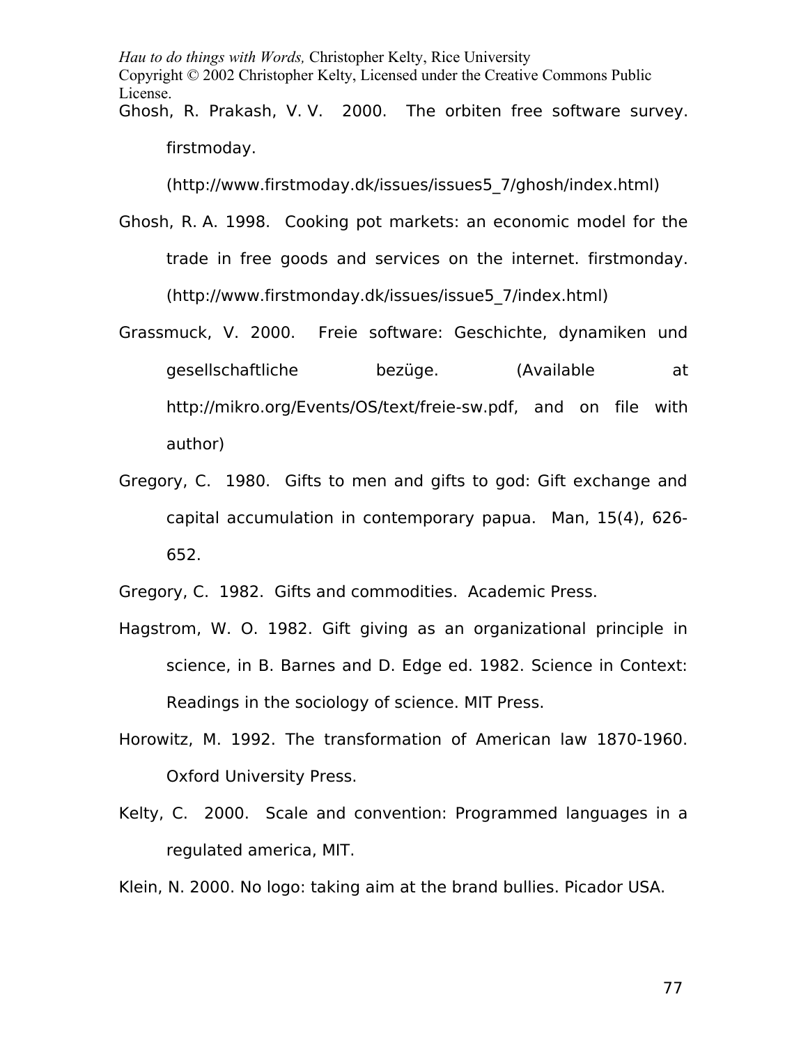Ghosh, R. Prakash, V. V. 2000. The orbiten free software survey. firstmoday. (http://www.firstmoday.dk/issues/issues5_7/ghosh/index.html)

Ghosh, R. A. 1998. Cooking pot markets: an economic model for the trade in free goods and services on the internet. firstmonday. (http://www.firstmonday.dk/issues/issue5_7/index.html)

Grassmuck, V. 2000. Freie software: Geschichte, dynamiken und gesellschaftliche bezüge. (Available at http://mikro.org/Events/OS/text/freie-sw.pdf, and on file with author)

Gregory, C. 1980. Gifts to men and gifts to god: Gift exchange and capital accumulation in contemporary papua. Man, 15(4), 626-652.

Gregory, C. 1982. Gifts and commodities. Academic Press.

Hagstrom, W. O. 1982. Gift giving as an organizational principle in science, in B. Barnes and D. Edge ed. 1982. Science in Context: Readings in the sociology of science. MIT Press.

Horowitz, M. 1992. The transformation of American law 1870-1960. Oxford University Press.

Kelty, C. 2000. Scale and convention: Programmed languages in a regulated america, MIT.

Klein, N. 2000. No logo: taking aim at the brand bullies. Picador USA.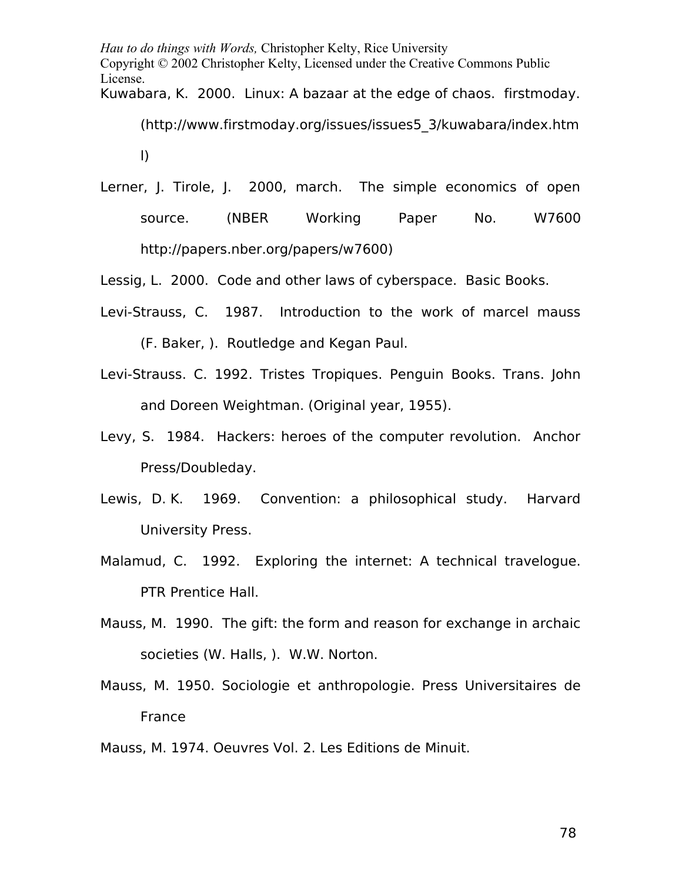Kuwabara, K. 2000. Linux: A bazaar at the edge of chaos. firstmoday. (http://www.firstmoday.org/issues/issues5_3/kuwabara/index.html)

Lerner, J. Tirole, J. 2000, march. The simple economics of open source. (NBER Working Paper No. W7600 http://papers.nber.org/papers/w7600)

Lessig, L. 2000. Code and other laws of cyberspace. Basic Books.

Levi-Strauss, C. 1987. Introduction to the work of marcel mauss (F. Baker, ). Routledge and Kegan Paul.

Levi-Strauss. C. 1992. Tristes Tropiques. Penguin Books. Trans. John and Doreen Weightman. (Original year, 1955).

Levy, S. 1984. Hackers: heroes of the computer revolution. Anchor Press/Doubleday.

Lewis, D. K. 1969. Convention: a philosophical study. Harvard University Press.

Malamud, C. 1992. Exploring the internet: A technical travelogue. PTR Prentice Hall.

Mauss, M. 1990. The gift: the form and reason for exchange in archaic societies (W. Halls, ). W.W. Norton.

Mauss, M. 1950. Sociologie et anthropologie. Press Universitaires de France

Mauss, M. 1974. Oeuvres Vol. 2. Les Editions de Minuit.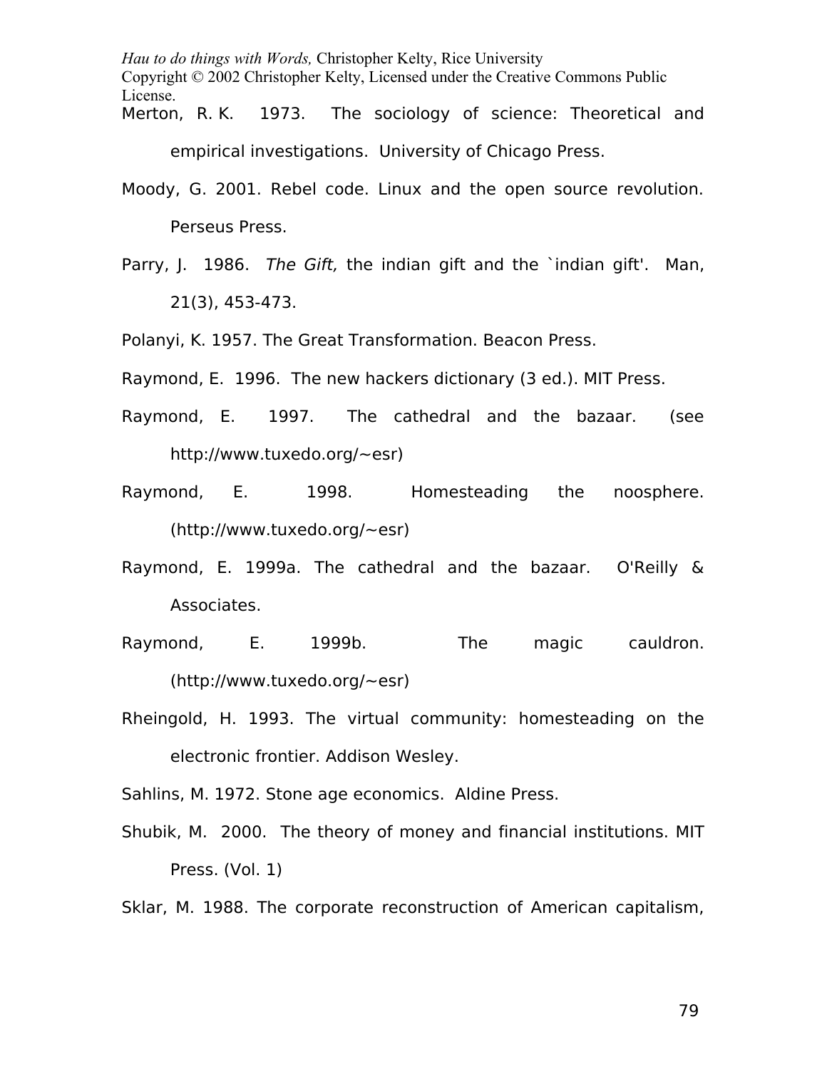Merton, R. K. 1973. The sociology of science: Theoretical and empirical investigations. University of Chicago Press.

Moody, G. 2001. Rebel code. Linux and the open source revolution. Perseus Press.

Parry, J. 1986. *The Gift,* the indian gift and the `indian gift'. Man, 21(3), 453-473.

Polanyi, K. 1957. The Great Transformation. Beacon Press.

Raymond, E. 1996. The new hackers dictionary (3 ed.). MIT Press.

Raymond, E. 1997. The cathedral and the bazaar. (see http://www.tuxedo.org/~esr)

Raymond, E. 1998. Homesteading the noosphere. (http://www.tuxedo.org/~esr)

Raymond, E. 1999a. The cathedral and the bazaar. O'Reilly & Associates.

Raymond, E. 1999b. The magic cauldron. (http://www.tuxedo.org/~esr)

Rheingold, H. 1993. The virtual community: homesteading on the electronic frontier. Addison Wesley.

Sahlins, M. 1972. Stone age economics. Aldine Press.

Shubik, M. 2000. The theory of money and financial institutions. MIT Press. (Vol. 1)

Sklar, M. 1988. The corporate reconstruction of American capitalism,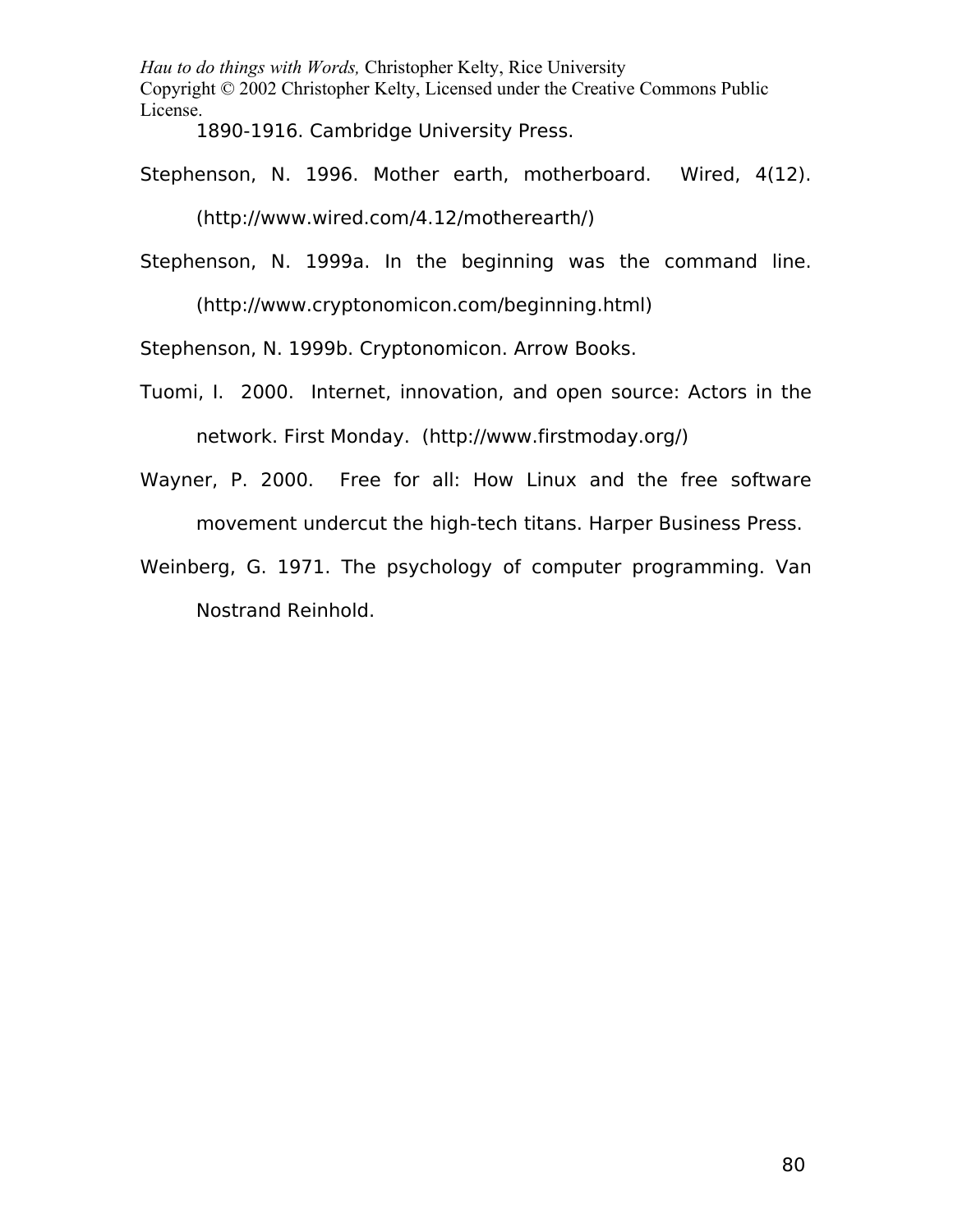1890-1916. Cambridge University Press.

Stephenson, N. 1996. Mother earth, motherboard. Wired, 4(12). (http://www.wired.com/4.12/motherearth/)

Stephenson, N. 1999a. In the beginning was the command line. (http://www.cryptonomicon.com/beginning.html)

Stephenson, N. 1999b. Cryptonomicon. Arrow Books.

Tuomi, I. 2000. Internet, innovation, and open source: Actors in the network. First Monday. (http://www.firstmoday.org/)

Wayner, P. 2000. Free for all: How Linux and the free software movement undercut the high-tech titans. Harper Business Press.

Weinberg, G. 1971. The psychology of computer programming. Van Nostrand Reinhold.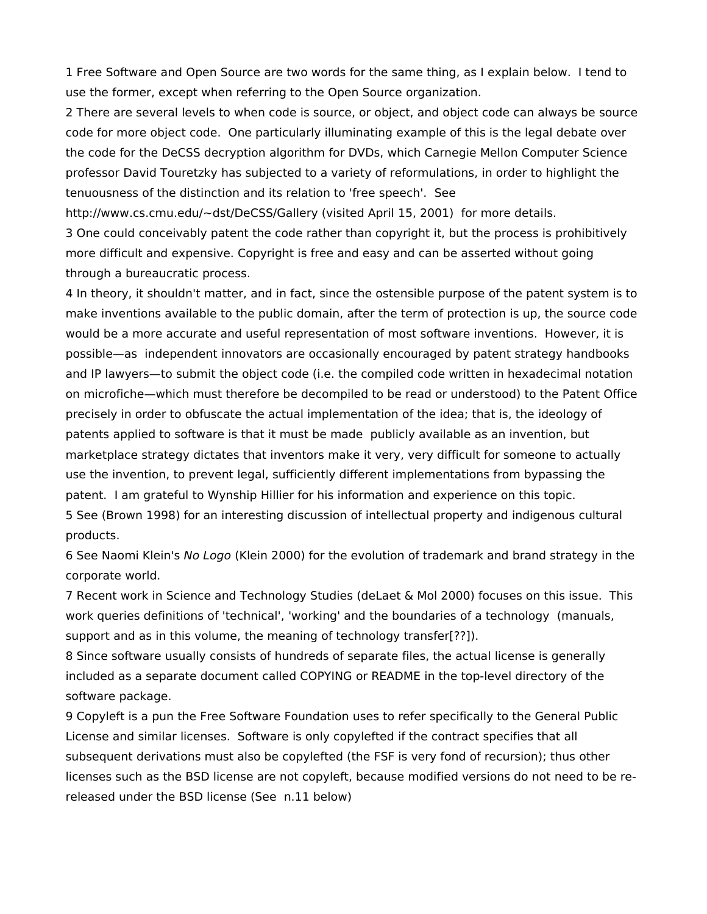1 Free Software and Open Source are two words for the same thing, as I explain below. I tend to use the former, except when referring to the Open Source organization.

2 There are several levels to when code is source, or object, and object code can always be source code for more object code. One particularly illuminating example of this is the legal debate over the code for the DeCSS decryption algorithm for DVDs, which Carnegie Mellon Computer Science professor David Touretzky has subjected to a variety of reformulations, in order to highlight the tenuousness of the distinction and its relation to 'free speech'. See http://www.cs.cmu.edu/~dst/DeCSS/Gallery (visited April 15, 2001) for more details.

3 One could conceivably patent the code rather than copyright it, but the process is prohibitively more difficult and expensive. Copyright is free and easy and can be asserted without going through a bureaucratic process.

4 In theory, it shouldn't matter, and in fact, since the ostensible purpose of the patent system is to make inventions available to the public domain, after the term of protection is up, the source code would be a more accurate and useful representation of most software inventions. However, it is possible—as independent innovators are occasionally encouraged by patent strategy handbooks and IP lawyers—to submit the object code (i.e. the compiled code written in hexadecimal notation on microfiche—which must therefore be decompiled to be read or understood) to the Patent Office precisely in order to obfuscate the actual implementation of the idea; that is, the ideology of patents applied to software is that it must be made publicly available as an invention, but marketplace strategy dictates that inventors make it very, very difficult for someone to actually use the invention, to prevent legal, sufficiently different implementations from bypassing the patent. I am grateful to Wynship Hillier for his information and experience on this topic.

5 See (Brown 1998) for an interesting discussion of intellectual property and indigenous cultural products.

6 See Naomi Klein's *No Logo* (Klein 2000) for the evolution of trademark and brand strategy in the corporate world.

7 Recent work in Science and Technology Studies (deLaet & Mol 2000) focuses on this issue. This work queries definitions of 'technical', 'working' and the boundaries of a technology (manuals, support and as in this volume, the meaning of technology transfer[??]).

8 Since software usually consists of hundreds of separate files, the actual license is generally included as a separate document called COPYING or README in the top-level directory of the software package.

9 Copyleft is a pun the Free Software Foundation uses to refer specifically to the General Public License and similar licenses. Software is only copylefted if the contract specifies that all subsequent derivations must also be copylefted (the FSF is very fond of recursion); thus other licenses such as the BSD license are not copyleft, because modified versions do not need to be re-released under the BSD license (See n.11 below)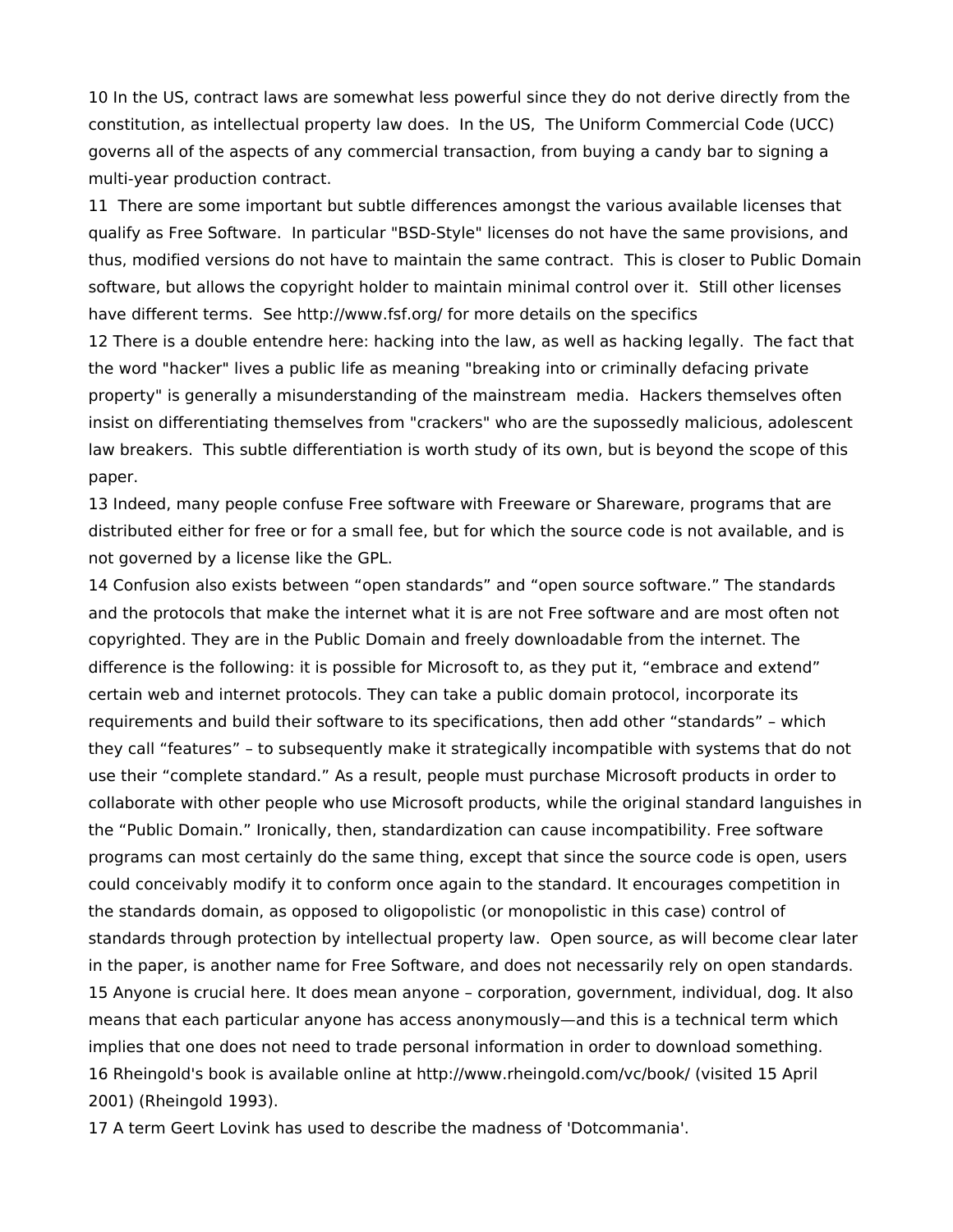10 In the US, contract laws are somewhat less powerful since they do not derive directly from the constitution, as intellectual property law does. In the US, The Uniform Commercial Code (UCC) governs all of the aspects of any commercial transaction, from buying a candy bar to signing a multi-year production contract.

11 There are some important but subtle differences amongst the various available licenses that qualify as Free Software. In particular "BSD-Style" licenses do not have the same provisions, and thus, modified versions do not have to maintain the same contract. This is closer to Public Domain software, but allows the copyright holder to maintain minimal control over it. Still other licenses have different terms. See http://www.fsf.org/ for more details on the specifics

12 There is a double entendre here: hacking into the law, as well as hacking legally. The fact that the word "hacker" lives a public life as meaning "breaking into or criminally defacing private property" is generally a misunderstanding of the mainstream media. Hackers themselves often insist on differentiating themselves from "crackers" who are the supossedly malicious, adolescent law breakers. This subtle differentiation is worth study of its own, but is beyond the scope of this paper.

13 Indeed, many people confuse Free software with Freeware or Shareware, programs that are distributed either for free or for a small fee, but for which the source code is not available, and is not governed by a license like the GPL.

14 Confusion also exists between “open standards” and “open source software.” The standards and the protocols that make the internet what it is are not Free software and are most often not copyrighted. They are in the Public Domain and freely downloadable from the internet. The difference is the following: it is possible for Microsoft to, as they put it, “embrace and extend” certain web and internet protocols. They can take a public domain protocol, incorporate its requirements and build their software to its specifications, then add other “standards” – which they call “features” – to subsequently make it strategically incompatible with systems that do not use their “complete standard.” As a result, people must purchase Microsoft products in order to collaborate with other people who use Microsoft products, while the original standard languishes in the “Public Domain.” Ironically, then, standardization can cause incompatibility. Free software programs can most certainly do the same thing, except that since the source code is open, users could conceivably modify it to conform once again to the standard. It encourages competition in the standards domain, as opposed to oligopolistic (or monopolistic in this case) control of standards through protection by intellectual property law. Open source, as will become clear later in the paper, is another name for Free Software, and does not necessarily rely on open standards.

15 Anyone is crucial here. It does mean anyone – corporation, government, individual, dog. It also means that each particular anyone has access anonymously—and this is a technical term which implies that one does not need to trade personal information in order to download something.

16 Rheingold's book is available online at http://www.rheingold.com/vc/book/ (visited 15 April 2001) (Rheingold 1993).

17 A term Geert Lovink has used to describe the madness of 'Dotcommania'.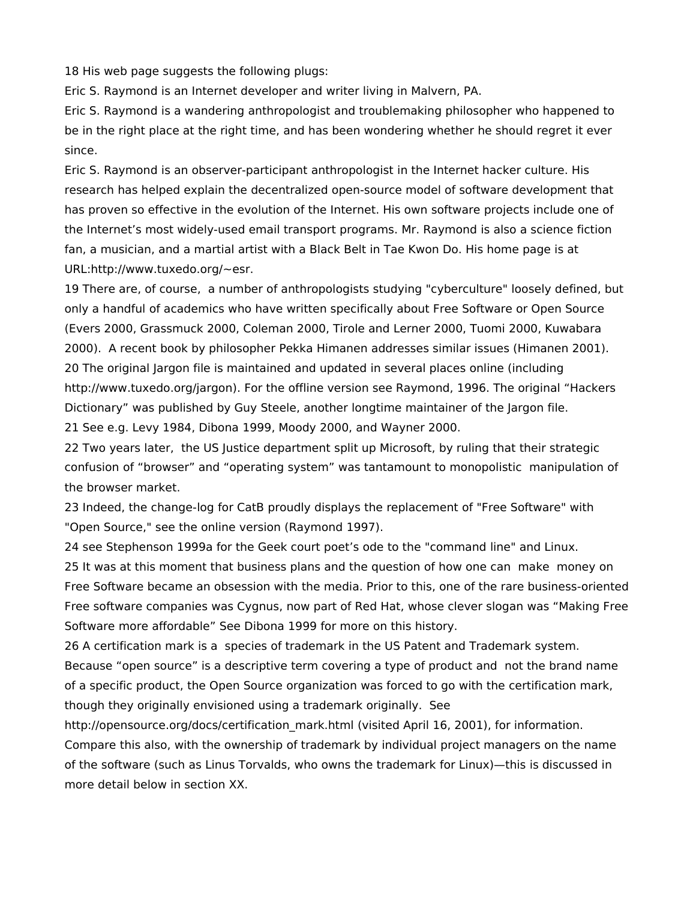18 His web page suggests the following plugs:

Eric S. Raymond is an Internet developer and writer living in Malvern, PA.

Eric S. Raymond is a wandering anthropologist and troublemaking philosopher who happened to be in the right place at the right time, and has been wondering whether he should regret it ever since.

Eric S. Raymond is an observer-participant anthropologist in the Internet hacker culture. His research has helped explain the decentralized open-source model of software development that has proven so effective in the evolution of the Internet. His own software projects include one of the Internet's most widely-used email transport programs. Mr. Raymond is also a science fiction fan, a musician, and a martial artist with a Black Belt in Tae Kwon Do. His home page is at URL:http://www.tuxedo.org/~esr.

19 There are, of course, a number of anthropologists studying "cyberculture" loosely defined, but only a handful of academics who have written specifically about Free Software or Open Source (Evers 2000, Grassmuck 2000, Coleman 2000, Tirole and Lerner 2000, Tuomi 2000, Kuwabara 2000). A recent book by philosopher Pekka Himanen addresses similar issues (Himanen 2001).

20 The original Jargon file is maintained and updated in several places online (including http://www.tuxedo.org/jargon). For the offline version see Raymond, 1996. The original "Hackers Dictionary" was published by Guy Steele, another longtime maintainer of the Jargon file.

21 See e.g. Levy 1984, Dibona 1999, Moody 2000, and Wayner 2000.

22 Two years later, the US Justice department split up Microsoft, by ruling that their strategic confusion of "browser" and "operating system" was tantamount to monopolistic manipulation of the browser market.

23 Indeed, the change-log for CatB proudly displays the replacement of "Free Software" with "Open Source," see the online version (Raymond 1997).

24 see Stephenson 1999a for the Geek court poet's ode to the "command line" and Linux.

25 It was at this moment that business plans and the question of how one can make money on Free Software became an obsession with the media. Prior to this, one of the rare business-oriented Free software companies was Cygnus, now part of Red Hat, whose clever slogan was "Making Free Software more affordable" See Dibona 1999 for more on this history.

26 A certification mark is a species of trademark in the US Patent and Trademark system. Because "open source" is a descriptive term covering a type of product and not the brand name of a specific product, the Open Source organization was forced to go with the certification mark, though they originally envisioned using a trademark originally. See http://opensource.org/docs/certification_mark.html (visited April 16, 2001), for information. Compare this also, with the ownership of trademark by individual project managers on the name of the software (such as Linus Torvalds, who owns the trademark for Linux)—this is discussed in more detail below in section XX.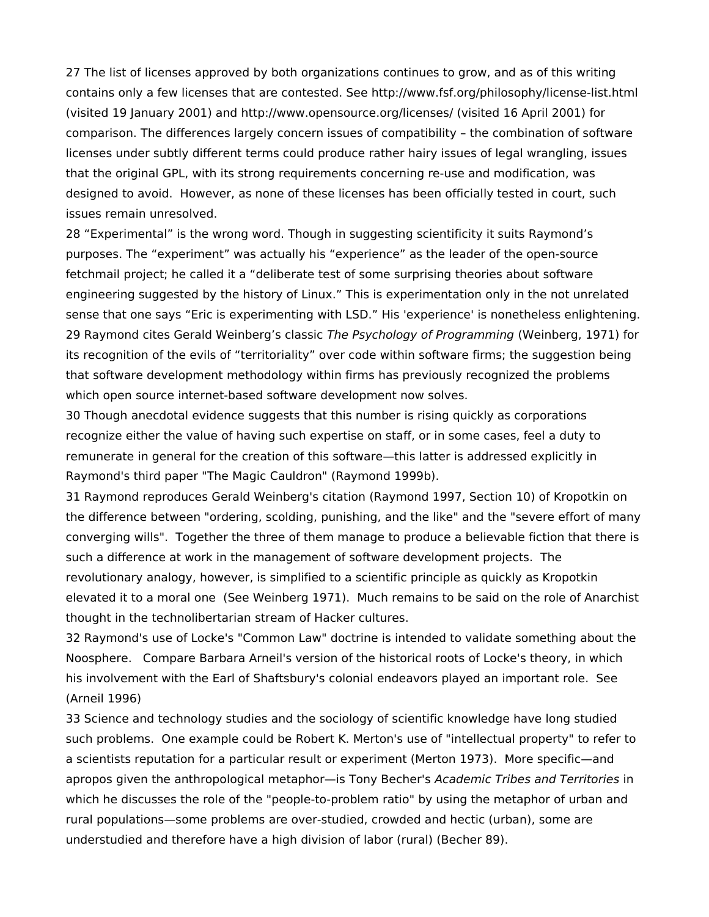27 The list of licenses approved by both organizations continues to grow, and as of this writing contains only a few licenses that are contested. See http://www.fsf.org/philosophy/license-list.html (visited 19 January 2001) and http://www.opensource.org/licenses/ (visited 16 April 2001) for comparison. The differences largely concern issues of compatibility – the combination of software licenses under subtly different terms could produce rather hairy issues of legal wrangling, issues that the original GPL, with its strong requirements concerning re-use and modification, was designed to avoid. However, as none of these licenses has been officially tested in court, such issues remain unresolved.

28 "Experimental" is the wrong word. Though in suggesting scientificity it suits Raymond's purposes. The "experiment" was actually his "experience" as the leader of the open-source fetchmail project; he called it a "deliberate test of some surprising theories about software engineering suggested by the history of Linux." This is experimentation only in the not unrelated sense that one says "Eric is experimenting with LSD." His 'experience' is nonetheless enlightening.

29 Raymond cites Gerald Weinberg's classic *The Psychology of Programming* (Weinberg, 1971) for its recognition of the evils of "territoriality" over code within software firms; the suggestion being that software development methodology within firms has previously recognized the problems which open source internet-based software development now solves.

30 Though anecdotal evidence suggests that this number is rising quickly as corporations recognize either the value of having such expertise on staff, or in some cases, feel a duty to remunerate in general for the creation of this software—this latter is addressed explicitly in Raymond's third paper "The Magic Cauldron" (Raymond 1999b).

31 Raymond reproduces Gerald Weinberg's citation (Raymond 1997, Section 10) of Kropotkin on the difference between "ordering, scolding, punishing, and the like" and the "severe effort of many converging wills". Together the three of them manage to produce a believable fiction that there is such a difference at work in the management of software development projects. The revolutionary analogy, however, is simplified to a scientific principle as quickly as Kropotkin elevated it to a moral one (See Weinberg 1971). Much remains to be said on the role of Anarchist thought in the technolibertarian stream of Hacker cultures.

32 Raymond's use of Locke's "Common Law" doctrine is intended to validate something about the Noosphere. Compare Barbara Arneil's version of the historical roots of Locke's theory, in which his involvement with the Earl of Shaftsbury's colonial endeavors played an important role. See (Arneil 1996)

33 Science and technology studies and the sociology of scientific knowledge have long studied such problems. One example could be Robert K. Merton's use of "intellectual property" to refer to a scientists reputation for a particular result or experiment (Merton 1973). More specific—and apropos given the anthropological metaphor—is Tony Becher's *Academic Tribes and Territories* in which he discusses the role of the "people-to-problem ratio" by using the metaphor of urban and rural populations—some problems are over-studied, crowded and hectic (urban), some are understudied and therefore have a high division of labor (rural) (Becher 89).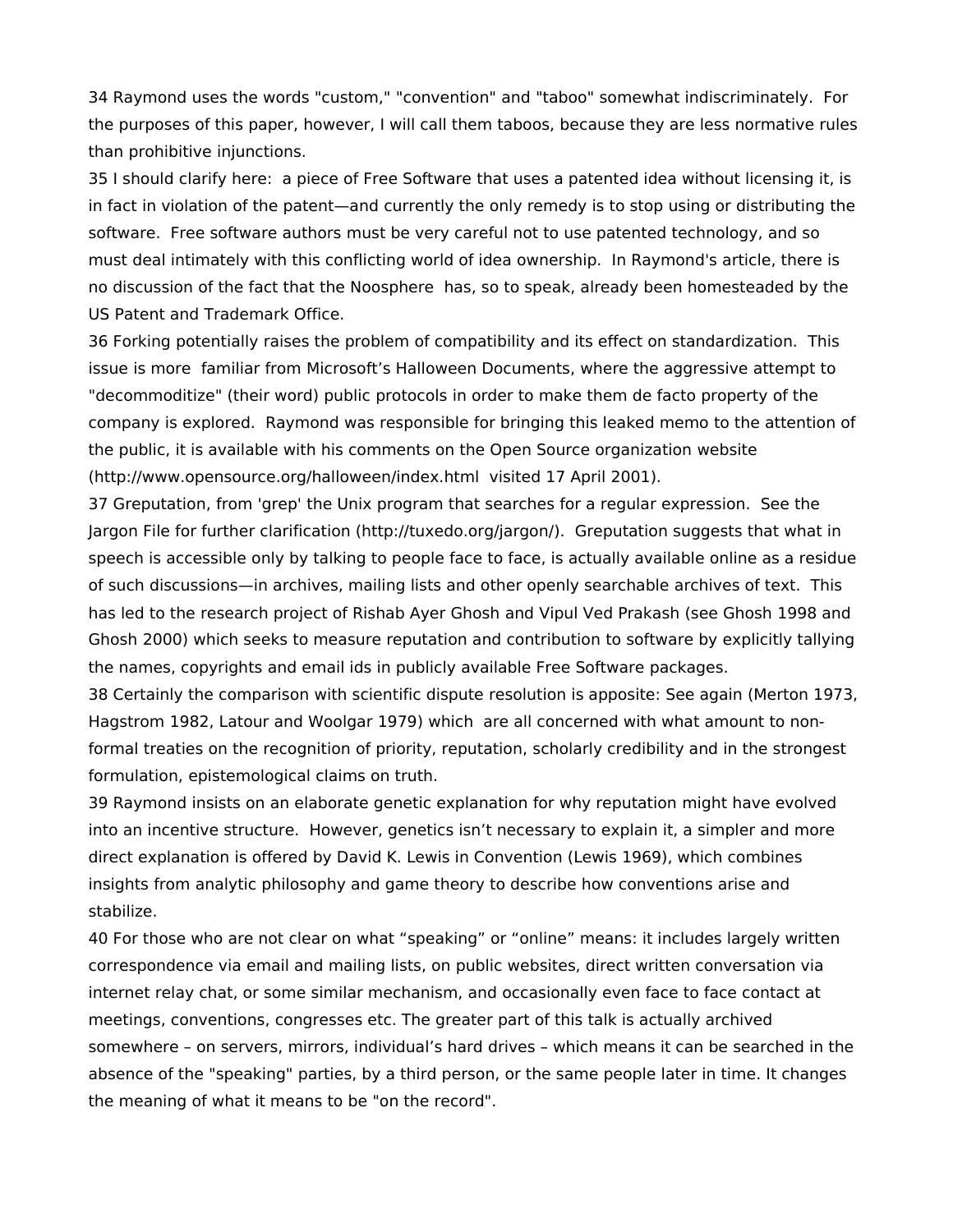34 Raymond uses the words "custom," "convention" and "taboo" somewhat indiscriminately. For the purposes of this paper, however, I will call them taboos, because they are less normative rules than prohibitive injunctions.

35 I should clarify here: a piece of Free Software that uses a patented idea without licensing it, is in fact in violation of the patent—and currently the only remedy is to stop using or distributing the software. Free software authors must be very careful not to use patented technology, and so must deal intimately with this conflicting world of idea ownership. In Raymond's article, there is no discussion of the fact that the Noosphere has, so to speak, already been homesteaded by the US Patent and Trademark Office.

36 Forking potentially raises the problem of compatibility and its effect on standardization. This issue is more familiar from Microsoft's Halloween Documents, where the aggressive attempt to "decommoditize" (their word) public protocols in order to make them de facto property of the company is explored. Raymond was responsible for bringing this leaked memo to the attention of the public, it is available with his comments on the Open Source organization website (http://www.opensource.org/halloween/index.html visited 17 April 2001).

37 Greputation, from 'grep' the Unix program that searches for a regular expression. See the Jargon File for further clarification (http://tuxedo.org/jargon/). Greputation suggests that what in speech is accessible only by talking to people face to face, is actually available online as a residue of such discussions—in archives, mailing lists and other openly searchable archives of text. This has led to the research project of Rishab Ayer Ghosh and Vipul Ved Prakash (see Ghosh 1998 and Ghosh 2000) which seeks to measure reputation and contribution to software by explicitly tallying the names, copyrights and email ids in publicly available Free Software packages.

38 Certainly the comparison with scientific dispute resolution is apposite: See again (Merton 1973, Hagstrom 1982, Latour and Woolgar 1979) which are all concerned with what amount to non-formal treaties on the recognition of priority, reputation, scholarly credibility and in the strongest formulation, epistemological claims on truth.

39 Raymond insists on an elaborate genetic explanation for why reputation might have evolved into an incentive structure. However, genetics isn't necessary to explain it, a simpler and more direct explanation is offered by David K. Lewis in Convention (Lewis 1969), which combines insights from analytic philosophy and game theory to describe how conventions arise and stabilize.

40 For those who are not clear on what "speaking" or "online" means: it includes largely written correspondence via email and mailing lists, on public websites, direct written conversation via internet relay chat, or some similar mechanism, and occasionally even face to face contact at meetings, conventions, congresses etc. The greater part of this talk is actually archived somewhere – on servers, mirrors, individual's hard drives – which means it can be searched in the absence of the "speaking" parties, by a third person, or the same people later in time. It changes the meaning of what it means to be "on the record".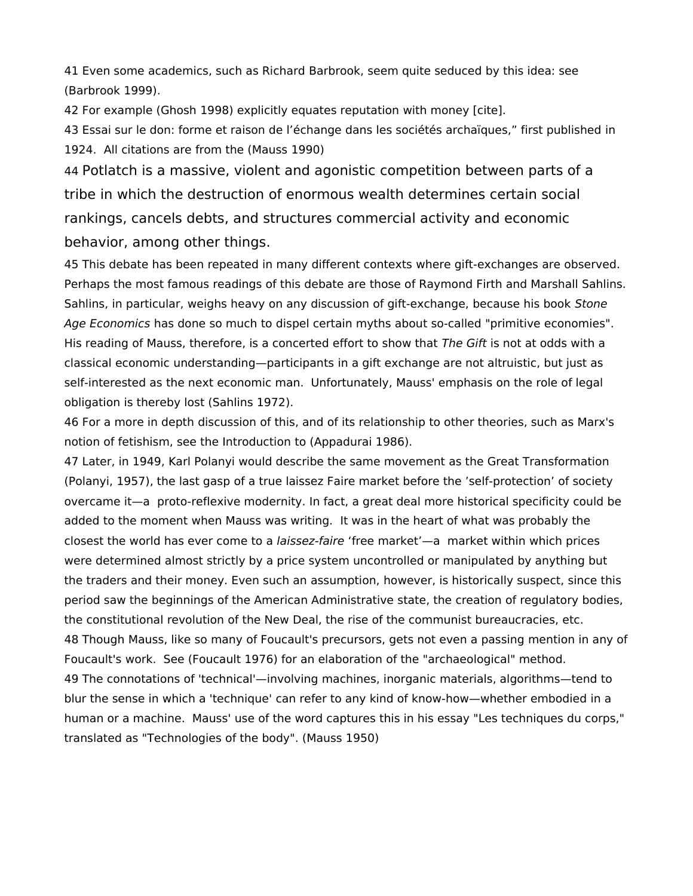41 Even some academics, such as Richard Barbrook, seem quite seduced by this idea: see (Barbrook 1999).

42 For example (Ghosh 1998) explicitly equates reputation with money [cite].

43 Essai sur le don: forme et raison de l'échange dans les sociétés archaïques," first published in 1924. All citations are from the (Mauss 1990)

44 Potlatch is a massive, violent and agonistic competition between parts of a tribe in which the destruction of enormous wealth determines certain social rankings, cancels debts, and structures commercial activity and economic behavior, among other things.

45 This debate has been repeated in many different contexts where gift-exchanges are observed. Perhaps the most famous readings of this debate are those of Raymond Firth and Marshall Sahlins. Sahlins, in particular, weighs heavy on any discussion of gift-exchange, because his book *Stone Age Economics* has done so much to dispel certain myths about so-called "primitive economies". His reading of Mauss, therefore, is a concerted effort to show that *The Gift* is not at odds with a classical economic understanding—participants in a gift exchange are not altruistic, but just as self-interested as the next economic man. Unfortunately, Mauss' emphasis on the role of legal obligation is thereby lost (Sahlins 1972).

46 For a more in depth discussion of this, and of its relationship to other theories, such as Marx's notion of fetishism, see the Introduction to (Appadurai 1986).

47 Later, in 1949, Karl Polanyi would describe the same movement as the Great Transformation (Polanyi, 1957), the last gasp of a true laissez Faire market before the 'self-protection' of society overcame it—a proto-reflexive modernity. In fact, a great deal more historical specificity could be added to the moment when Mauss was writing. It was in the heart of what was probably the closest the world has ever come to a *laissez-faire* 'free market'—a market within which prices were determined almost strictly by a price system uncontrolled or manipulated by anything but the traders and their money. Even such an assumption, however, is historically suspect, since this period saw the beginnings of the American Administrative state, the creation of regulatory bodies, the constitutional revolution of the New Deal, the rise of the communist bureaucracies, etc.

48 Though Mauss, like so many of Foucault's precursors, gets not even a passing mention in any of Foucault's work. See (Foucault 1976) for an elaboration of the "archaeological" method.

49 The connotations of 'technical'—involving machines, inorganic materials, algorithms—tend to blur the sense in which a 'technique' can refer to any kind of know-how—whether embodied in a human or a machine. Mauss' use of the word captures this in his essay "Les techniques du corps," translated as "Technologies of the body". (Mauss 1950)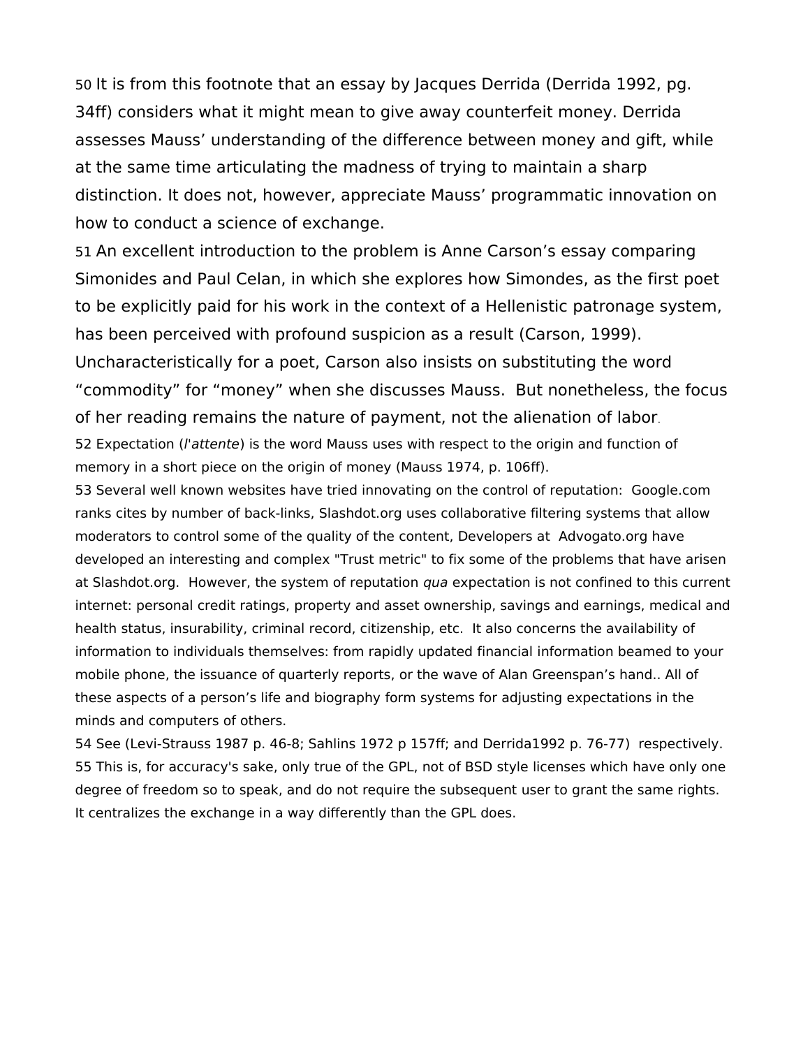50 It is from this footnote that an essay by Jacques Derrida (Derrida 1992, pg. 34ff) considers what it might mean to give away counterfeit money. Derrida assesses Mauss' understanding of the difference between money and gift, while at the same time articulating the madness of trying to maintain a sharp distinction. It does not, however, appreciate Mauss' programmatic innovation on how to conduct a science of exchange.

51 An excellent introduction to the problem is Anne Carson's essay comparing Simonides and Paul Celan, in which she explores how Simondes, as the first poet to be explicitly paid for his work in the context of a Hellenistic patronage system, has been perceived with profound suspicion as a result (Carson, 1999). Uncharacteristically for a poet, Carson also insists on substituting the word "commodity" for "money" when she discusses Mauss. But nonetheless, the focus of her reading remains the nature of payment, not the alienation of labor.

52 Expectation (*l'attente*) is the word Mauss uses with respect to the origin and function of memory in a short piece on the origin of money (Mauss 1974, p. 106ff).

53 Several well known websites have tried innovating on the control of reputation: Google.com ranks cites by number of back-links, Slashdot.org uses collaborative filtering systems that allow moderators to control some of the quality of the content, Developers at Advogato.org have developed an interesting and complex "Trust metric" to fix some of the problems that have arisen at Slashdot.org. However, the system of reputation *qua* expectation is not confined to this current internet: personal credit ratings, property and asset ownership, savings and earnings, medical and health status, insurability, criminal record, citizenship, etc. It also concerns the availability of information to individuals themselves: from rapidly updated financial information beamed to your mobile phone, the issuance of quarterly reports, or the wave of Alan Greenspan's hand.. All of these aspects of a person's life and biography form systems for adjusting expectations in the minds and computers of others.

54 See (Levi-Strauss 1987 p. 46-8; Sahlins 1972 p 157ff; and Derrida1992 p. 76-77) respectively.

55 This is, for accuracy's sake, only true of the GPL, not of BSD style licenses which have only one degree of freedom so to speak, and do not require the subsequent user to grant the same rights. It centralizes the exchange in a way differently than the GPL does.